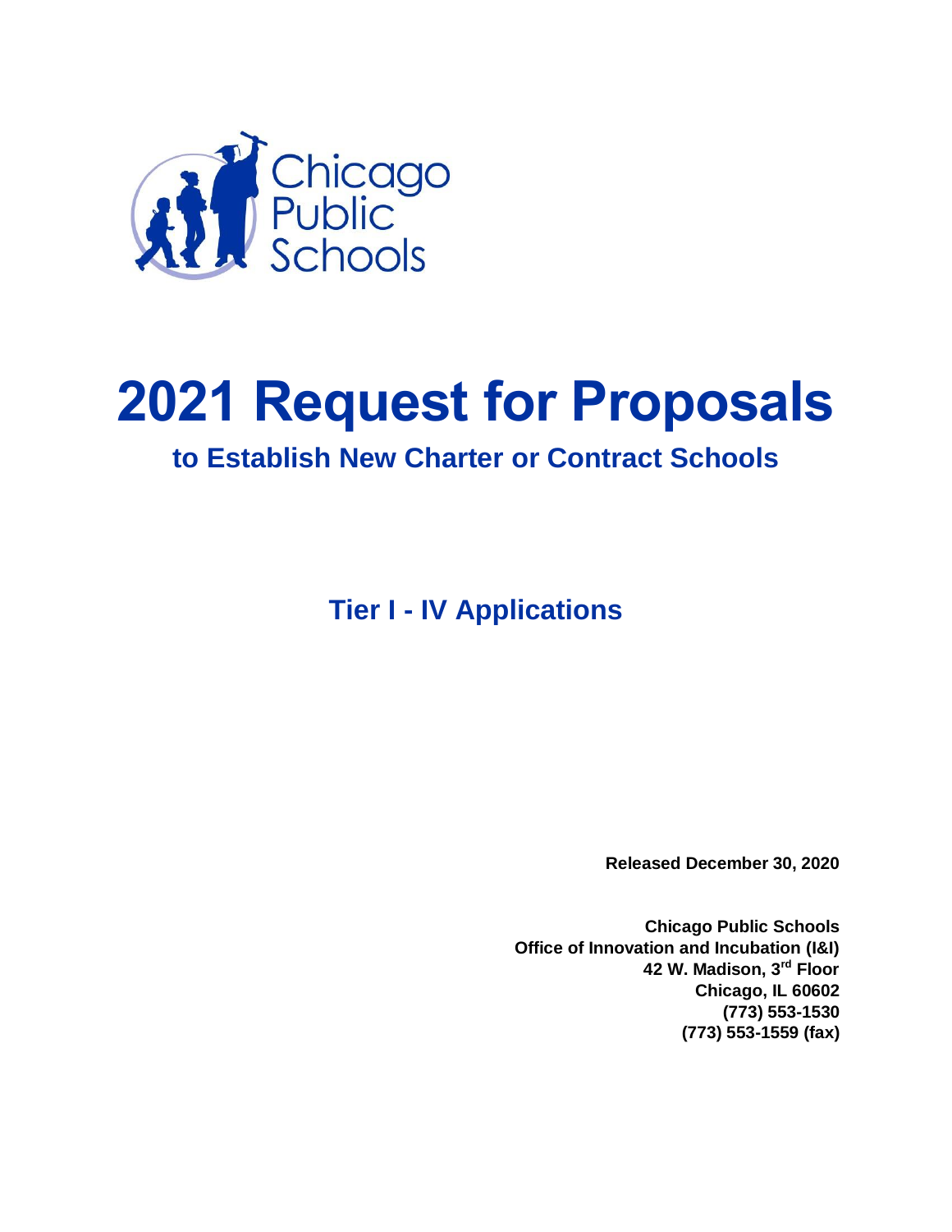Chicago Public Schools

# 2021 Request for Proposals

## to Establish New Charter or Contract Schools

### Tier I - IV Applications

**Released December 30, 2020**

**Chicago Public Schools**
**Office of Innovation and Incubation (I&I)**
**42 W. Madison, 3rd Floor**
**Chicago, IL 60602**
**(773) 553-1530**
**(773) 553-1559 (fax)**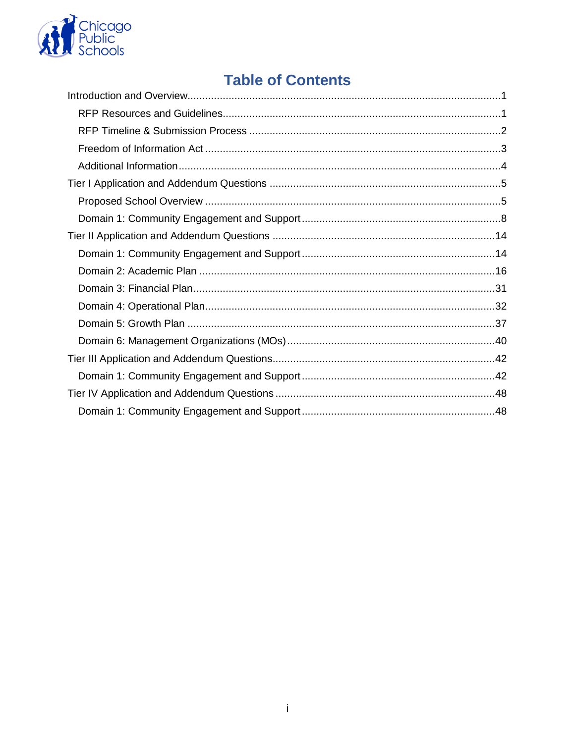# Table of Contents

- Introduction and Overview ........ 1
  - RFP Resources and Guidelines ........ 1
  - RFP Timeline & Submission Process ........ 2
  - Freedom of Information Act ........ 3
  - Additional Information ........ 4
- Tier I Application and Addendum Questions ........ 5
  - Proposed School Overview ........ 5
  - Domain 1: Community Engagement and Support ........ 8
- Tier II Application and Addendum Questions ........ 14
  - Domain 1: Community Engagement and Support ........ 14
  - Domain 2: Academic Plan ........ 16
  - Domain 3: Financial Plan ........ 31
  - Domain 4: Operational Plan ........ 32
  - Domain 5: Growth Plan ........ 37
  - Domain 6: Management Organizations (MOs) ........ 40
- Tier III Application and Addendum Questions ........ 42
  - Domain 1: Community Engagement and Support ........ 42
- Tier IV Application and Addendum Questions ........ 48
  - Domain 1: Community Engagement and Support ........ 48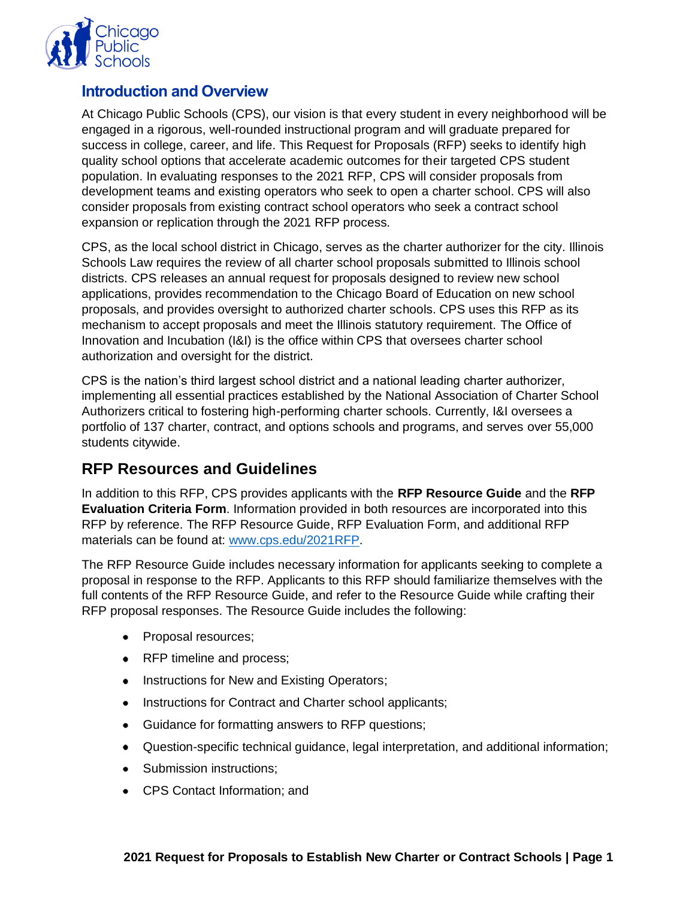## Introduction and Overview

At Chicago Public Schools (CPS), our vision is that every student in every neighborhood will be engaged in a rigorous, well-rounded instructional program and will graduate prepared for success in college, career, and life. This Request for Proposals (RFP) seeks to identify high quality school options that accelerate academic outcomes for their targeted CPS student population. In evaluating responses to the 2021 RFP, CPS will consider proposals from development teams and existing operators who seek to open a charter school. CPS will also consider proposals from existing contract school operators who seek a contract school expansion or replication through the 2021 RFP process.

CPS, as the local school district in Chicago, serves as the charter authorizer for the city. Illinois Schools Law requires the review of all charter school proposals submitted to Illinois school districts. CPS releases an annual request for proposals designed to review new school applications, provides recommendation to the Chicago Board of Education on new school proposals, and provides oversight to authorized charter schools. CPS uses this RFP as its mechanism to accept proposals and meet the Illinois statutory requirement. The Office of Innovation and Incubation (I&I) is the office within CPS that oversees charter school authorization and oversight for the district.

CPS is the nation's third largest school district and a national leading charter authorizer, implementing all essential practices established by the National Association of Charter School Authorizers critical to fostering high-performing charter schools. Currently, I&I oversees a portfolio of 137 charter, contract, and options schools and programs, and serves over 55,000 students citywide.

## RFP Resources and Guidelines

In addition to this RFP, CPS provides applicants with the **RFP Resource Guide** and the **RFP Evaluation Criteria Form**. Information provided in both resources are incorporated into this RFP by reference. The RFP Resource Guide, RFP Evaluation Form, and additional RFP materials can be found at: [www.cps.edu/2021RFP](www.cps.edu/2021RFP).

The RFP Resource Guide includes necessary information for applicants seeking to complete a proposal in response to the RFP. Applicants to this RFP should familiarize themselves with the full contents of the RFP Resource Guide, and refer to the Resource Guide while crafting their RFP proposal responses. The Resource Guide includes the following:

- Proposal resources;
- RFP timeline and process;
- Instructions for New and Existing Operators;
- Instructions for Contract and Charter school applicants;
- Guidance for formatting answers to RFP questions;
- Question-specific technical guidance, legal interpretation, and additional information;
- Submission instructions;
- CPS Contact Information; and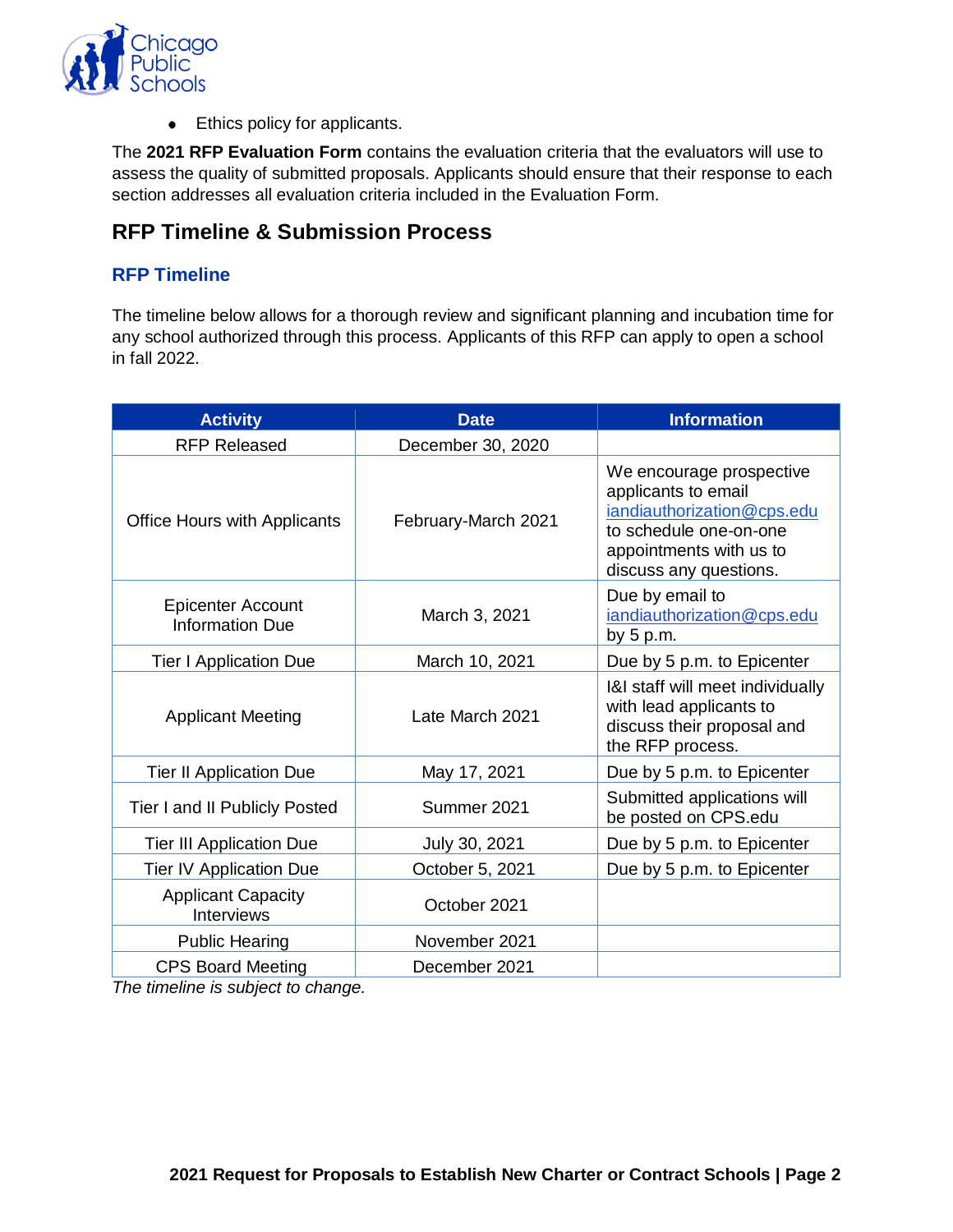- Ethics policy for applicants.

The **2021 RFP Evaluation Form** contains the evaluation criteria that the evaluators will use to assess the quality of submitted proposals. Applicants should ensure that their response to each section addresses all evaluation criteria included in the Evaluation Form.

## RFP Timeline & Submission Process

### RFP Timeline

The timeline below allows for a thorough review and significant planning and incubation time for any school authorized through this process. Applicants of this RFP can apply to open a school in fall 2022.

| Activity | Date | Information |
|---|---|---|
| RFP Released | December 30, 2020 | |
| Office Hours with Applicants | February-March 2021 | We encourage prospective applicants to email iandiauthorization@cps.edu to schedule one-on-one appointments with us to discuss any questions. |
| Epicenter Account Information Due | March 3, 2021 | Due by email to iandiauthorization@cps.edu by 5 p.m. |
| Tier I Application Due | March 10, 2021 | Due by 5 p.m. to Epicenter |
| Applicant Meeting | Late March 2021 | I&I staff will meet individually with lead applicants to discuss their proposal and the RFP process. |
| Tier II Application Due | May 17, 2021 | Due by 5 p.m. to Epicenter |
| Tier I and II Publicly Posted | Summer 2021 | Submitted applications will be posted on CPS.edu |
| Tier III Application Due | July 30, 2021 | Due by 5 p.m. to Epicenter |
| Tier IV Application Due | October 5, 2021 | Due by 5 p.m. to Epicenter |
| Applicant Capacity Interviews | October 2021 | |
| Public Hearing | November 2021 | |
| CPS Board Meeting | December 2021 | |

*The timeline is subject to change.*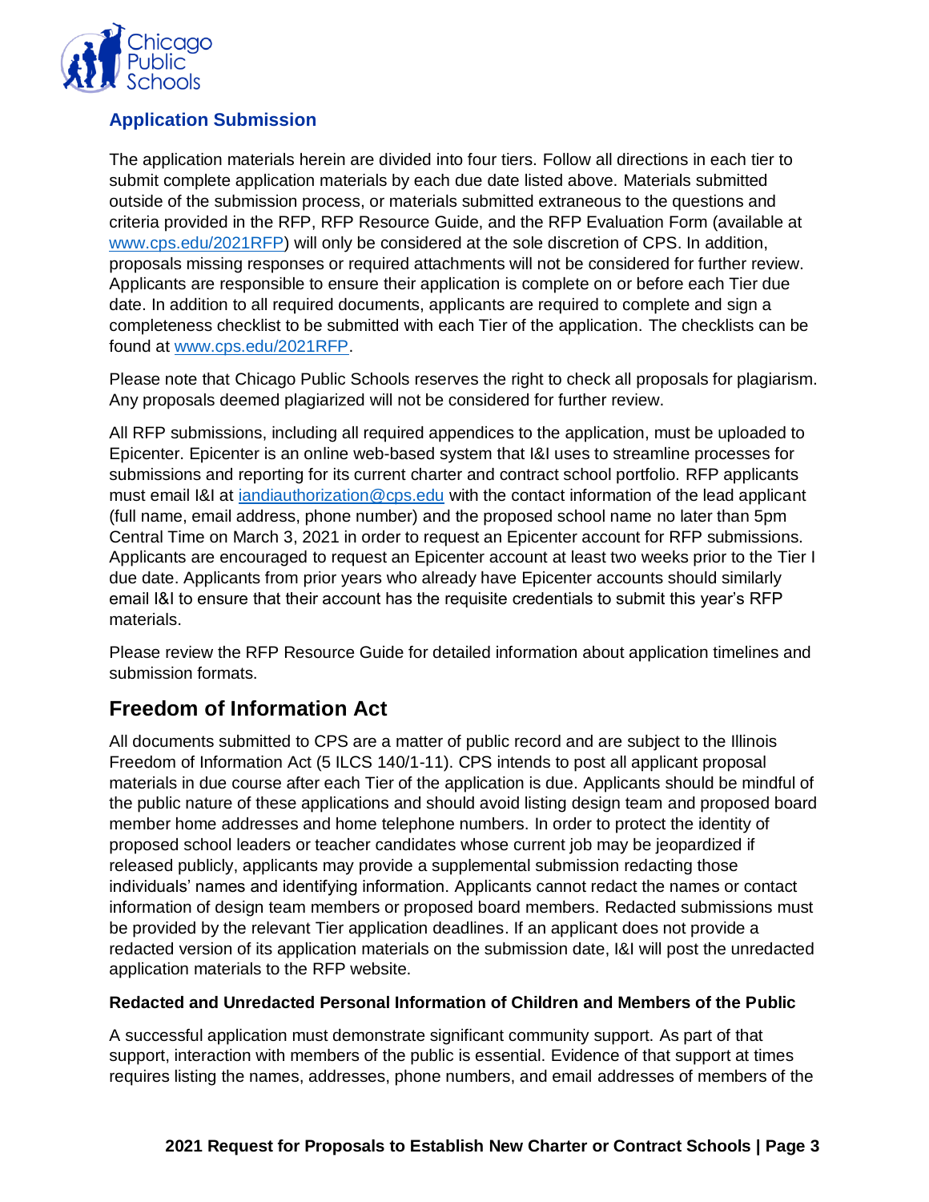### Application Submission

The application materials herein are divided into four tiers. Follow all directions in each tier to submit complete application materials by each due date listed above. Materials submitted outside of the submission process, or materials submitted extraneous to the questions and criteria provided in the RFP, RFP Resource Guide, and the RFP Evaluation Form (available at www.cps.edu/2021RFP) will only be considered at the sole discretion of CPS. In addition, proposals missing responses or required attachments will not be considered for further review. Applicants are responsible to ensure their application is complete on or before each Tier due date. In addition to all required documents, applicants are required to complete and sign a completeness checklist to be submitted with each Tier of the application. The checklists can be found at www.cps.edu/2021RFP.

Please note that Chicago Public Schools reserves the right to check all proposals for plagiarism. Any proposals deemed plagiarized will not be considered for further review.

All RFP submissions, including all required appendices to the application, must be uploaded to Epicenter. Epicenter is an online web-based system that I&I uses to streamline processes for submissions and reporting for its current charter and contract school portfolio. RFP applicants must email I&I at iandiauthorization@cps.edu with the contact information of the lead applicant (full name, email address, phone number) and the proposed school name no later than 5pm Central Time on March 3, 2021 in order to request an Epicenter account for RFP submissions. Applicants are encouraged to request an Epicenter account at least two weeks prior to the Tier I due date. Applicants from prior years who already have Epicenter accounts should similarly email I&I to ensure that their account has the requisite credentials to submit this year's RFP materials.

Please review the RFP Resource Guide for detailed information about application timelines and submission formats.

## Freedom of Information Act

All documents submitted to CPS are a matter of public record and are subject to the Illinois Freedom of Information Act (5 ILCS 140/1-11). CPS intends to post all applicant proposal materials in due course after each Tier of the application is due. Applicants should be mindful of the public nature of these applications and should avoid listing design team and proposed board member home addresses and home telephone numbers. In order to protect the identity of proposed school leaders or teacher candidates whose current job may be jeopardized if released publicly, applicants may provide a supplemental submission redacting those individuals' names and identifying information. Applicants cannot redact the names or contact information of design team members or proposed board members. Redacted submissions must be provided by the relevant Tier application deadlines. If an applicant does not provide a redacted version of its application materials on the submission date, I&I will post the unredacted application materials to the RFP website.

**Redacted and Unredacted Personal Information of Children and Members of the Public**

A successful application must demonstrate significant community support. As part of that support, interaction with members of the public is essential. Evidence of that support at times requires listing the names, addresses, phone numbers, and email addresses of members of the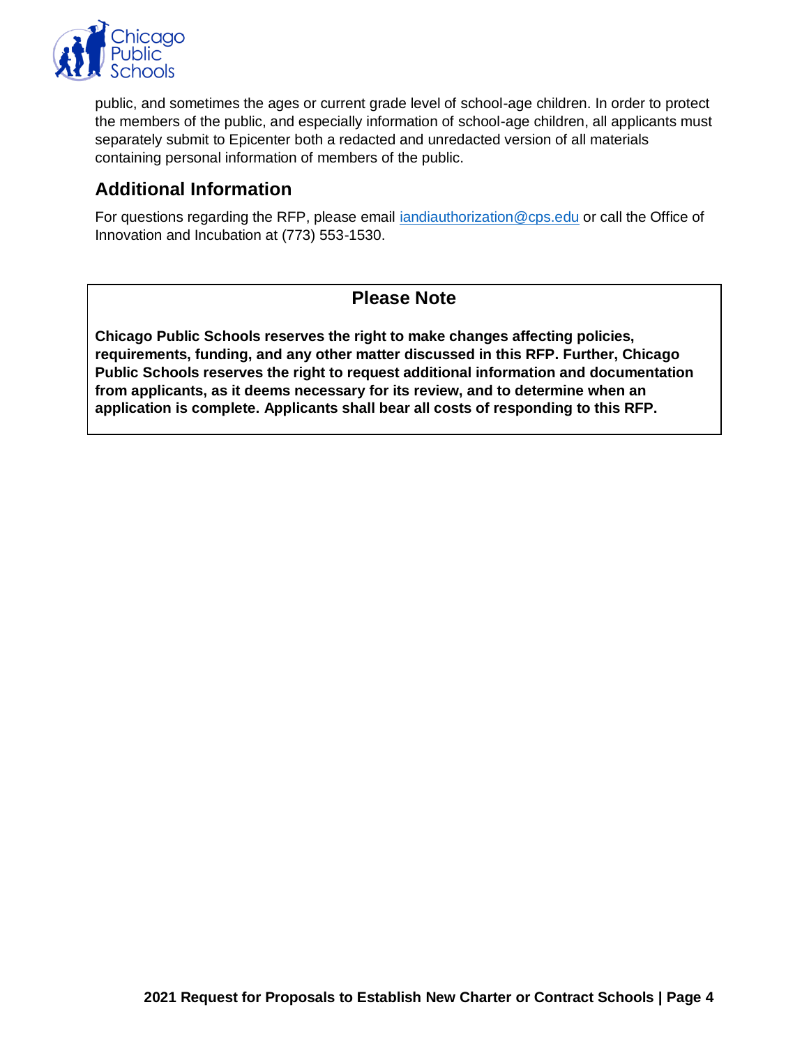public, and sometimes the ages or current grade level of school-age children. In order to protect the members of the public, and especially information of school-age children, all applicants must separately submit to Epicenter both a redacted and unredacted version of all materials containing personal information of members of the public.

## Additional Information

For questions regarding the RFP, please email iandiauthorization@cps.edu or call the Office of Innovation and Incubation at (773) 553-1530.

### Please Note

**Chicago Public Schools reserves the right to make changes affecting policies, requirements, funding, and any other matter discussed in this RFP. Further, Chicago Public Schools reserves the right to request additional information and documentation from applicants, as it deems necessary for its review, and to determine when an application is complete. Applicants shall bear all costs of responding to this RFP.**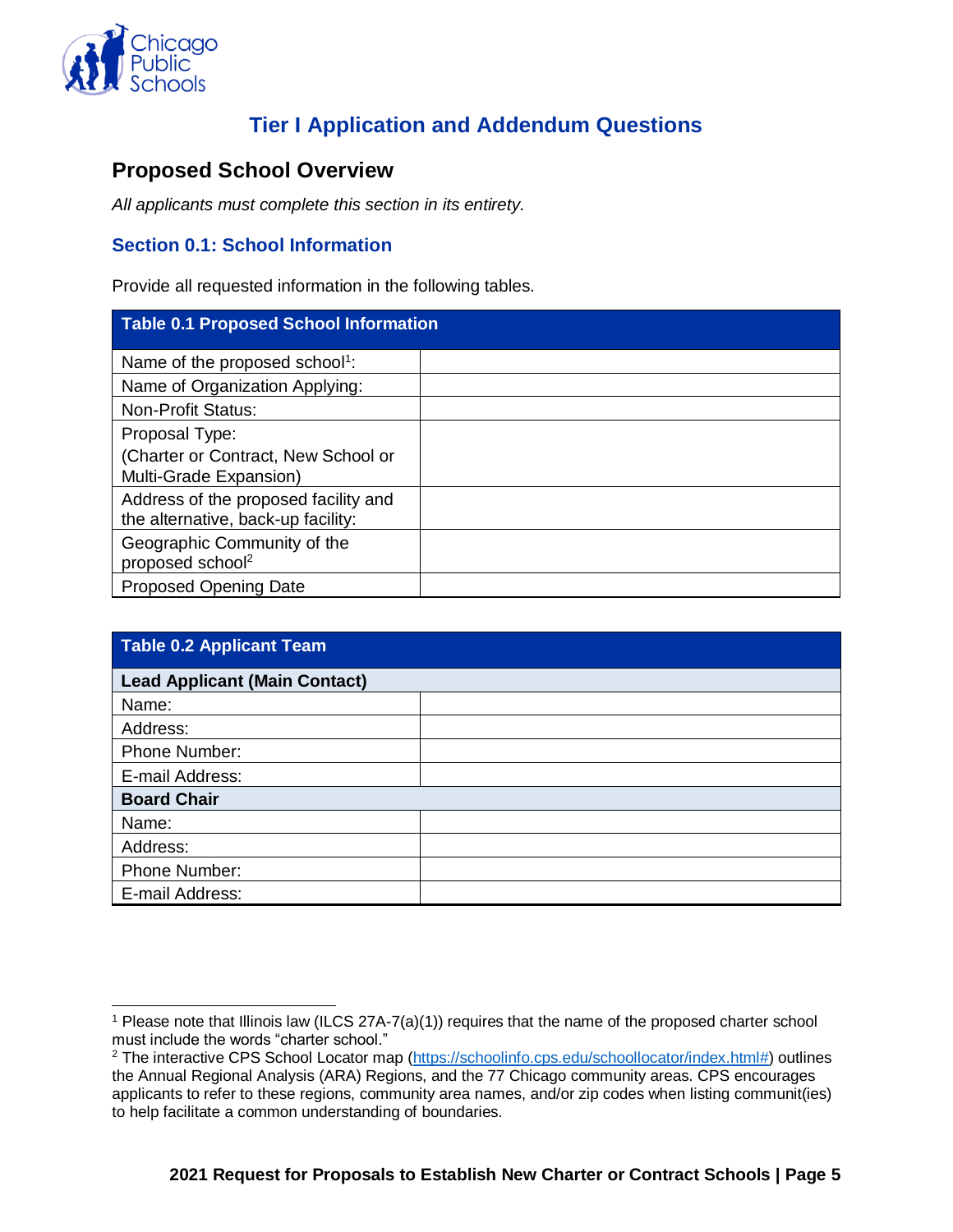# Tier I Application and Addendum Questions

## Proposed School Overview

*All applicants must complete this section in its entirety.*

### Section 0.1: School Information

Provide all requested information in the following tables.

| Table 0.1 Proposed School Information | |
|---|---|
| Name of the proposed school[1]: | |
| Name of Organization Applying: | |
| Non-Profit Status: | |
| Proposal Type: (Charter or Contract, New School or Multi-Grade Expansion) | |
| Address of the proposed facility and the alternative, back-up facility: | |
| Geographic Community of the proposed school[2] | |
| Proposed Opening Date | |

| Table 0.2 Applicant Team | |
|---|---|
| **Lead Applicant (Main Contact)** | |
| Name: | |
| Address: | |
| Phone Number: | |
| E-mail Address: | |
| **Board Chair** | |
| Name: | |
| Address: | |
| Phone Number: | |
| E-mail Address: | |

[1] Please note that Illinois law (ILCS 27A-7(a)(1)) requires that the name of the proposed charter school must include the words "charter school."

[2] The interactive CPS School Locator map (https://schoolinfo.cps.edu/schoollocator/index.html#) outlines the Annual Regional Analysis (ARA) Regions, and the 77 Chicago community areas. CPS encourages applicants to refer to these regions, community area names, and/or zip codes when listing communit(ies) to help facilitate a common understanding of boundaries.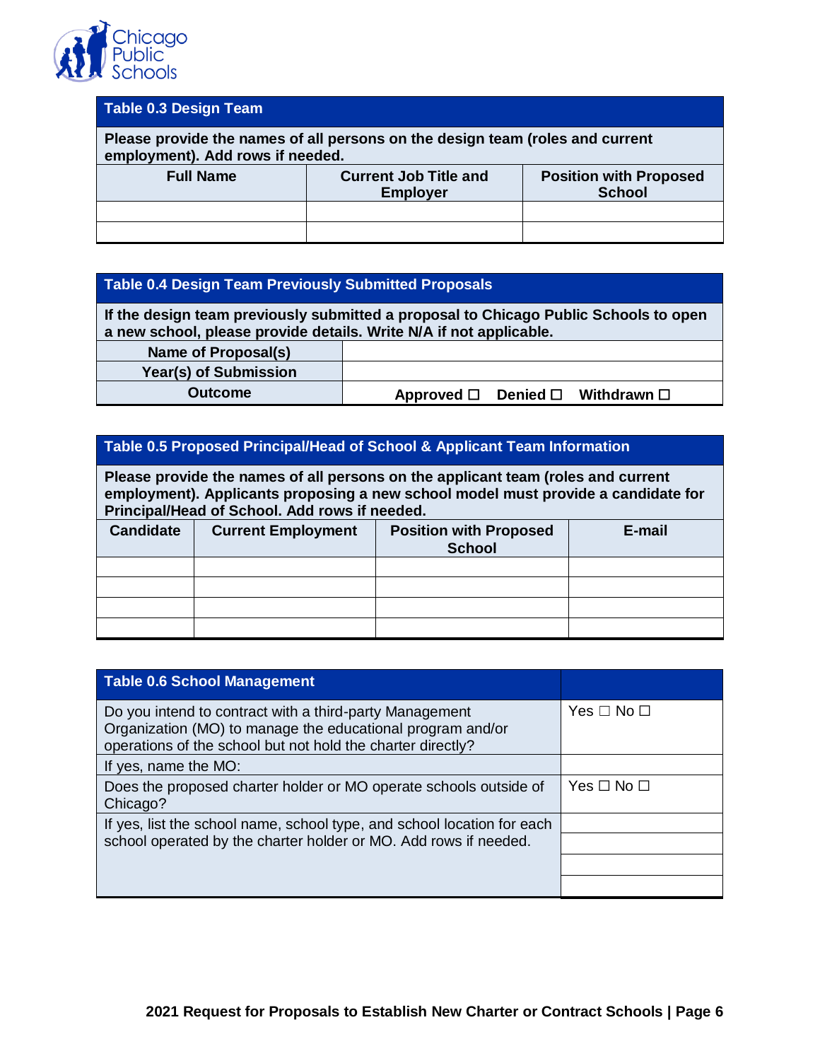**Table 0.3 Design Team**

**Please provide the names of all persons on the design team (roles and current employment). Add rows if needed.**

| Full Name | Current Job Title and Employer | Position with Proposed School |
|---|---|---|
| | | |
| | | |

**Table 0.4 Design Team Previously Submitted Proposals**

**If the design team previously submitted a proposal to Chicago Public Schools to open a new school, please provide details. Write N/A if not applicable.**

| | |
|---|---|
| **Name of Proposal(s)** | |
| **Year(s) of Submission** | |
| **Outcome** | **Approved ☐ Denied ☐ Withdrawn ☐** |

**Table 0.5 Proposed Principal/Head of School & Applicant Team Information**

**Please provide the names of all persons on the applicant team (roles and current employment). Applicants proposing a new school model must provide a candidate for Principal/Head of School. Add rows if needed.**

| Candidate | Current Employment | Position with Proposed School | E-mail |
|---|---|---|---|
| | | | |
| | | | |
| | | | |
| | | | |

| Table 0.6 School Management | |
|---|---|
| Do you intend to contract with a third-party Management Organization (MO) to manage the educational program and/or operations of the school but not hold the charter directly? | Yes ☐ No ☐ |
| If yes, name the MO: | |
| Does the proposed charter holder or MO operate schools outside of Chicago? | Yes ☐ No ☐ |
| If yes, list the school name, school type, and school location for each school operated by the charter holder or MO. Add rows if needed. | |
| | |
| | |
| | |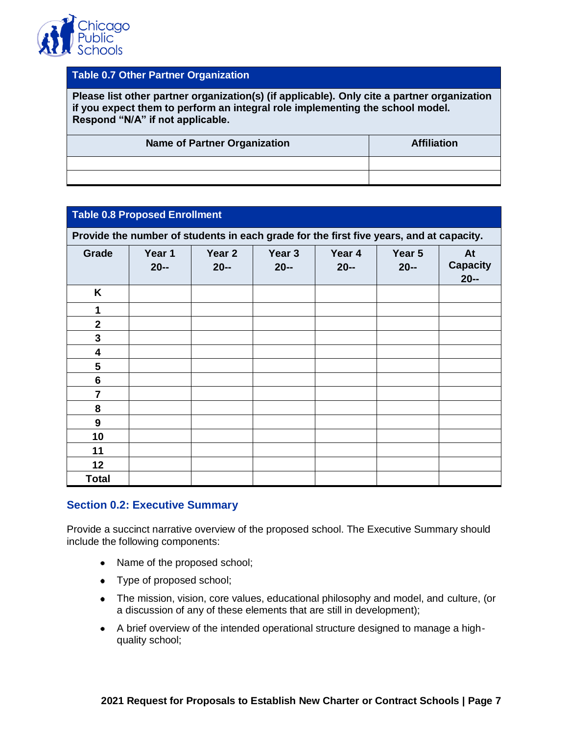| Table 0.7 Other Partner Organization | |
|---|---|
| **Please list other partner organization(s) (if applicable). Only cite a partner organization if you expect them to perform an integral role implementing the school model. Respond "N/A" if not applicable.** | |
| **Name of Partner Organization** | **Affiliation** |
| | |
| | |

| Table 0.8 Proposed Enrollment | | | | | | |
|---|---|---|---|---|---|---|
| **Provide the number of students in each grade for the first five years, and at capacity.** | | | | | | |
| **Grade** | **Year 1 20--** | **Year 2 20--** | **Year 3 20--** | **Year 4 20--** | **Year 5 20--** | **At Capacity 20--** |
| **K** | | | | | | |
| **1** | | | | | | |
| **2** | | | | | | |
| **3** | | | | | | |
| **4** | | | | | | |
| **5** | | | | | | |
| **6** | | | | | | |
| **7** | | | | | | |
| **8** | | | | | | |
| **9** | | | | | | |
| **10** | | | | | | |
| **11** | | | | | | |
| **12** | | | | | | |
| **Total** | | | | | | |

## Section 0.2: Executive Summary

Provide a succinct narrative overview of the proposed school. The Executive Summary should include the following components:

- Name of the proposed school;
- Type of proposed school;
- The mission, vision, core values, educational philosophy and model, and culture, (or a discussion of any of these elements that are still in development);
- A brief overview of the intended operational structure designed to manage a high-quality school;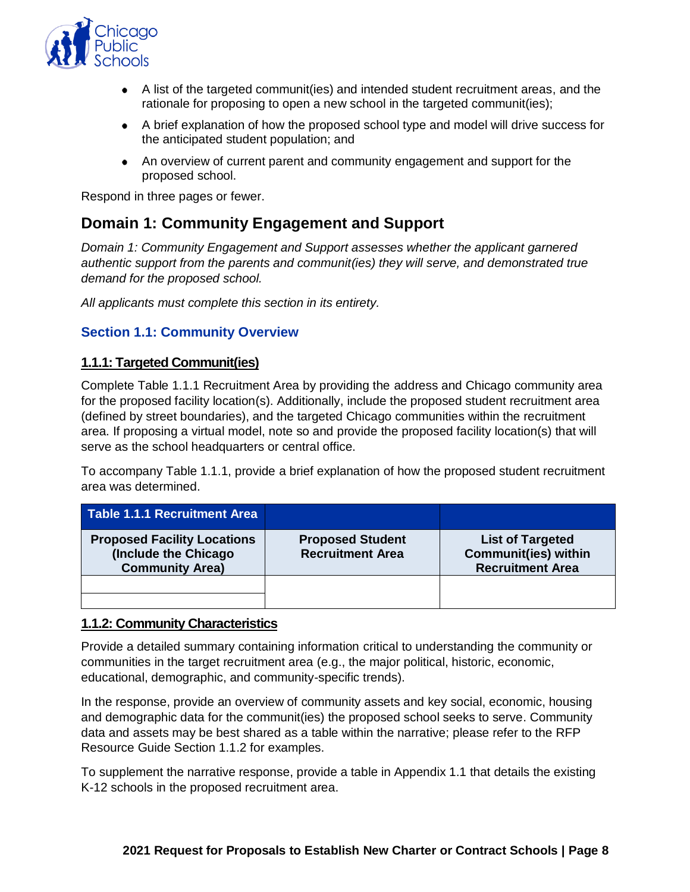- A list of the targeted communit(ies) and intended student recruitment areas, and the rationale for proposing to open a new school in the targeted communit(ies);
- A brief explanation of how the proposed school type and model will drive success for the anticipated student population; and
- An overview of current parent and community engagement and support for the proposed school.

Respond in three pages or fewer.

## Domain 1: Community Engagement and Support

*Domain 1: Community Engagement and Support assesses whether the applicant garnered authentic support from the parents and communit(ies) they will serve, and demonstrated true demand for the proposed school.*

*All applicants must complete this section in its entirety.*

### Section 1.1: Community Overview

#### 1.1.1: Targeted Communit(ies)

Complete Table 1.1.1 Recruitment Area by providing the address and Chicago community area for the proposed facility location(s). Additionally, include the proposed student recruitment area (defined by street boundaries), and the targeted Chicago communities within the recruitment area. If proposing a virtual model, note so and provide the proposed facility location(s) that will serve as the school headquarters or central office.

To accompany Table 1.1.1, provide a brief explanation of how the proposed student recruitment area was determined.

| Table 1.1.1 Recruitment Area | | |
|---|---|---|
| **Proposed Facility Locations (Include the Chicago Community Area)** | **Proposed Student Recruitment Area** | **List of Targeted Communit(ies) within Recruitment Area** |
| | | |
| | | |

#### 1.1.2: Community Characteristics

Provide a detailed summary containing information critical to understanding the community or communities in the target recruitment area (e.g., the major political, historic, economic, educational, demographic, and community-specific trends).

In the response, provide an overview of community assets and key social, economic, housing and demographic data for the communit(ies) the proposed school seeks to serve. Community data and assets may be best shared as a table within the narrative; please refer to the RFP Resource Guide Section 1.1.2 for examples.

To supplement the narrative response, provide a table in Appendix 1.1 that details the existing K-12 schools in the proposed recruitment area.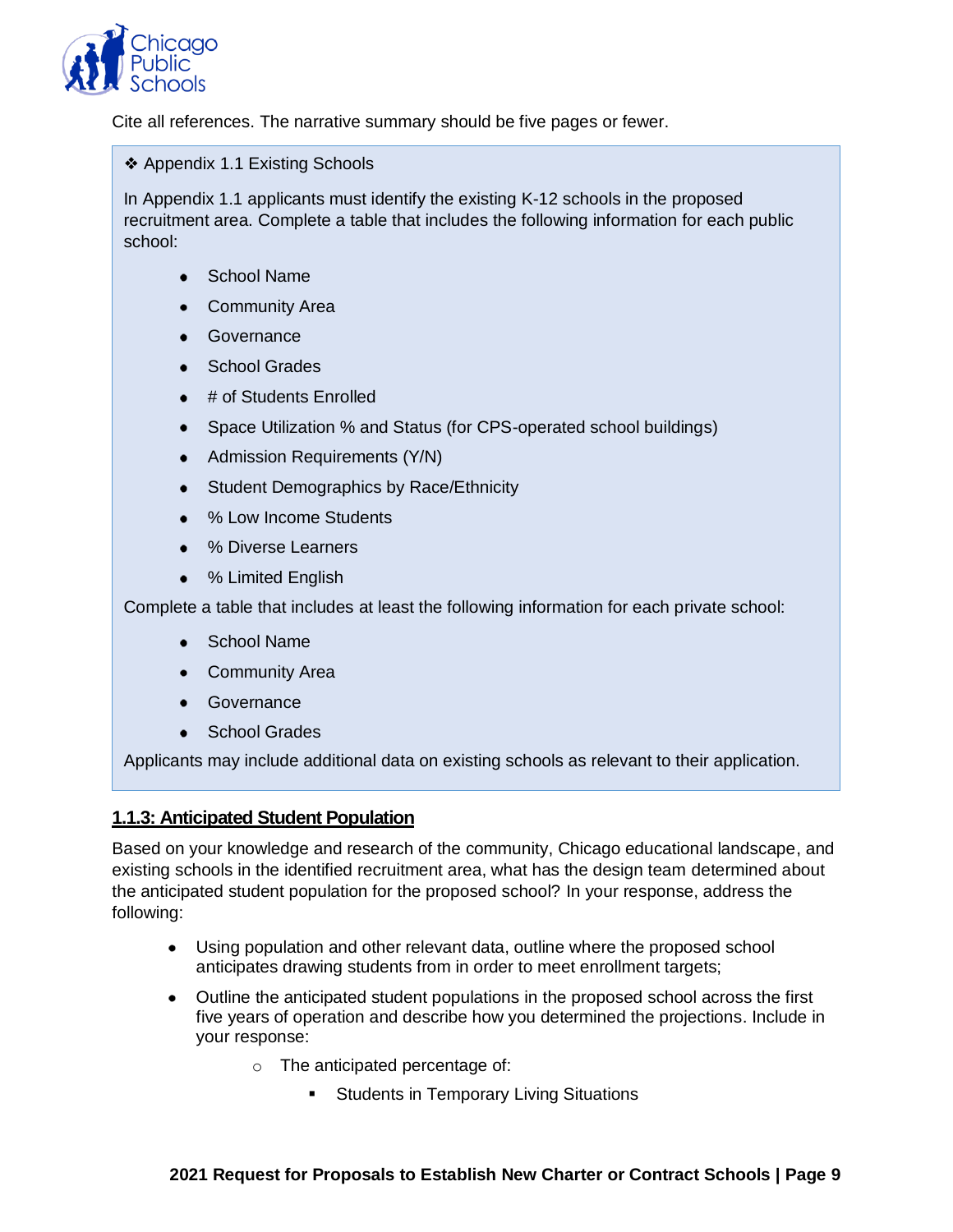Cite all references. The narrative summary should be five pages or fewer.

> ❖ Appendix 1.1 Existing Schools
>
> In Appendix 1.1 applicants must identify the existing K-12 schools in the proposed recruitment area. Complete a table that includes the following information for each public school:
>
> - School Name
> - Community Area
> - Governance
> - School Grades
> - # of Students Enrolled
> - Space Utilization % and Status (for CPS-operated school buildings)
> - Admission Requirements (Y/N)
> - Student Demographics by Race/Ethnicity
> - % Low Income Students
> - % Diverse Learners
> - % Limited English
>
> Complete a table that includes at least the following information for each private school:
>
> - School Name
> - Community Area
> - Governance
> - School Grades
>
> Applicants may include additional data on existing schools as relevant to their application.

**1.1.3: Anticipated Student Population**

Based on your knowledge and research of the community, Chicago educational landscape, and existing schools in the identified recruitment area, what has the design team determined about the anticipated student population for the proposed school? In your response, address the following:

- Using population and other relevant data, outline where the proposed school anticipates drawing students from in order to meet enrollment targets;
- Outline the anticipated student populations in the proposed school across the first five years of operation and describe how you determined the projections. Include in your response:
  - The anticipated percentage of:
    - Students in Temporary Living Situations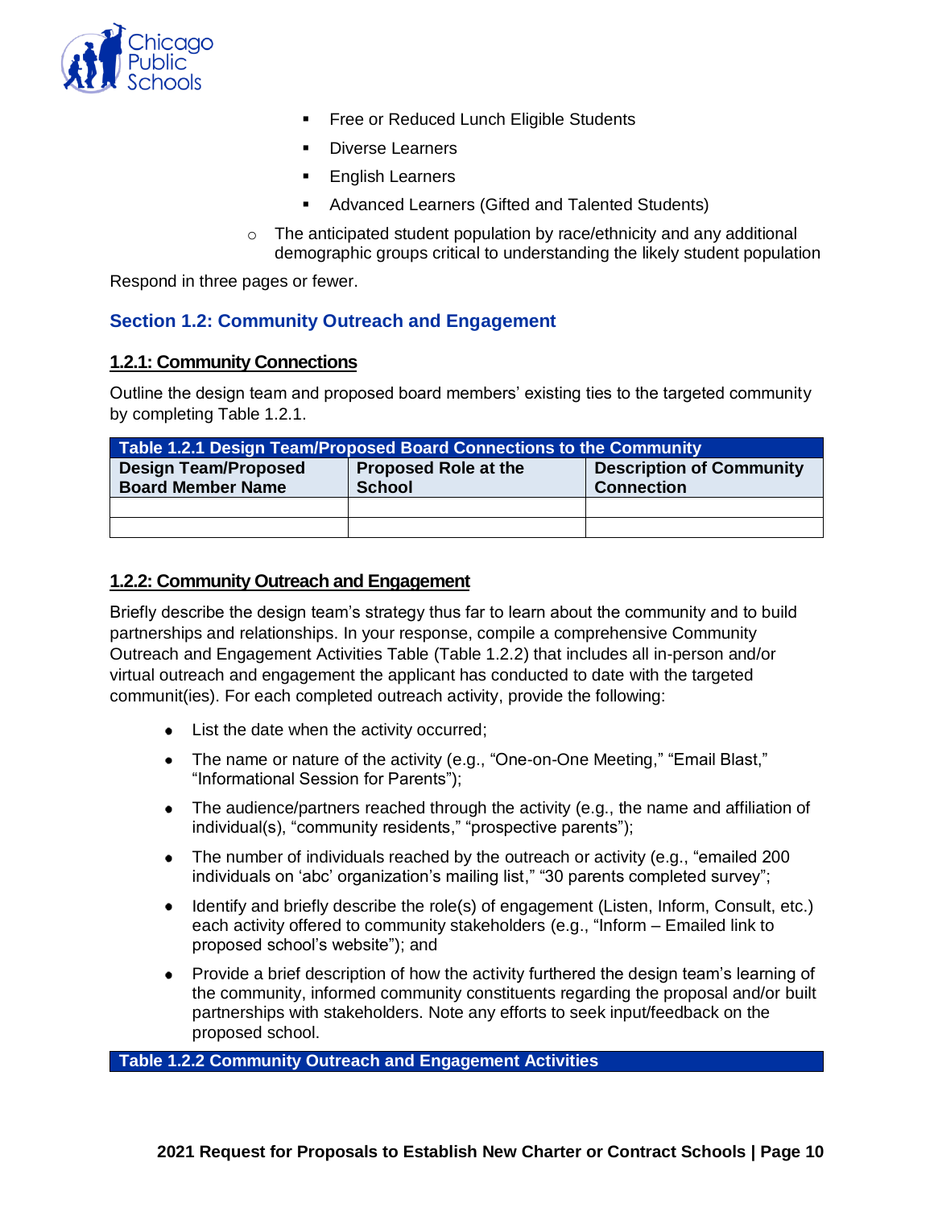- Free or Reduced Lunch Eligible Students
- Diverse Learners
- English Learners
- Advanced Learners (Gifted and Talented Students)

  - The anticipated student population by race/ethnicity and any additional demographic groups critical to understanding the likely student population

Respond in three pages or fewer.

## Section 1.2: Community Outreach and Engagement

### 1.2.1: Community Connections

Outline the design team and proposed board members' existing ties to the targeted community by completing Table 1.2.1.

**Table 1.2.1 Design Team/Proposed Board Connections to the Community**

| Design Team/Proposed Board Member Name | Proposed Role at the School | Description of Community Connection |
|---|---|---|
| | | |
| | | |

### 1.2.2: Community Outreach and Engagement

Briefly describe the design team's strategy thus far to learn about the community and to build partnerships and relationships. In your response, compile a comprehensive Community Outreach and Engagement Activities Table (Table 1.2.2) that includes all in-person and/or virtual outreach and engagement the applicant has conducted to date with the targeted communit(ies). For each completed outreach activity, provide the following:

- List the date when the activity occurred;
- The name or nature of the activity (e.g., "One-on-One Meeting," "Email Blast," "Informational Session for Parents");
- The audience/partners reached through the activity (e.g., the name and affiliation of individual(s), "community residents," "prospective parents");
- The number of individuals reached by the outreach or activity (e.g., "emailed 200 individuals on 'abc' organization's mailing list," "30 parents completed survey";
- Identify and briefly describe the role(s) of engagement (Listen, Inform, Consult, etc.) each activity offered to community stakeholders (e.g., "Inform – Emailed link to proposed school's website"); and
- Provide a brief description of how the activity furthered the design team's learning of the community, informed community constituents regarding the proposal and/or built partnerships with stakeholders. Note any efforts to seek input/feedback on the proposed school.

**Table 1.2.2 Community Outreach and Engagement Activities**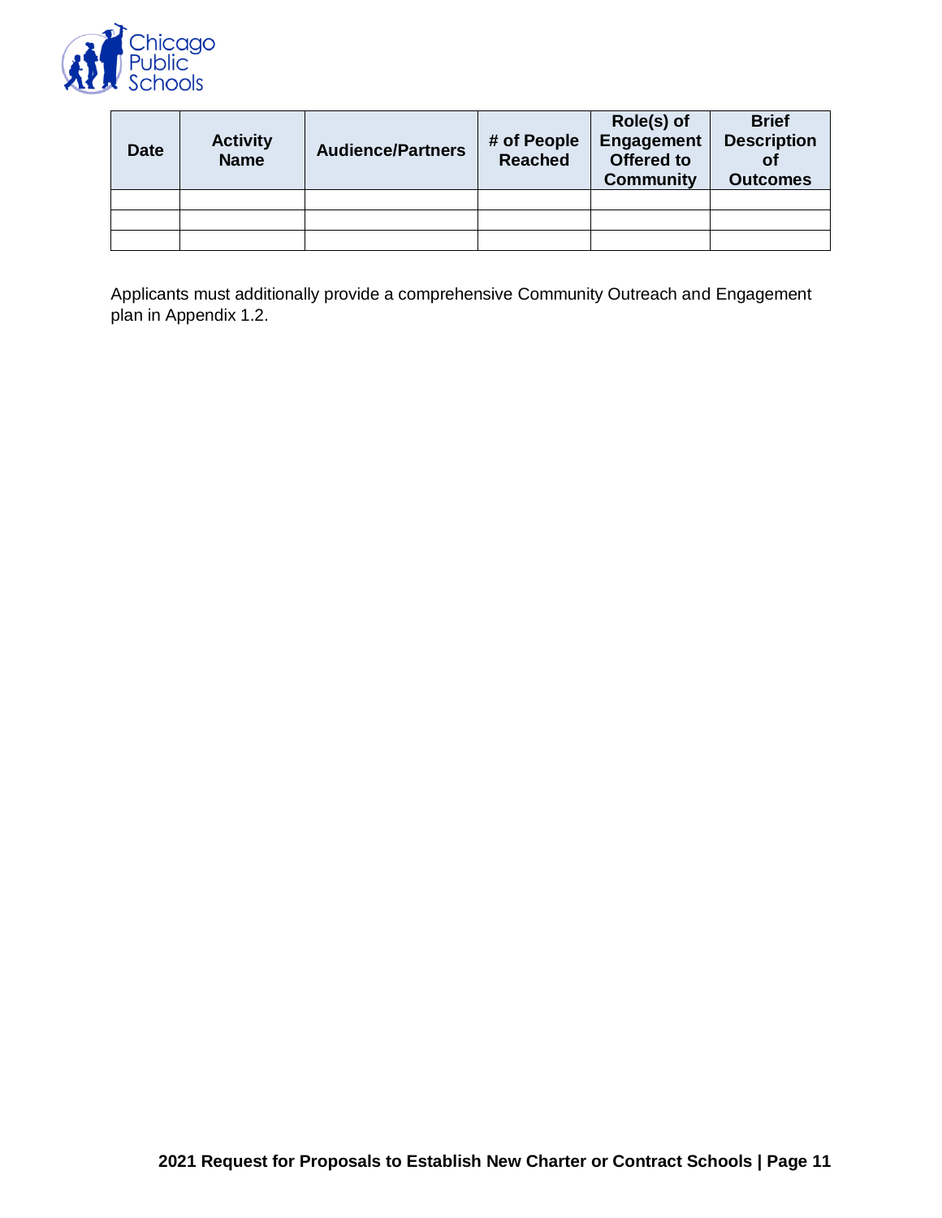| Date | Activity Name | Audience/Partners | # of People Reached | Role(s) of Engagement Offered to Community | Brief Description of Outcomes |
|---|---|---|---|---|---|
| | | | | | |
| | | | | | |
| | | | | | |

Applicants must additionally provide a comprehensive Community Outreach and Engagement plan in Appendix 1.2.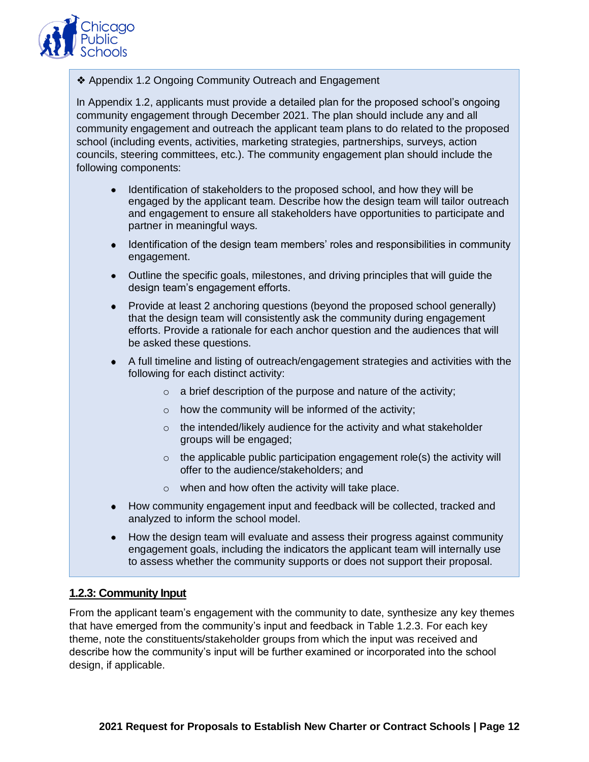❖ Appendix 1.2 Ongoing Community Outreach and Engagement

In Appendix 1.2, applicants must provide a detailed plan for the proposed school's ongoing community engagement through December 2021. The plan should include any and all community engagement and outreach the applicant team plans to do related to the proposed school (including events, activities, marketing strategies, partnerships, surveys, action councils, steering committees, etc.). The community engagement plan should include the following components:

- Identification of stakeholders to the proposed school, and how they will be engaged by the applicant team. Describe how the design team will tailor outreach and engagement to ensure all stakeholders have opportunities to participate and partner in meaningful ways.
- Identification of the design team members' roles and responsibilities in community engagement.
- Outline the specific goals, milestones, and driving principles that will guide the design team's engagement efforts.
- Provide at least 2 anchoring questions (beyond the proposed school generally) that the design team will consistently ask the community during engagement efforts. Provide a rationale for each anchor question and the audiences that will be asked these questions.
- A full timeline and listing of outreach/engagement strategies and activities with the following for each distinct activity:
  - a brief description of the purpose and nature of the activity;
  - how the community will be informed of the activity;
  - the intended/likely audience for the activity and what stakeholder groups will be engaged;
  - the applicable public participation engagement role(s) the activity will offer to the audience/stakeholders; and
  - when and how often the activity will take place.
- How community engagement input and feedback will be collected, tracked and analyzed to inform the school model.
- How the design team will evaluate and assess their progress against community engagement goals, including the indicators the applicant team will internally use to assess whether the community supports or does not support their proposal.

## 1.2.3: Community Input

From the applicant team's engagement with the community to date, synthesize any key themes that have emerged from the community's input and feedback in Table 1.2.3. For each key theme, note the constituents/stakeholder groups from which the input was received and describe how the community's input will be further examined or incorporated into the school design, if applicable.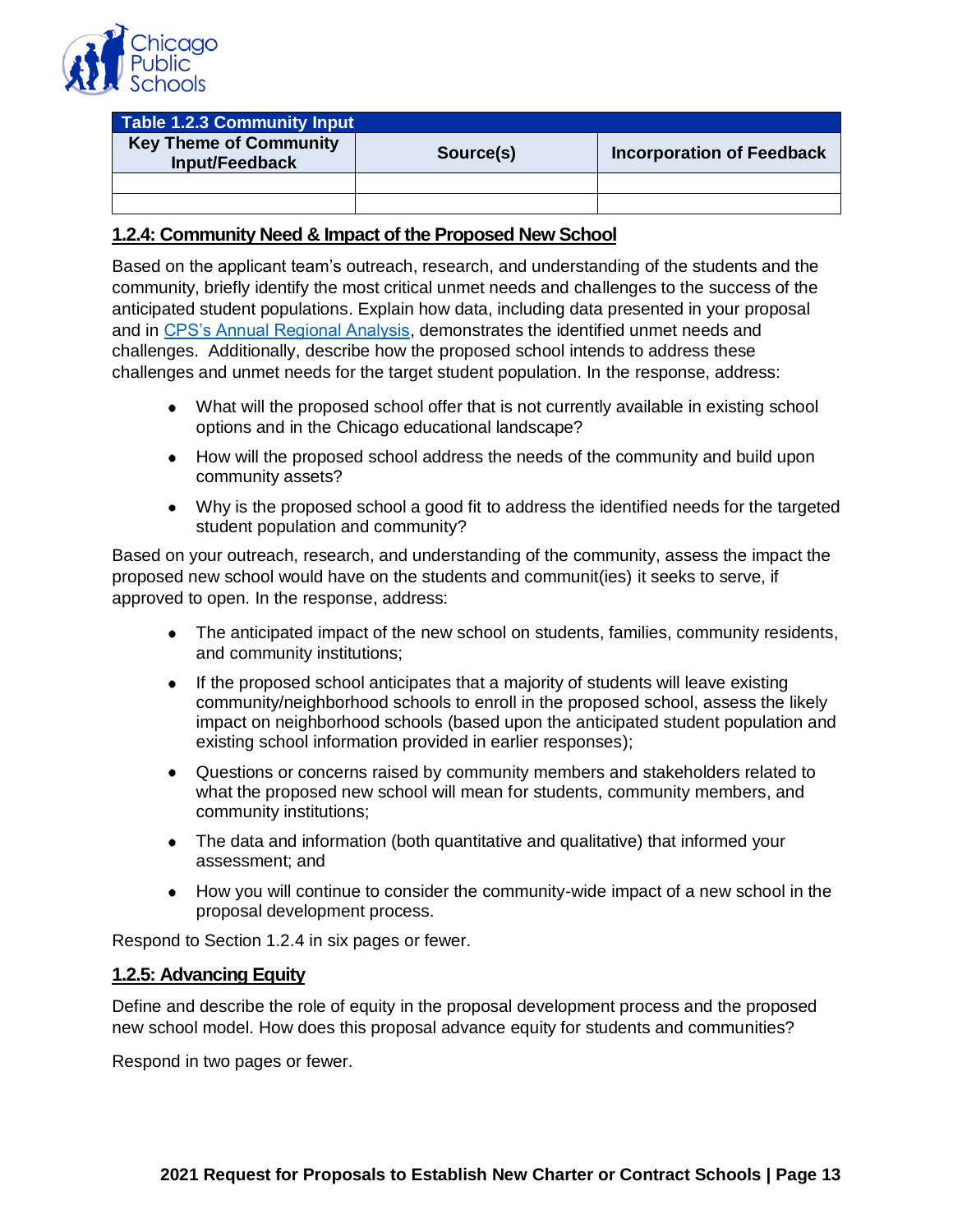| Table 1.2.3 Community Input | | |
|---|---|---|
| **Key Theme of Community Input/Feedback** | **Source(s)** | **Incorporation of Feedback** |
| | | |
| | | |

### 1.2.4: Community Need & Impact of the Proposed New School

Based on the applicant team's outreach, research, and understanding of the students and the community, briefly identify the most critical unmet needs and challenges to the success of the anticipated student populations. Explain how data, including data presented in your proposal and in CPS's Annual Regional Analysis, demonstrates the identified unmet needs and challenges. Additionally, describe how the proposed school intends to address these challenges and unmet needs for the target student population. In the response, address:

- What will the proposed school offer that is not currently available in existing school options and in the Chicago educational landscape?
- How will the proposed school address the needs of the community and build upon community assets?
- Why is the proposed school a good fit to address the identified needs for the targeted student population and community?

Based on your outreach, research, and understanding of the community, assess the impact the proposed new school would have on the students and communit(ies) it seeks to serve, if approved to open. In the response, address:

- The anticipated impact of the new school on students, families, community residents, and community institutions;
- If the proposed school anticipates that a majority of students will leave existing community/neighborhood schools to enroll in the proposed school, assess the likely impact on neighborhood schools (based upon the anticipated student population and existing school information provided in earlier responses);
- Questions or concerns raised by community members and stakeholders related to what the proposed new school will mean for students, community members, and community institutions;
- The data and information (both quantitative and qualitative) that informed your assessment; and
- How you will continue to consider the community-wide impact of a new school in the proposal development process.

Respond to Section 1.2.4 in six pages or fewer.

### 1.2.5: Advancing Equity

Define and describe the role of equity in the proposal development process and the proposed new school model. How does this proposal advance equity for students and communities?

Respond in two pages or fewer.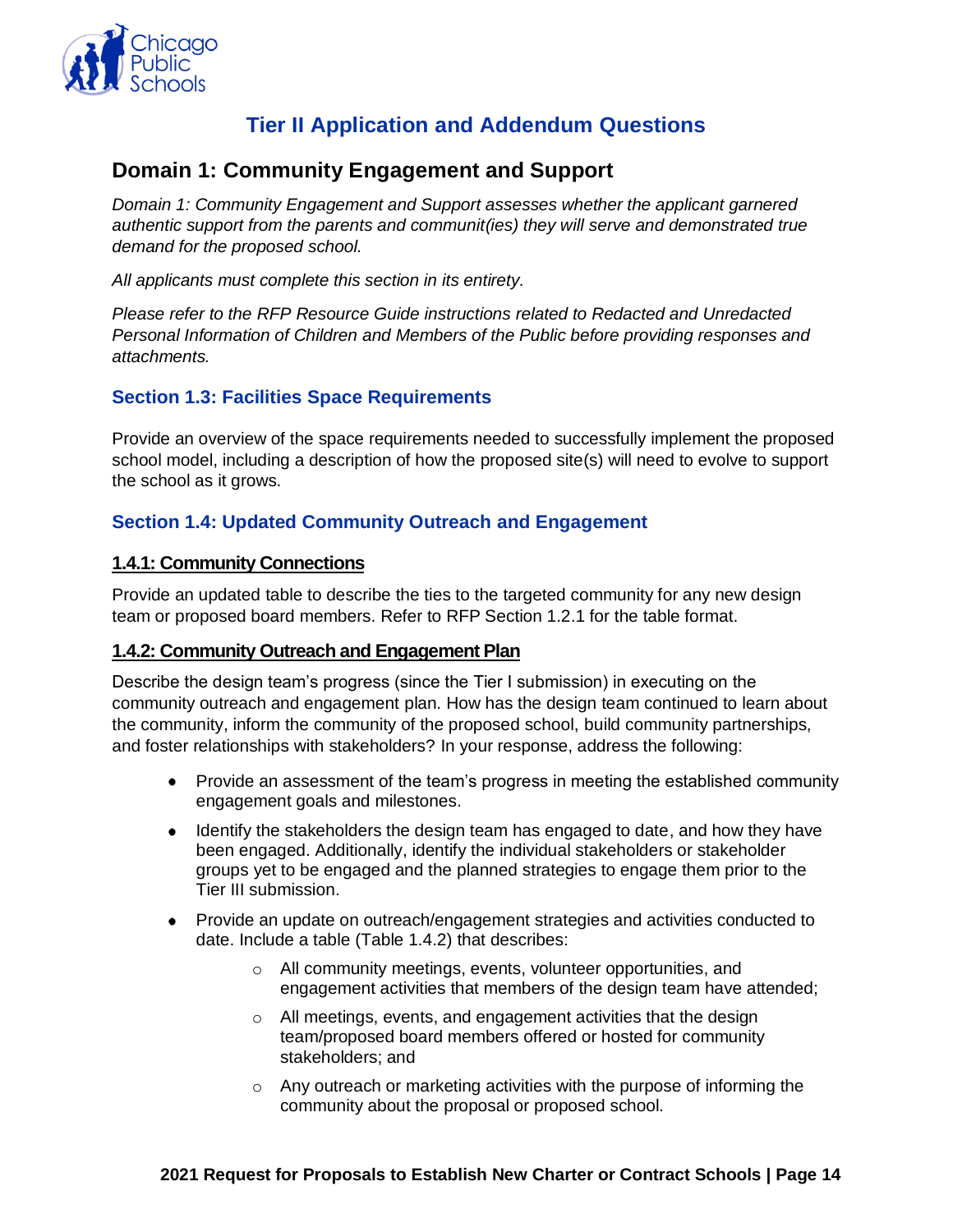# Tier II Application and Addendum Questions

## Domain 1: Community Engagement and Support

*Domain 1: Community Engagement and Support assesses whether the applicant garnered authentic support from the parents and communit(ies) they will serve and demonstrated true demand for the proposed school.*

*All applicants must complete this section in its entirety.*

*Please refer to the RFP Resource Guide instructions related to Redacted and Unredacted Personal Information of Children and Members of the Public before providing responses and attachments.*

### Section 1.3: Facilities Space Requirements

Provide an overview of the space requirements needed to successfully implement the proposed school model, including a description of how the proposed site(s) will need to evolve to support the school as it grows.

### Section 1.4: Updated Community Outreach and Engagement

#### 1.4.1: Community Connections

Provide an updated table to describe the ties to the targeted community for any new design team or proposed board members. Refer to RFP Section 1.2.1 for the table format.

#### 1.4.2: Community Outreach and Engagement Plan

Describe the design team's progress (since the Tier I submission) in executing on the community outreach and engagement plan. How has the design team continued to learn about the community, inform the community of the proposed school, build community partnerships, and foster relationships with stakeholders? In your response, address the following:

- Provide an assessment of the team's progress in meeting the established community engagement goals and milestones.
- Identify the stakeholders the design team has engaged to date, and how they have been engaged. Additionally, identify the individual stakeholders or stakeholder groups yet to be engaged and the planned strategies to engage them prior to the Tier III submission.
- Provide an update on outreach/engagement strategies and activities conducted to date. Include a table (Table 1.4.2) that describes:
  - All community meetings, events, volunteer opportunities, and engagement activities that members of the design team have attended;
  - All meetings, events, and engagement activities that the design team/proposed board members offered or hosted for community stakeholders; and
  - Any outreach or marketing activities with the purpose of informing the community about the proposal or proposed school.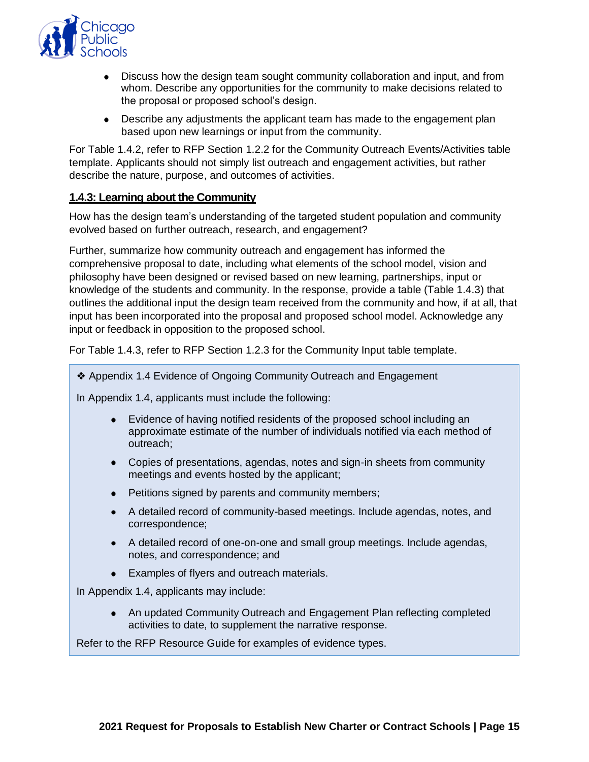- Discuss how the design team sought community collaboration and input, and from whom. Describe any opportunities for the community to make decisions related to the proposal or proposed school's design.
- Describe any adjustments the applicant team has made to the engagement plan based upon new learnings or input from the community.

For Table 1.4.2, refer to RFP Section 1.2.2 for the Community Outreach Events/Activities table template. Applicants should not simply list outreach and engagement activities, but rather describe the nature, purpose, and outcomes of activities.

### 1.4.3: Learning about the Community

How has the design team's understanding of the targeted student population and community evolved based on further outreach, research, and engagement?

Further, summarize how community outreach and engagement has informed the comprehensive proposal to date, including what elements of the school model, vision and philosophy have been designed or revised based on new learning, partnerships, input or knowledge of the students and community. In the response, provide a table (Table 1.4.3) that outlines the additional input the design team received from the community and how, if at all, that input has been incorporated into the proposal and proposed school model. Acknowledge any input or feedback in opposition to the proposed school.

For Table 1.4.3, refer to RFP Section 1.2.3 for the Community Input table template.

❖ Appendix 1.4 Evidence of Ongoing Community Outreach and Engagement

In Appendix 1.4, applicants must include the following:

- Evidence of having notified residents of the proposed school including an approximate estimate of the number of individuals notified via each method of outreach;
- Copies of presentations, agendas, notes and sign-in sheets from community meetings and events hosted by the applicant;
- Petitions signed by parents and community members;
- A detailed record of community-based meetings. Include agendas, notes, and correspondence;
- A detailed record of one-on-one and small group meetings. Include agendas, notes, and correspondence; and
- Examples of flyers and outreach materials.

In Appendix 1.4, applicants may include:

- An updated Community Outreach and Engagement Plan reflecting completed activities to date, to supplement the narrative response.

Refer to the RFP Resource Guide for examples of evidence types.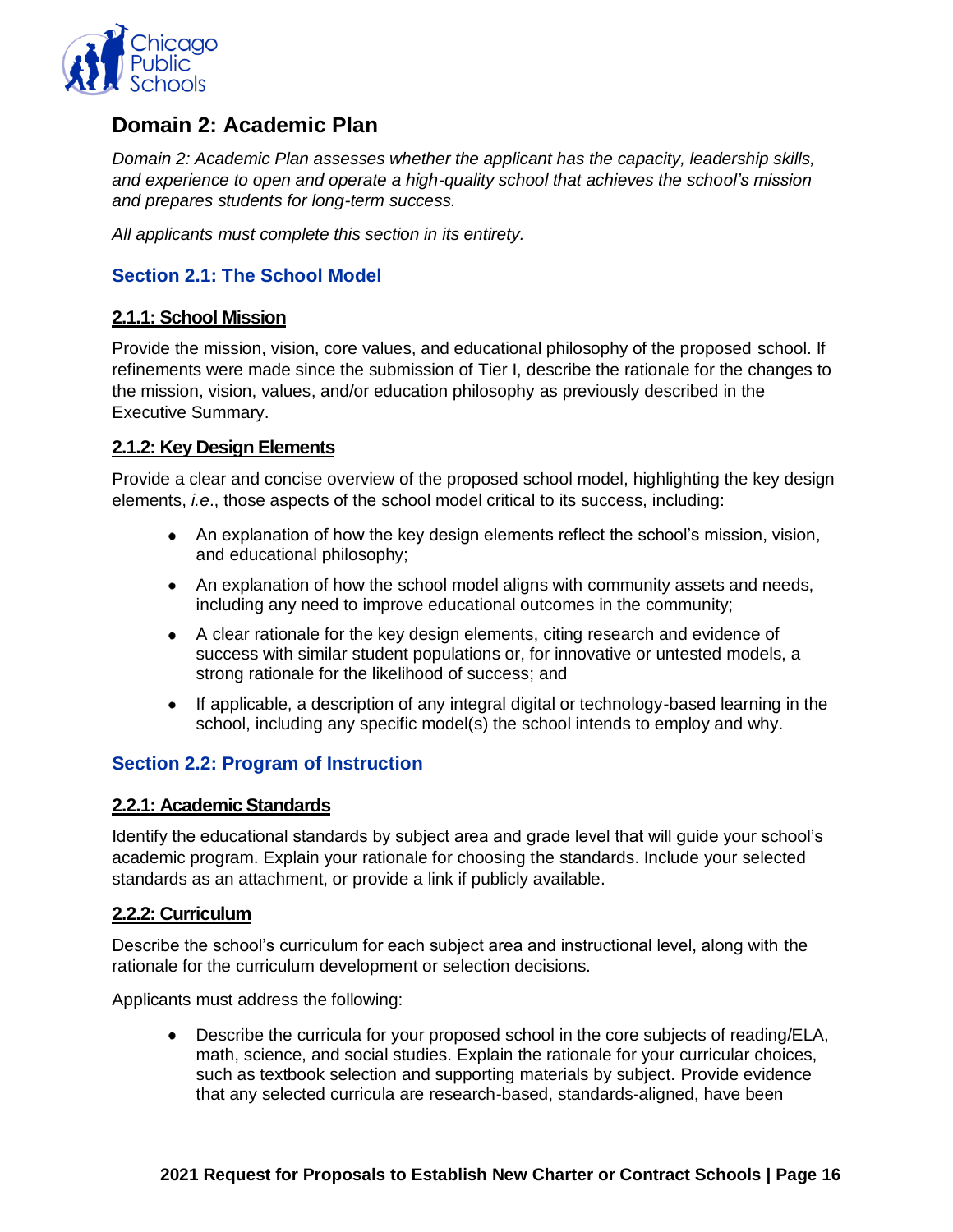## Domain 2: Academic Plan

*Domain 2: Academic Plan assesses whether the applicant has the capacity, leadership skills, and experience to open and operate a high-quality school that achieves the school's mission and prepares students for long-term success.*

*All applicants must complete this section in its entirety.*

### Section 2.1: The School Model

#### 2.1.1: School Mission

Provide the mission, vision, core values, and educational philosophy of the proposed school. If refinements were made since the submission of Tier I, describe the rationale for the changes to the mission, vision, values, and/or education philosophy as previously described in the Executive Summary.

#### 2.1.2: Key Design Elements

Provide a clear and concise overview of the proposed school model, highlighting the key design elements, *i.e*., those aspects of the school model critical to its success, including:

- An explanation of how the key design elements reflect the school's mission, vision, and educational philosophy;
- An explanation of how the school model aligns with community assets and needs, including any need to improve educational outcomes in the community;
- A clear rationale for the key design elements, citing research and evidence of success with similar student populations or, for innovative or untested models, a strong rationale for the likelihood of success; and
- If applicable, a description of any integral digital or technology-based learning in the school, including any specific model(s) the school intends to employ and why.

### Section 2.2: Program of Instruction

#### 2.2.1: Academic Standards

Identify the educational standards by subject area and grade level that will guide your school's academic program. Explain your rationale for choosing the standards. Include your selected standards as an attachment, or provide a link if publicly available.

#### 2.2.2: Curriculum

Describe the school's curriculum for each subject area and instructional level, along with the rationale for the curriculum development or selection decisions.

Applicants must address the following:

- Describe the curricula for your proposed school in the core subjects of reading/ELA, math, science, and social studies. Explain the rationale for your curricular choices, such as textbook selection and supporting materials by subject. Provide evidence that any selected curricula are research-based, standards-aligned, have been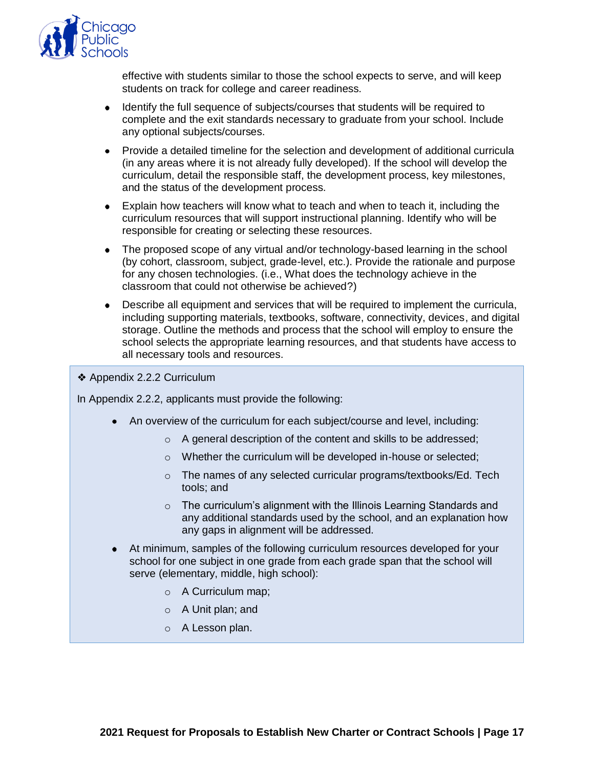effective with students similar to those the school expects to serve, and will keep students on track for college and career readiness.

- Identify the full sequence of subjects/courses that students will be required to complete and the exit standards necessary to graduate from your school. Include any optional subjects/courses.
- Provide a detailed timeline for the selection and development of additional curricula (in any areas where it is not already fully developed). If the school will develop the curriculum, detail the responsible staff, the development process, key milestones, and the status of the development process.
- Explain how teachers will know what to teach and when to teach it, including the curriculum resources that will support instructional planning. Identify who will be responsible for creating or selecting these resources.
- The proposed scope of any virtual and/or technology-based learning in the school (by cohort, classroom, subject, grade-level, etc.). Provide the rationale and purpose for any chosen technologies. (i.e., What does the technology achieve in the classroom that could not otherwise be achieved?)
- Describe all equipment and services that will be required to implement the curricula, including supporting materials, textbooks, software, connectivity, devices, and digital storage. Outline the methods and process that the school will employ to ensure the school selects the appropriate learning resources, and that students have access to all necessary tools and resources.

❖ Appendix 2.2.2 Curriculum

In Appendix 2.2.2, applicants must provide the following:

- An overview of the curriculum for each subject/course and level, including:
  - A general description of the content and skills to be addressed;
  - Whether the curriculum will be developed in-house or selected;
  - The names of any selected curricular programs/textbooks/Ed. Tech tools; and
  - The curriculum's alignment with the Illinois Learning Standards and any additional standards used by the school, and an explanation how any gaps in alignment will be addressed.
- At minimum, samples of the following curriculum resources developed for your school for one subject in one grade from each grade span that the school will serve (elementary, middle, high school):
  - A Curriculum map;
  - A Unit plan; and
  - A Lesson plan.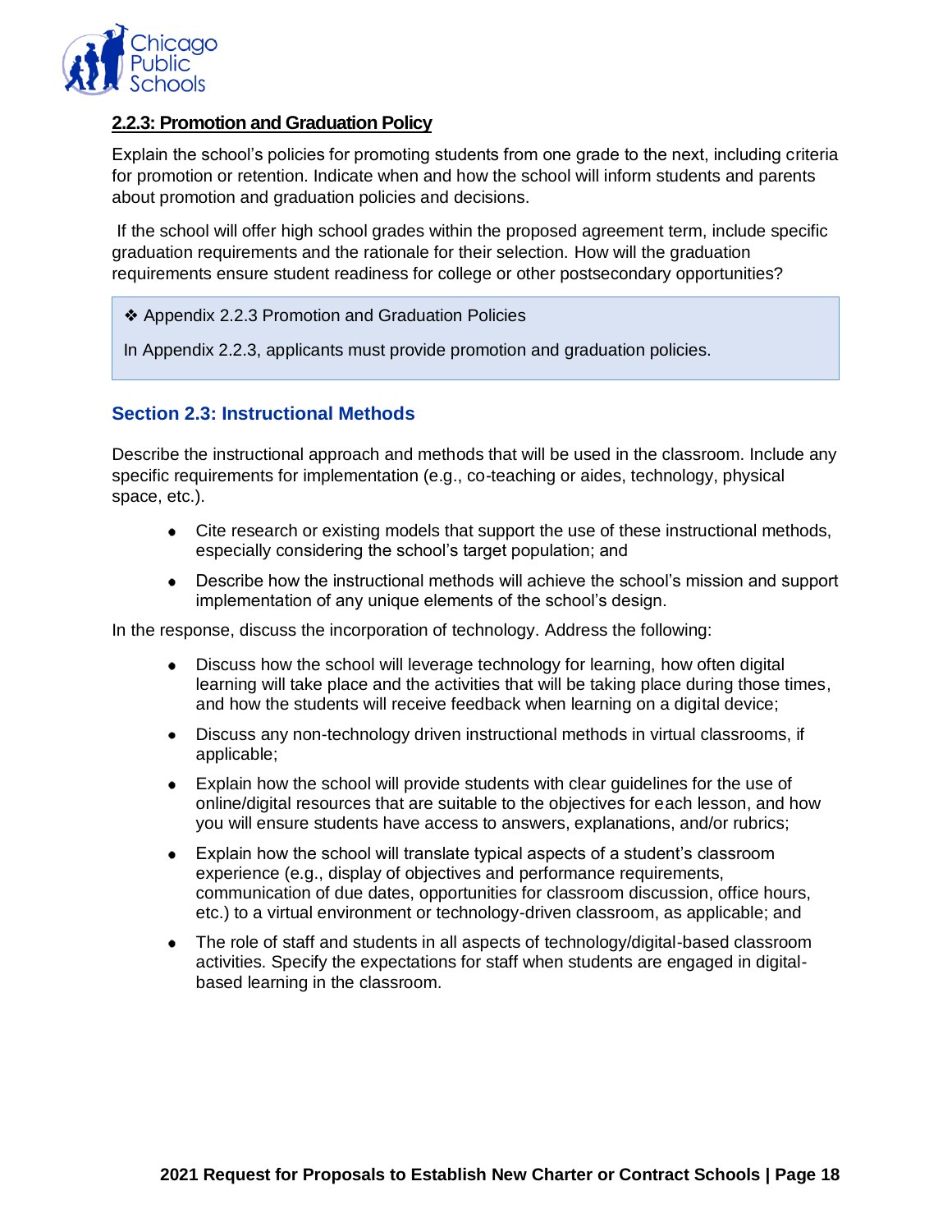**2.2.3: Promotion and Graduation Policy**

Explain the school's policies for promoting students from one grade to the next, including criteria for promotion or retention. Indicate when and how the school will inform students and parents about promotion and graduation policies and decisions.

If the school will offer high school grades within the proposed agreement term, include specific graduation requirements and the rationale for their selection. How will the graduation requirements ensure student readiness for college or other postsecondary opportunities?

> ❖ Appendix 2.2.3 Promotion and Graduation Policies
>
> In Appendix 2.2.3, applicants must provide promotion and graduation policies.

### Section 2.3: Instructional Methods

Describe the instructional approach and methods that will be used in the classroom. Include any specific requirements for implementation (e.g., co-teaching or aides, technology, physical space, etc.).

- Cite research or existing models that support the use of these instructional methods, especially considering the school's target population; and
- Describe how the instructional methods will achieve the school's mission and support implementation of any unique elements of the school's design.

In the response, discuss the incorporation of technology. Address the following:

- Discuss how the school will leverage technology for learning, how often digital learning will take place and the activities that will be taking place during those times, and how the students will receive feedback when learning on a digital device;
- Discuss any non-technology driven instructional methods in virtual classrooms, if applicable;
- Explain how the school will provide students with clear guidelines for the use of online/digital resources that are suitable to the objectives for each lesson, and how you will ensure students have access to answers, explanations, and/or rubrics;
- Explain how the school will translate typical aspects of a student's classroom experience (e.g., display of objectives and performance requirements, communication of due dates, opportunities for classroom discussion, office hours, etc.) to a virtual environment or technology-driven classroom, as applicable; and
- The role of staff and students in all aspects of technology/digital-based classroom activities. Specify the expectations for staff when students are engaged in digital-based learning in the classroom.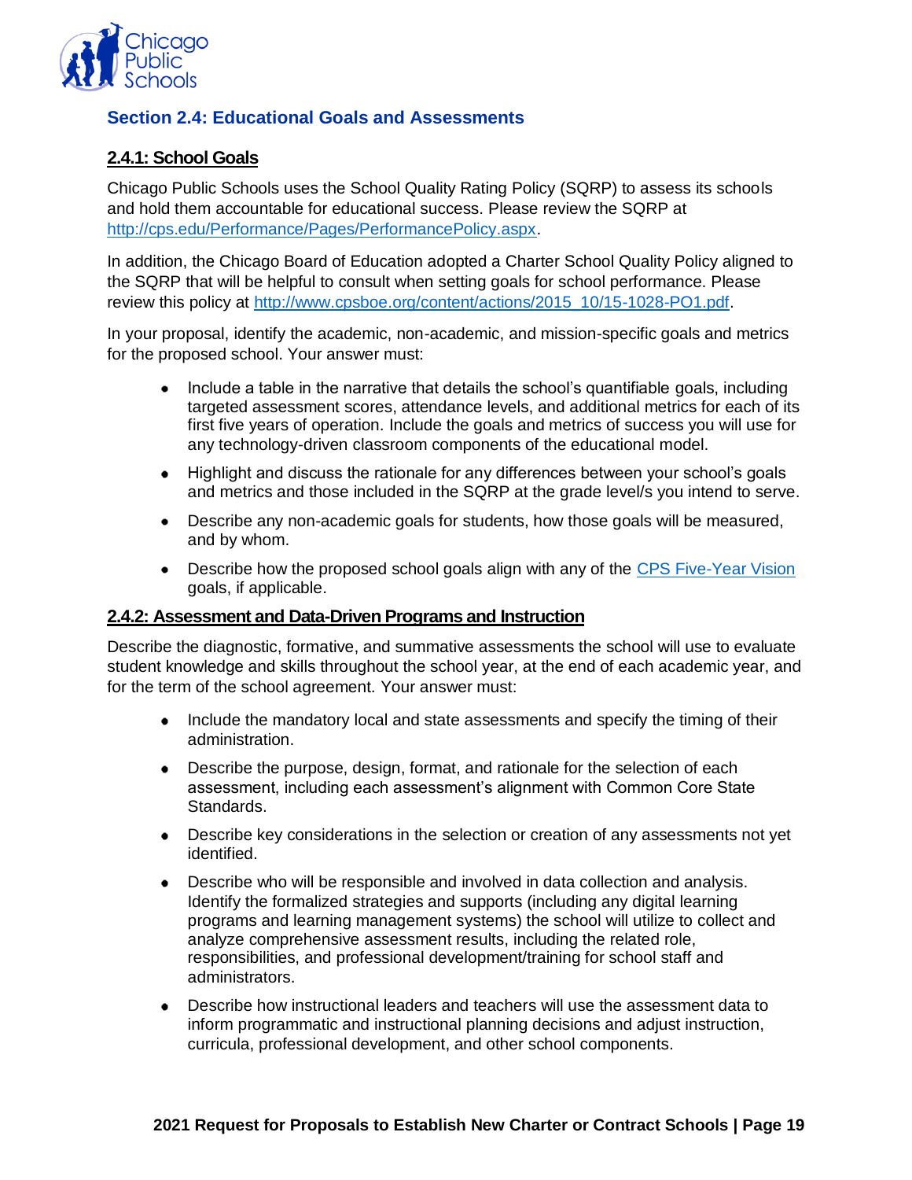## Section 2.4: Educational Goals and Assessments

### 2.4.1: School Goals

Chicago Public Schools uses the School Quality Rating Policy (SQRP) to assess its schools and hold them accountable for educational success. Please review the SQRP at http://cps.edu/Performance/Pages/PerformancePolicy.aspx.

In addition, the Chicago Board of Education adopted a Charter School Quality Policy aligned to the SQRP that will be helpful to consult when setting goals for school performance. Please review this policy at http://www.cpsboe.org/content/actions/2015_10/15-1028-PO1.pdf.

In your proposal, identify the academic, non-academic, and mission-specific goals and metrics for the proposed school. Your answer must:

- Include a table in the narrative that details the school's quantifiable goals, including targeted assessment scores, attendance levels, and additional metrics for each of its first five years of operation. Include the goals and metrics of success you will use for any technology-driven classroom components of the educational model.
- Highlight and discuss the rationale for any differences between your school's goals and metrics and those included in the SQRP at the grade level/s you intend to serve.
- Describe any non-academic goals for students, how those goals will be measured, and by whom.
- Describe how the proposed school goals align with any of the CPS Five-Year Vision goals, if applicable.

### 2.4.2: Assessment and Data-Driven Programs and Instruction

Describe the diagnostic, formative, and summative assessments the school will use to evaluate student knowledge and skills throughout the school year, at the end of each academic year, and for the term of the school agreement. Your answer must:

- Include the mandatory local and state assessments and specify the timing of their administration.
- Describe the purpose, design, format, and rationale for the selection of each assessment, including each assessment's alignment with Common Core State Standards.
- Describe key considerations in the selection or creation of any assessments not yet identified.
- Describe who will be responsible and involved in data collection and analysis. Identify the formalized strategies and supports (including any digital learning programs and learning management systems) the school will utilize to collect and analyze comprehensive assessment results, including the related role, responsibilities, and professional development/training for school staff and administrators.
- Describe how instructional leaders and teachers will use the assessment data to inform programmatic and instructional planning decisions and adjust instruction, curricula, professional development, and other school components.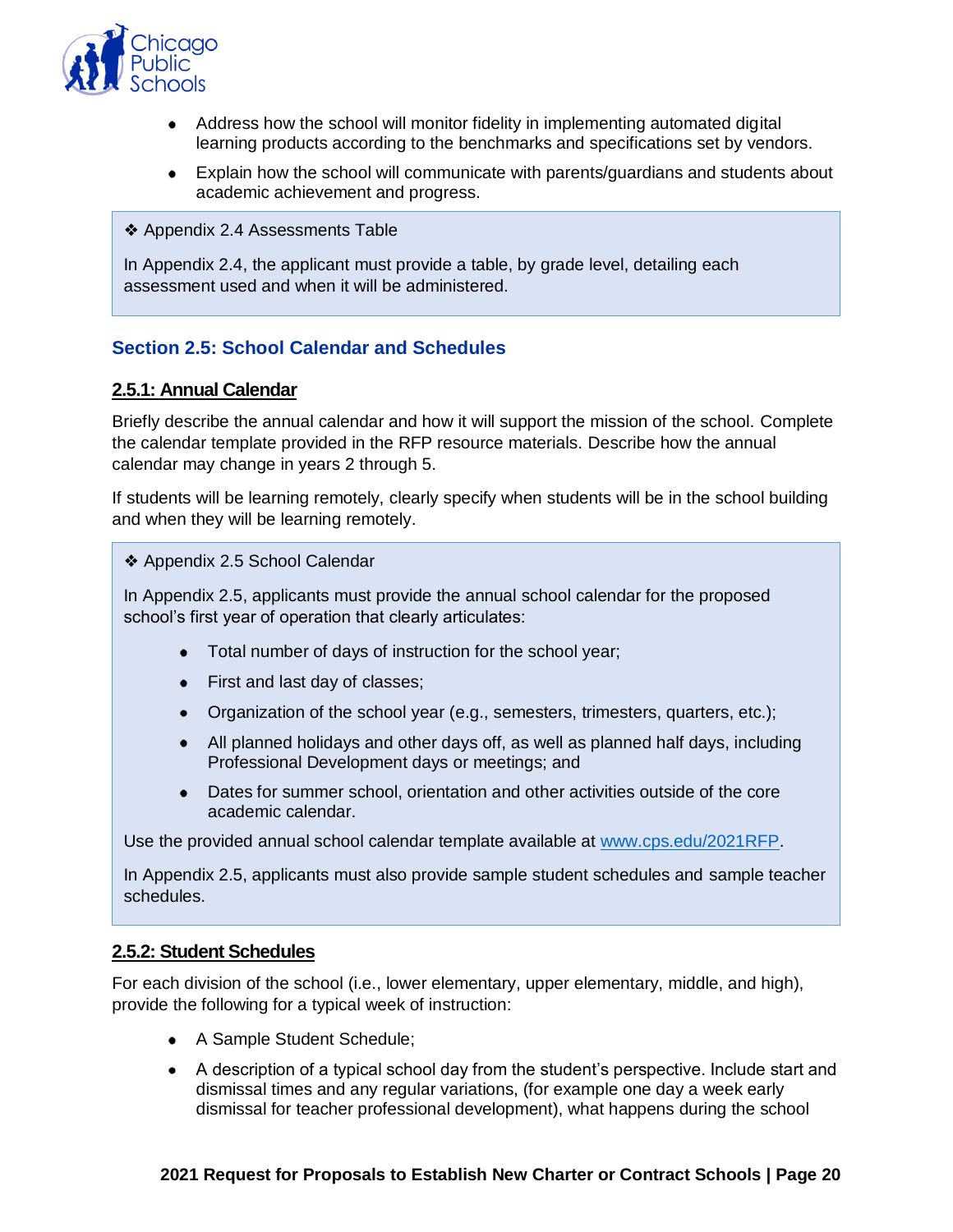- Address how the school will monitor fidelity in implementing automated digital learning products according to the benchmarks and specifications set by vendors.
- Explain how the school will communicate with parents/guardians and students about academic achievement and progress.

> ❖ Appendix 2.4 Assessments Table
>
> In Appendix 2.4, the applicant must provide a table, by grade level, detailing each assessment used and when it will be administered.

### Section 2.5: School Calendar and Schedules

#### 2.5.1: Annual Calendar

Briefly describe the annual calendar and how it will support the mission of the school. Complete the calendar template provided in the RFP resource materials. Describe how the annual calendar may change in years 2 through 5.

If students will be learning remotely, clearly specify when students will be in the school building and when they will be learning remotely.

> ❖ Appendix 2.5 School Calendar
>
> In Appendix 2.5, applicants must provide the annual school calendar for the proposed school's first year of operation that clearly articulates:
>
> - Total number of days of instruction for the school year;
> - First and last day of classes;
> - Organization of the school year (e.g., semesters, trimesters, quarters, etc.);
> - All planned holidays and other days off, as well as planned half days, including Professional Development days or meetings; and
> - Dates for summer school, orientation and other activities outside of the core academic calendar.
>
> Use the provided annual school calendar template available at [www.cps.edu/2021RFP](www.cps.edu/2021RFP).
>
> In Appendix 2.5, applicants must also provide sample student schedules and sample teacher schedules.

#### 2.5.2: Student Schedules

For each division of the school (i.e., lower elementary, upper elementary, middle, and high), provide the following for a typical week of instruction:

- A Sample Student Schedule;
- A description of a typical school day from the student's perspective. Include start and dismissal times and any regular variations, (for example one day a week early dismissal for teacher professional development), what happens during the school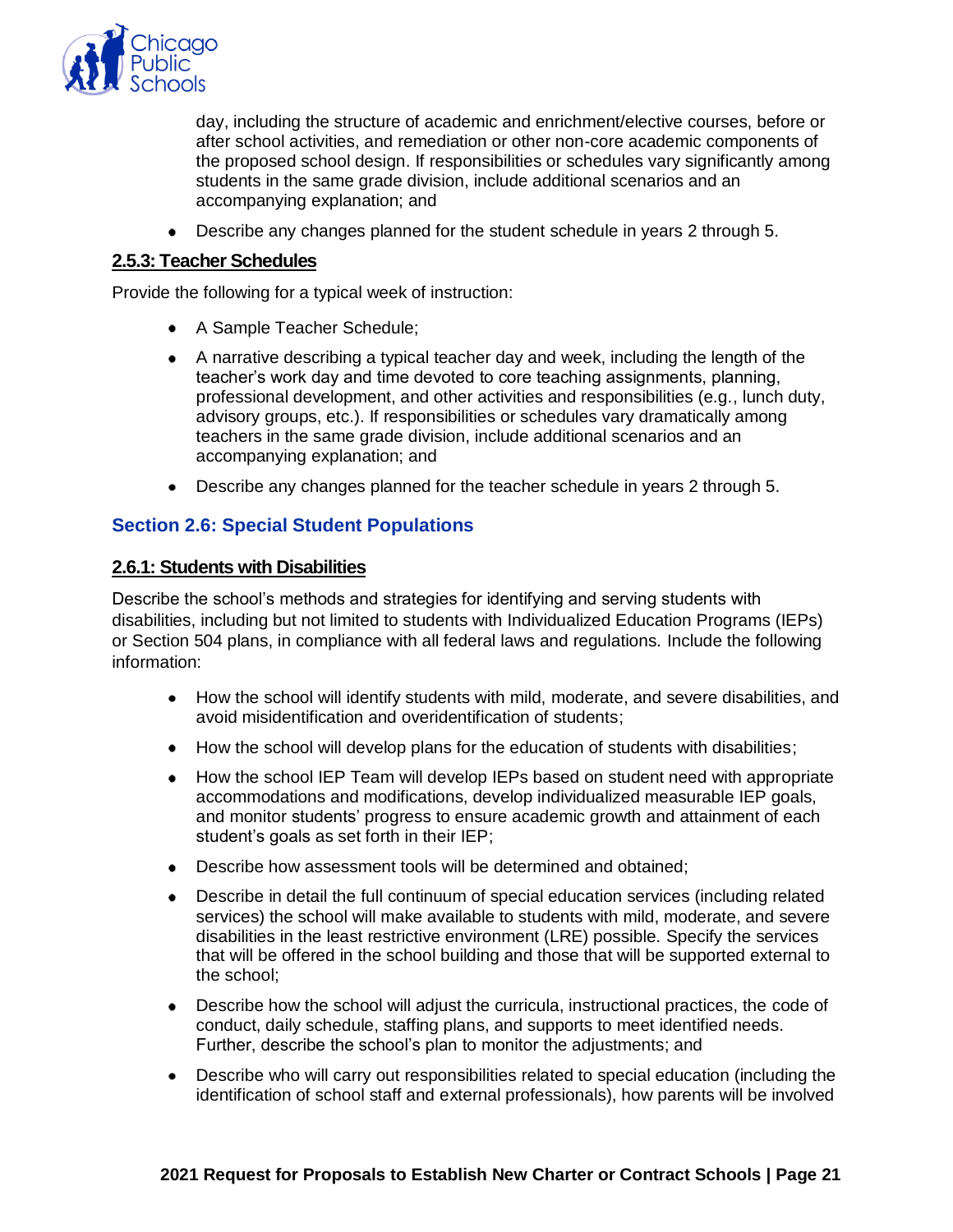day, including the structure of academic and enrichment/elective courses, before or after school activities, and remediation or other non-core academic components of the proposed school design. If responsibilities or schedules vary significantly among students in the same grade division, include additional scenarios and an accompanying explanation; and

- Describe any changes planned for the student schedule in years 2 through 5.

#### 2.5.3: Teacher Schedules

Provide the following for a typical week of instruction:

- A Sample Teacher Schedule;
- A narrative describing a typical teacher day and week, including the length of the teacher's work day and time devoted to core teaching assignments, planning, professional development, and other activities and responsibilities (e.g., lunch duty, advisory groups, etc.). If responsibilities or schedules vary dramatically among teachers in the same grade division, include additional scenarios and an accompanying explanation; and
- Describe any changes planned for the teacher schedule in years 2 through 5.

### Section 2.6: Special Student Populations

#### 2.6.1: Students with Disabilities

Describe the school's methods and strategies for identifying and serving students with disabilities, including but not limited to students with Individualized Education Programs (IEPs) or Section 504 plans, in compliance with all federal laws and regulations. Include the following information:

- How the school will identify students with mild, moderate, and severe disabilities, and avoid misidentification and overidentification of students;
- How the school will develop plans for the education of students with disabilities;
- How the school IEP Team will develop IEPs based on student need with appropriate accommodations and modifications, develop individualized measurable IEP goals, and monitor students' progress to ensure academic growth and attainment of each student's goals as set forth in their IEP;
- Describe how assessment tools will be determined and obtained;
- Describe in detail the full continuum of special education services (including related services) the school will make available to students with mild, moderate, and severe disabilities in the least restrictive environment (LRE) possible. Specify the services that will be offered in the school building and those that will be supported external to the school;
- Describe how the school will adjust the curricula, instructional practices, the code of conduct, daily schedule, staffing plans, and supports to meet identified needs. Further, describe the school's plan to monitor the adjustments; and
- Describe who will carry out responsibilities related to special education (including the identification of school staff and external professionals), how parents will be involved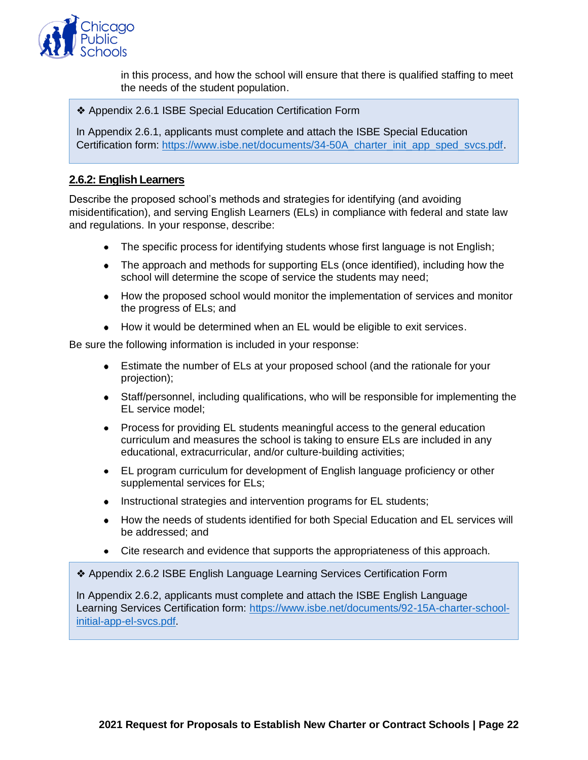in this process, and how the school will ensure that there is qualified staffing to meet the needs of the student population.

> ❖ Appendix 2.6.1 ISBE Special Education Certification Form
>
> In Appendix 2.6.1, applicants must complete and attach the ISBE Special Education Certification form: https://www.isbe.net/documents/34-50A_charter_init_app_sped_svcs.pdf.

### 2.6.2: English Learners

Describe the proposed school's methods and strategies for identifying (and avoiding misidentification), and serving English Learners (ELs) in compliance with federal and state law and regulations. In your response, describe:

- The specific process for identifying students whose first language is not English;
- The approach and methods for supporting ELs (once identified), including how the school will determine the scope of service the students may need;
- How the proposed school would monitor the implementation of services and monitor the progress of ELs; and
- How it would be determined when an EL would be eligible to exit services.

Be sure the following information is included in your response:

- Estimate the number of ELs at your proposed school (and the rationale for your projection);
- Staff/personnel, including qualifications, who will be responsible for implementing the EL service model;
- Process for providing EL students meaningful access to the general education curriculum and measures the school is taking to ensure ELs are included in any educational, extracurricular, and/or culture-building activities;
- EL program curriculum for development of English language proficiency or other supplemental services for ELs;
- Instructional strategies and intervention programs for EL students;
- How the needs of students identified for both Special Education and EL services will be addressed; and
- Cite research and evidence that supports the appropriateness of this approach.

> ❖ Appendix 2.6.2 ISBE English Language Learning Services Certification Form
>
> In Appendix 2.6.2, applicants must complete and attach the ISBE English Language Learning Services Certification form: https://www.isbe.net/documents/92-15A-charter-school-initial-app-el-svcs.pdf.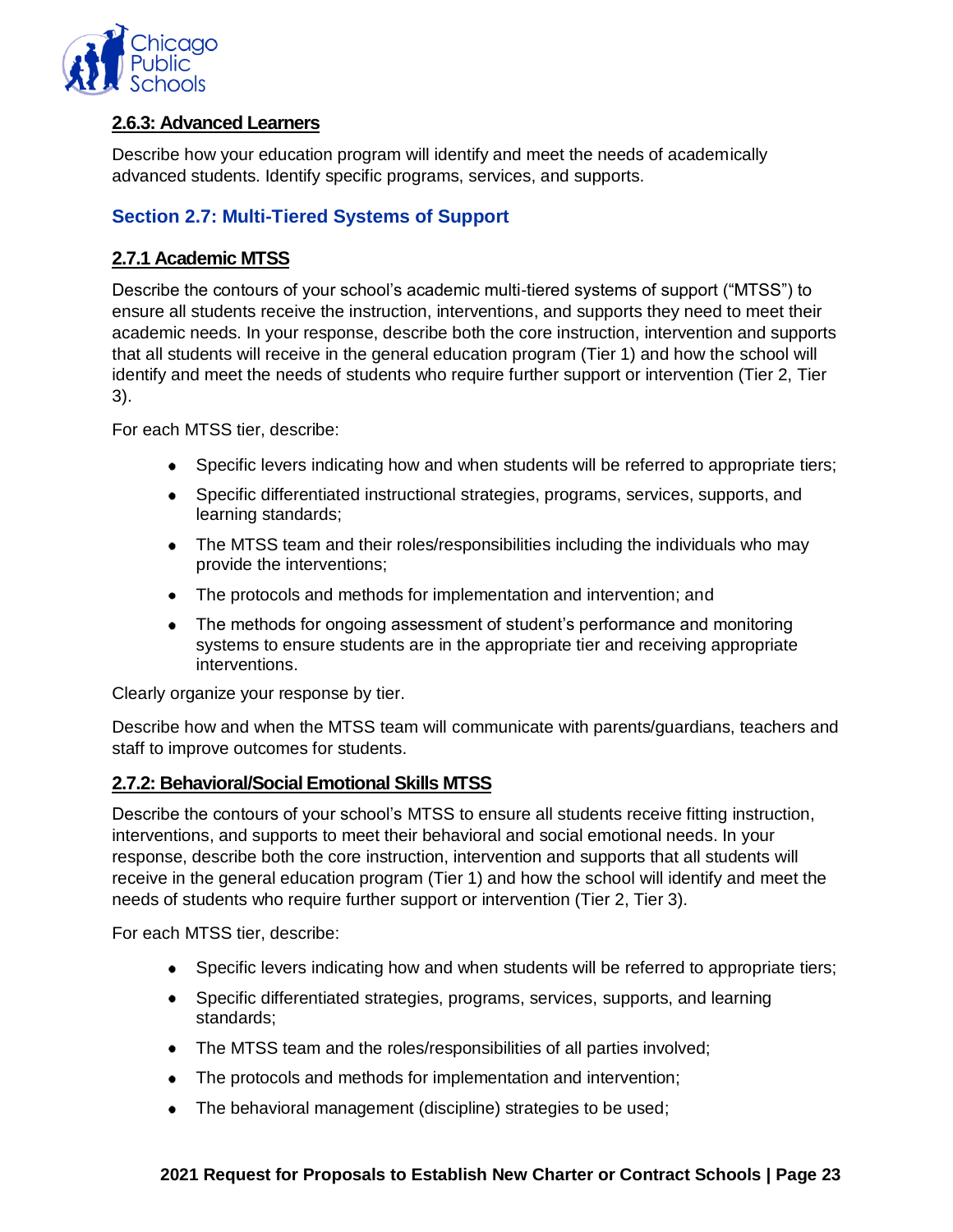### 2.6.3: Advanced Learners

Describe how your education program will identify and meet the needs of academically advanced students. Identify specific programs, services, and supports.

## Section 2.7: Multi-Tiered Systems of Support

### 2.7.1 Academic MTSS

Describe the contours of your school's academic multi-tiered systems of support ("MTSS") to ensure all students receive the instruction, interventions, and supports they need to meet their academic needs. In your response, describe both the core instruction, intervention and supports that all students will receive in the general education program (Tier 1) and how the school will identify and meet the needs of students who require further support or intervention (Tier 2, Tier 3).

For each MTSS tier, describe:

- Specific levers indicating how and when students will be referred to appropriate tiers;
- Specific differentiated instructional strategies, programs, services, supports, and learning standards;
- The MTSS team and their roles/responsibilities including the individuals who may provide the interventions;
- The protocols and methods for implementation and intervention; and
- The methods for ongoing assessment of student's performance and monitoring systems to ensure students are in the appropriate tier and receiving appropriate interventions.

Clearly organize your response by tier.

Describe how and when the MTSS team will communicate with parents/guardians, teachers and staff to improve outcomes for students.

### 2.7.2: Behavioral/Social Emotional Skills MTSS

Describe the contours of your school's MTSS to ensure all students receive fitting instruction, interventions, and supports to meet their behavioral and social emotional needs. In your response, describe both the core instruction, intervention and supports that all students will receive in the general education program (Tier 1) and how the school will identify and meet the needs of students who require further support or intervention (Tier 2, Tier 3).

For each MTSS tier, describe:

- Specific levers indicating how and when students will be referred to appropriate tiers;
- Specific differentiated strategies, programs, services, supports, and learning standards;
- The MTSS team and the roles/responsibilities of all parties involved;
- The protocols and methods for implementation and intervention;
- The behavioral management (discipline) strategies to be used;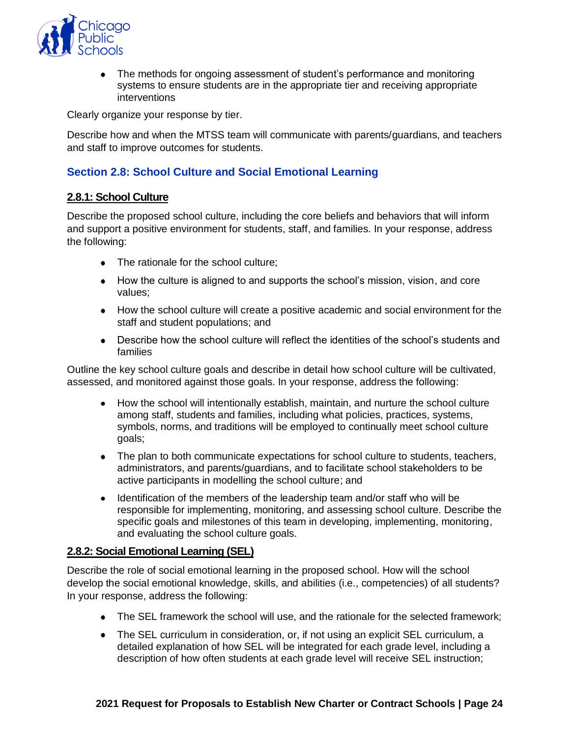- The methods for ongoing assessment of student's performance and monitoring systems to ensure students are in the appropriate tier and receiving appropriate interventions

Clearly organize your response by tier.

Describe how and when the MTSS team will communicate with parents/guardians, and teachers and staff to improve outcomes for students.

## Section 2.8: School Culture and Social Emotional Learning

### 2.8.1: School Culture

Describe the proposed school culture, including the core beliefs and behaviors that will inform and support a positive environment for students, staff, and families. In your response, address the following:

- The rationale for the school culture;
- How the culture is aligned to and supports the school's mission, vision, and core values;
- How the school culture will create a positive academic and social environment for the staff and student populations; and
- Describe how the school culture will reflect the identities of the school's students and families

Outline the key school culture goals and describe in detail how school culture will be cultivated, assessed, and monitored against those goals. In your response, address the following:

- How the school will intentionally establish, maintain, and nurture the school culture among staff, students and families, including what policies, practices, systems, symbols, norms, and traditions will be employed to continually meet school culture goals;
- The plan to both communicate expectations for school culture to students, teachers, administrators, and parents/guardians, and to facilitate school stakeholders to be active participants in modelling the school culture; and
- Identification of the members of the leadership team and/or staff who will be responsible for implementing, monitoring, and assessing school culture. Describe the specific goals and milestones of this team in developing, implementing, monitoring, and evaluating the school culture goals.

### 2.8.2: Social Emotional Learning (SEL)

Describe the role of social emotional learning in the proposed school. How will the school develop the social emotional knowledge, skills, and abilities (i.e., competencies) of all students? In your response, address the following:

- The SEL framework the school will use, and the rationale for the selected framework;
- The SEL curriculum in consideration, or, if not using an explicit SEL curriculum, a detailed explanation of how SEL will be integrated for each grade level, including a description of how often students at each grade level will receive SEL instruction;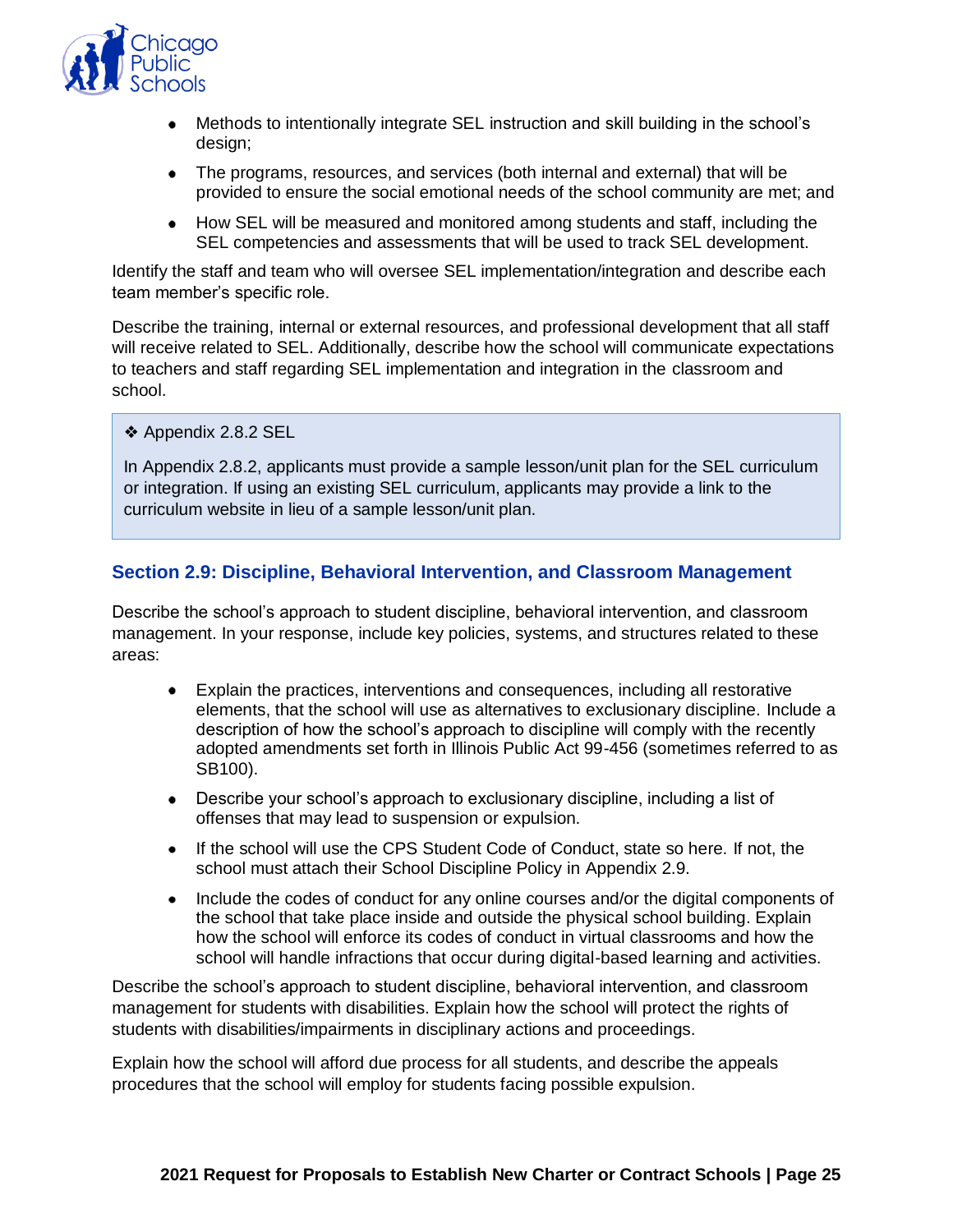- Methods to intentionally integrate SEL instruction and skill building in the school's design;
- The programs, resources, and services (both internal and external) that will be provided to ensure the social emotional needs of the school community are met; and
- How SEL will be measured and monitored among students and staff, including the SEL competencies and assessments that will be used to track SEL development.

Identify the staff and team who will oversee SEL implementation/integration and describe each team member's specific role.

Describe the training, internal or external resources, and professional development that all staff will receive related to SEL. Additionally, describe how the school will communicate expectations to teachers and staff regarding SEL implementation and integration in the classroom and school.

> ❖ Appendix 2.8.2 SEL
>
> In Appendix 2.8.2, applicants must provide a sample lesson/unit plan for the SEL curriculum or integration. If using an existing SEL curriculum, applicants may provide a link to the curriculum website in lieu of a sample lesson/unit plan.

### Section 2.9: Discipline, Behavioral Intervention, and Classroom Management

Describe the school's approach to student discipline, behavioral intervention, and classroom management. In your response, include key policies, systems, and structures related to these areas:

- Explain the practices, interventions and consequences, including all restorative elements, that the school will use as alternatives to exclusionary discipline. Include a description of how the school's approach to discipline will comply with the recently adopted amendments set forth in Illinois Public Act 99-456 (sometimes referred to as SB100).
- Describe your school's approach to exclusionary discipline, including a list of offenses that may lead to suspension or expulsion.
- If the school will use the CPS Student Code of Conduct, state so here. If not, the school must attach their School Discipline Policy in Appendix 2.9.
- Include the codes of conduct for any online courses and/or the digital components of the school that take place inside and outside the physical school building. Explain how the school will enforce its codes of conduct in virtual classrooms and how the school will handle infractions that occur during digital-based learning and activities.

Describe the school's approach to student discipline, behavioral intervention, and classroom management for students with disabilities. Explain how the school will protect the rights of students with disabilities/impairments in disciplinary actions and proceedings.

Explain how the school will afford due process for all students, and describe the appeals procedures that the school will employ for students facing possible expulsion.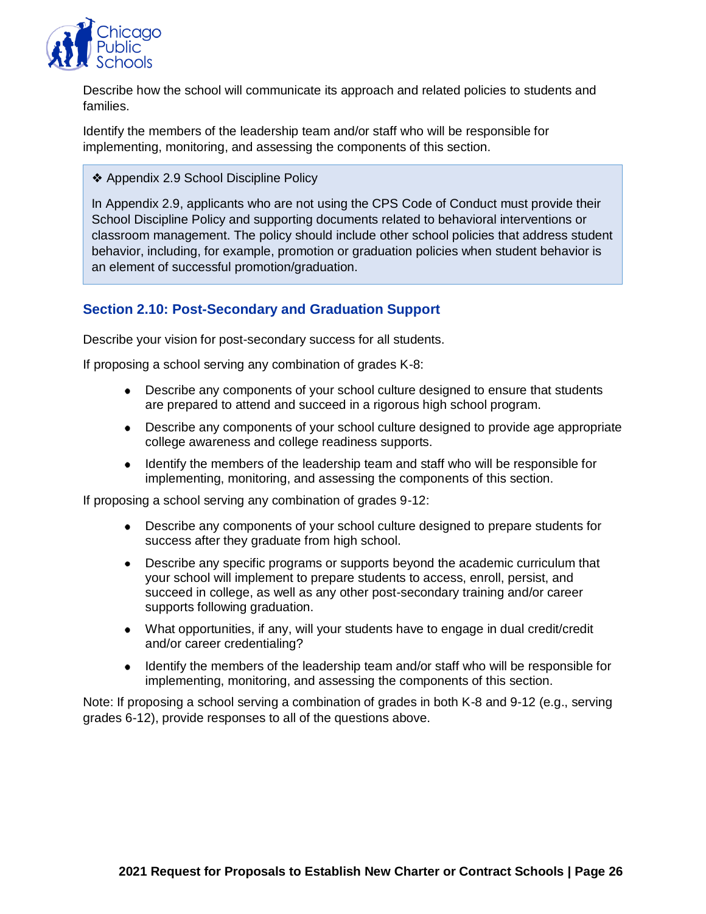Describe how the school will communicate its approach and related policies to students and families.

Identify the members of the leadership team and/or staff who will be responsible for implementing, monitoring, and assessing the components of this section.

> ❖ Appendix 2.9 School Discipline Policy
>
> In Appendix 2.9, applicants who are not using the CPS Code of Conduct must provide their School Discipline Policy and supporting documents related to behavioral interventions or classroom management. The policy should include other school policies that address student behavior, including, for example, promotion or graduation policies when student behavior is an element of successful promotion/graduation.

### Section 2.10: Post-Secondary and Graduation Support

Describe your vision for post-secondary success for all students.

If proposing a school serving any combination of grades K-8:

- Describe any components of your school culture designed to ensure that students are prepared to attend and succeed in a rigorous high school program.
- Describe any components of your school culture designed to provide age appropriate college awareness and college readiness supports.
- Identify the members of the leadership team and staff who will be responsible for implementing, monitoring, and assessing the components of this section.

If proposing a school serving any combination of grades 9-12:

- Describe any components of your school culture designed to prepare students for success after they graduate from high school.
- Describe any specific programs or supports beyond the academic curriculum that your school will implement to prepare students to access, enroll, persist, and succeed in college, as well as any other post-secondary training and/or career supports following graduation.
- What opportunities, if any, will your students have to engage in dual credit/credit and/or career credentialing?
- Identify the members of the leadership team and/or staff who will be responsible for implementing, monitoring, and assessing the components of this section.

Note: If proposing a school serving a combination of grades in both K-8 and 9-12 (e.g., serving grades 6-12), provide responses to all of the questions above.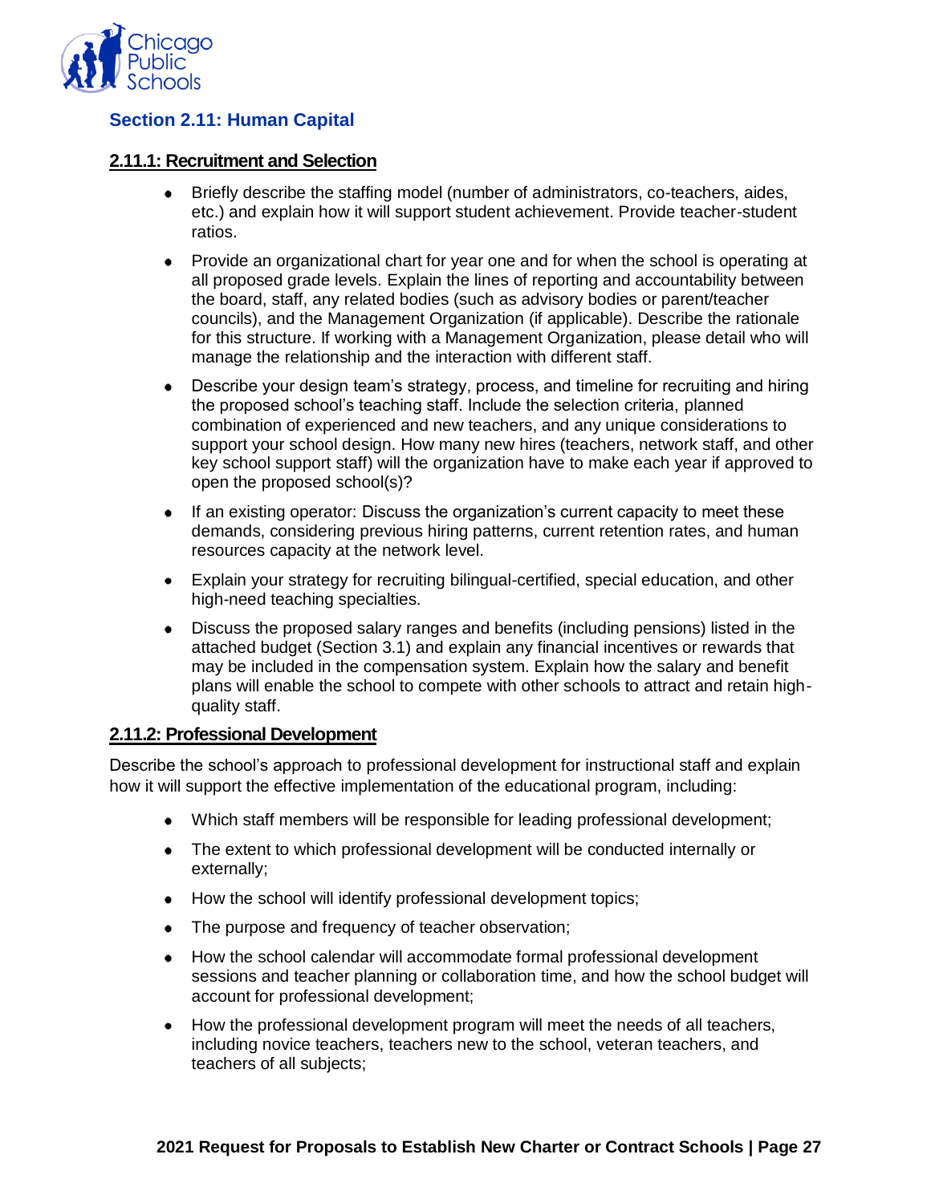## Section 2.11: Human Capital

### 2.11.1: Recruitment and Selection

- Briefly describe the staffing model (number of administrators, co-teachers, aides, etc.) and explain how it will support student achievement. Provide teacher-student ratios.
- Provide an organizational chart for year one and for when the school is operating at all proposed grade levels. Explain the lines of reporting and accountability between the board, staff, any related bodies (such as advisory bodies or parent/teacher councils), and the Management Organization (if applicable). Describe the rationale for this structure. If working with a Management Organization, please detail who will manage the relationship and the interaction with different staff.
- Describe your design team's strategy, process, and timeline for recruiting and hiring the proposed school's teaching staff. Include the selection criteria, planned combination of experienced and new teachers, and any unique considerations to support your school design. How many new hires (teachers, network staff, and other key school support staff) will the organization have to make each year if approved to open the proposed school(s)?
- If an existing operator: Discuss the organization's current capacity to meet these demands, considering previous hiring patterns, current retention rates, and human resources capacity at the network level.
- Explain your strategy for recruiting bilingual-certified, special education, and other high-need teaching specialties.
- Discuss the proposed salary ranges and benefits (including pensions) listed in the attached budget (Section 3.1) and explain any financial incentives or rewards that may be included in the compensation system. Explain how the salary and benefit plans will enable the school to compete with other schools to attract and retain high-quality staff.

### 2.11.2: Professional Development

Describe the school's approach to professional development for instructional staff and explain how it will support the effective implementation of the educational program, including:

- Which staff members will be responsible for leading professional development;
- The extent to which professional development will be conducted internally or externally;
- How the school will identify professional development topics;
- The purpose and frequency of teacher observation;
- How the school calendar will accommodate formal professional development sessions and teacher planning or collaboration time, and how the school budget will account for professional development;
- How the professional development program will meet the needs of all teachers, including novice teachers, teachers new to the school, veteran teachers, and teachers of all subjects;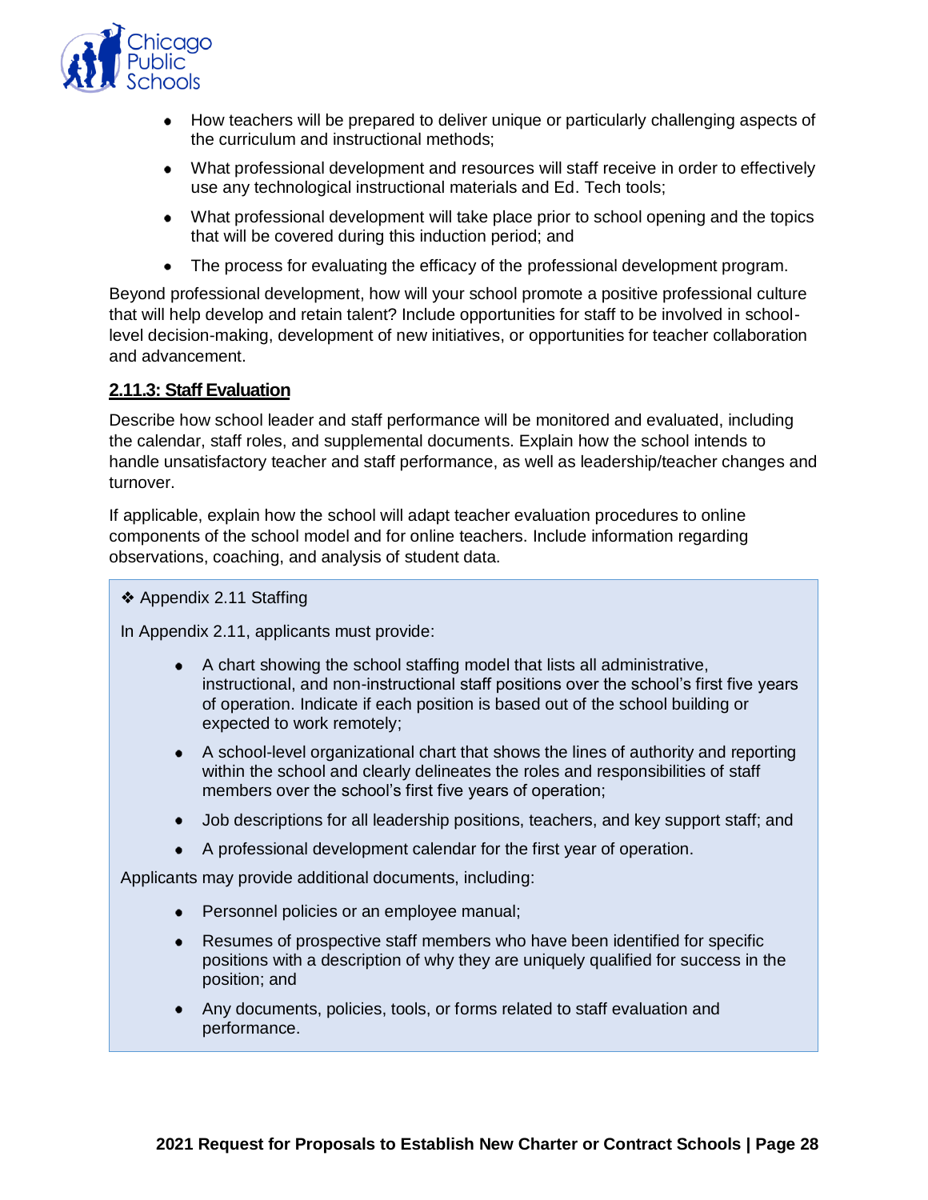- How teachers will be prepared to deliver unique or particularly challenging aspects of the curriculum and instructional methods;
- What professional development and resources will staff receive in order to effectively use any technological instructional materials and Ed. Tech tools;
- What professional development will take place prior to school opening and the topics that will be covered during this induction period; and
- The process for evaluating the efficacy of the professional development program.

Beyond professional development, how will your school promote a positive professional culture that will help develop and retain talent? Include opportunities for staff to be involved in school-level decision-making, development of new initiatives, or opportunities for teacher collaboration and advancement.

### 2.11.3: Staff Evaluation

Describe how school leader and staff performance will be monitored and evaluated, including the calendar, staff roles, and supplemental documents. Explain how the school intends to handle unsatisfactory teacher and staff performance, as well as leadership/teacher changes and turnover.

If applicable, explain how the school will adapt teacher evaluation procedures to online components of the school model and for online teachers. Include information regarding observations, coaching, and analysis of student data.

❖ Appendix 2.11 Staffing

In Appendix 2.11, applicants must provide:

- A chart showing the school staffing model that lists all administrative, instructional, and non-instructional staff positions over the school's first five years of operation. Indicate if each position is based out of the school building or expected to work remotely;
- A school-level organizational chart that shows the lines of authority and reporting within the school and clearly delineates the roles and responsibilities of staff members over the school's first five years of operation;
- Job descriptions for all leadership positions, teachers, and key support staff; and
- A professional development calendar for the first year of operation.

Applicants may provide additional documents, including:

- Personnel policies or an employee manual;
- Resumes of prospective staff members who have been identified for specific positions with a description of why they are uniquely qualified for success in the position; and
- Any documents, policies, tools, or forms related to staff evaluation and performance.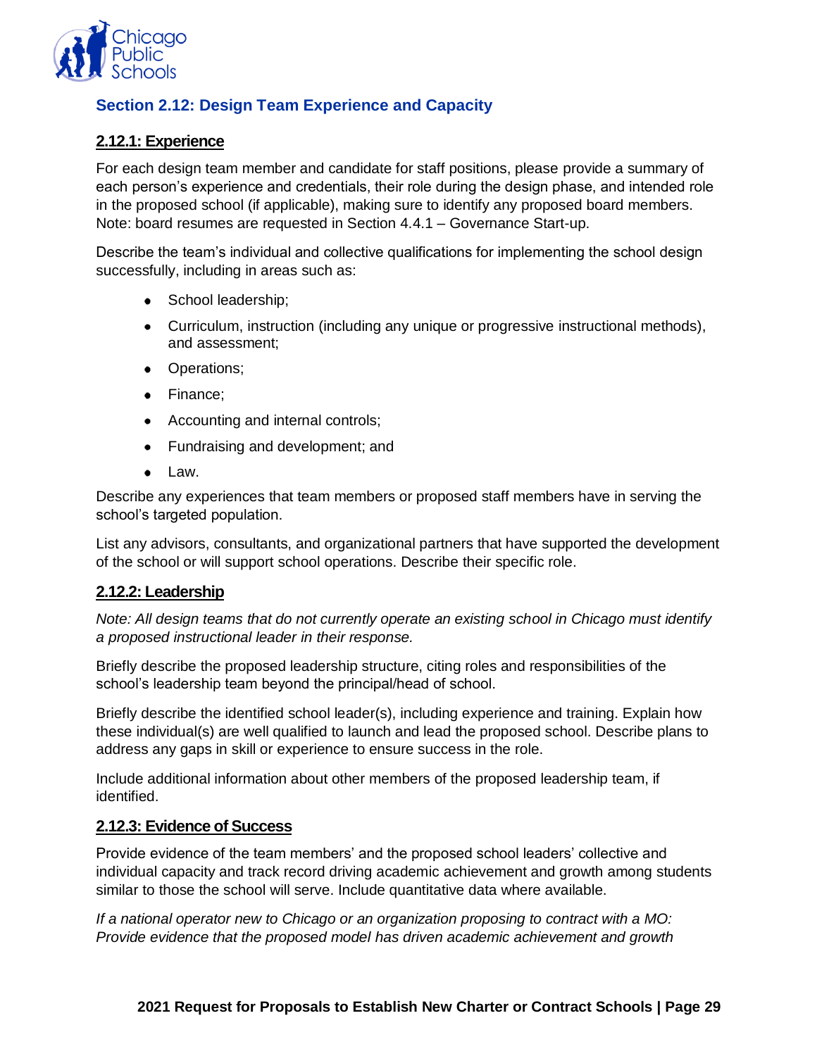## Section 2.12: Design Team Experience and Capacity

### 2.12.1: Experience

For each design team member and candidate for staff positions, please provide a summary of each person's experience and credentials, their role during the design phase, and intended role in the proposed school (if applicable), making sure to identify any proposed board members. Note: board resumes are requested in Section 4.4.1 – Governance Start-up.

Describe the team's individual and collective qualifications for implementing the school design successfully, including in areas such as:

- School leadership;
- Curriculum, instruction (including any unique or progressive instructional methods), and assessment;
- Operations;
- Finance;
- Accounting and internal controls;
- Fundraising and development; and
- Law.

Describe any experiences that team members or proposed staff members have in serving the school's targeted population.

List any advisors, consultants, and organizational partners that have supported the development of the school or will support school operations. Describe their specific role.

### 2.12.2: Leadership

*Note: All design teams that do not currently operate an existing school in Chicago must identify a proposed instructional leader in their response.*

Briefly describe the proposed leadership structure, citing roles and responsibilities of the school's leadership team beyond the principal/head of school.

Briefly describe the identified school leader(s), including experience and training. Explain how these individual(s) are well qualified to launch and lead the proposed school. Describe plans to address any gaps in skill or experience to ensure success in the role.

Include additional information about other members of the proposed leadership team, if identified.

### 2.12.3: Evidence of Success

Provide evidence of the team members' and the proposed school leaders' collective and individual capacity and track record driving academic achievement and growth among students similar to those the school will serve. Include quantitative data where available.

*If a national operator new to Chicago or an organization proposing to contract with a MO: Provide evidence that the proposed model has driven academic achievement and growth*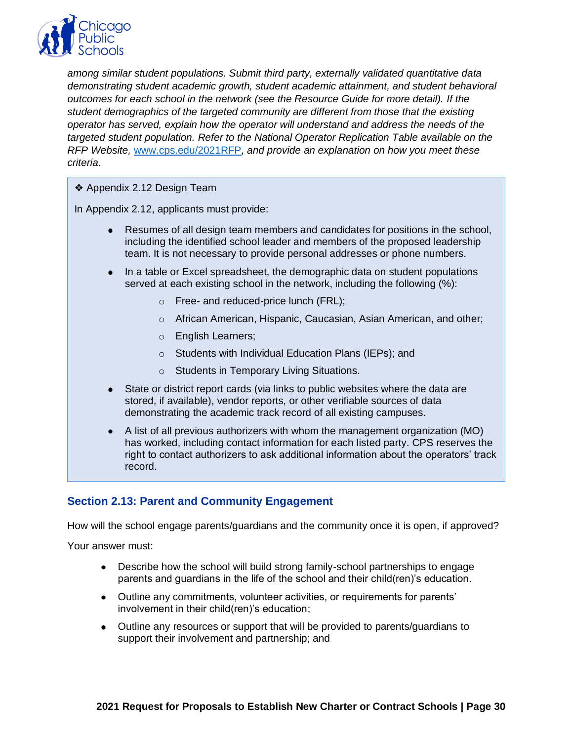*among similar student populations. Submit third party, externally validated quantitative data demonstrating student academic growth, student academic attainment, and student behavioral outcomes for each school in the network (see the Resource Guide for more detail). If the student demographics of the targeted community are different from those that the existing operator has served, explain how the operator will understand and address the needs of the targeted student population. Refer to the National Operator Replication Table available on the RFP Website,* www.cps.edu/2021RFP*, and provide an explanation on how you meet these criteria.*

❖ Appendix 2.12 Design Team

In Appendix 2.12, applicants must provide:

- Resumes of all design team members and candidates for positions in the school, including the identified school leader and members of the proposed leadership team. It is not necessary to provide personal addresses or phone numbers.
- In a table or Excel spreadsheet, the demographic data on student populations served at each existing school in the network, including the following (%):
    - Free- and reduced-price lunch (FRL);
    - African American, Hispanic, Caucasian, Asian American, and other;
    - English Learners;
    - Students with Individual Education Plans (IEPs); and
    - Students in Temporary Living Situations.
- State or district report cards (via links to public websites where the data are stored, if available), vendor reports, or other verifiable sources of data demonstrating the academic track record of all existing campuses.
- A list of all previous authorizers with whom the management organization (MO) has worked, including contact information for each listed party. CPS reserves the right to contact authorizers to ask additional information about the operators' track record.

### Section 2.13: Parent and Community Engagement

How will the school engage parents/guardians and the community once it is open, if approved?

Your answer must:

- Describe how the school will build strong family-school partnerships to engage parents and guardians in the life of the school and their child(ren)'s education.
- Outline any commitments, volunteer activities, or requirements for parents' involvement in their child(ren)'s education;
- Outline any resources or support that will be provided to parents/guardians to support their involvement and partnership; and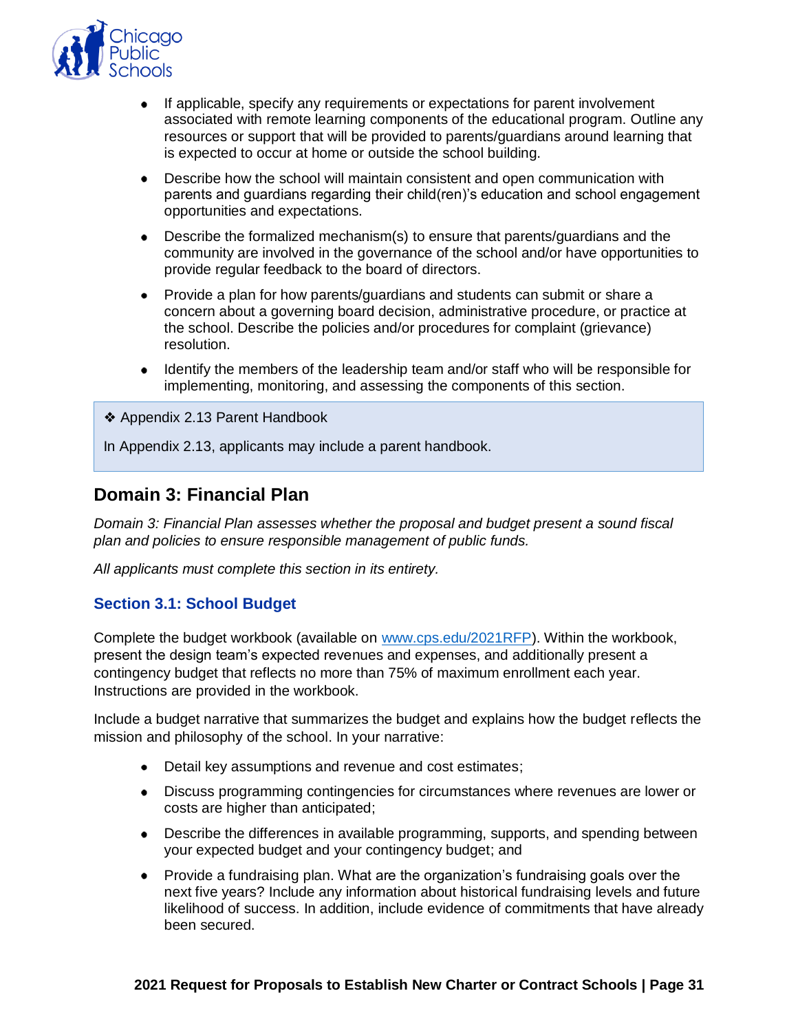- If applicable, specify any requirements or expectations for parent involvement associated with remote learning components of the educational program. Outline any resources or support that will be provided to parents/guardians around learning that is expected to occur at home or outside the school building.
- Describe how the school will maintain consistent and open communication with parents and guardians regarding their child(ren)'s education and school engagement opportunities and expectations.
- Describe the formalized mechanism(s) to ensure that parents/guardians and the community are involved in the governance of the school and/or have opportunities to provide regular feedback to the board of directors.
- Provide a plan for how parents/guardians and students can submit or share a concern about a governing board decision, administrative procedure, or practice at the school. Describe the policies and/or procedures for complaint (grievance) resolution.
- Identify the members of the leadership team and/or staff who will be responsible for implementing, monitoring, and assessing the components of this section.

> ❖ Appendix 2.13 Parent Handbook
>
> In Appendix 2.13, applicants may include a parent handbook.

## Domain 3: Financial Plan

*Domain 3: Financial Plan assesses whether the proposal and budget present a sound fiscal plan and policies to ensure responsible management of public funds.*

*All applicants must complete this section in its entirety.*

### Section 3.1: School Budget

Complete the budget workbook (available on [www.cps.edu/2021RFP](www.cps.edu/2021RFP)). Within the workbook, present the design team's expected revenues and expenses, and additionally present a contingency budget that reflects no more than 75% of maximum enrollment each year. Instructions are provided in the workbook.

Include a budget narrative that summarizes the budget and explains how the budget reflects the mission and philosophy of the school. In your narrative:

- Detail key assumptions and revenue and cost estimates;
- Discuss programming contingencies for circumstances where revenues are lower or costs are higher than anticipated;
- Describe the differences in available programming, supports, and spending between your expected budget and your contingency budget; and
- Provide a fundraising plan. What are the organization's fundraising goals over the next five years? Include any information about historical fundraising levels and future likelihood of success. In addition, include evidence of commitments that have already been secured.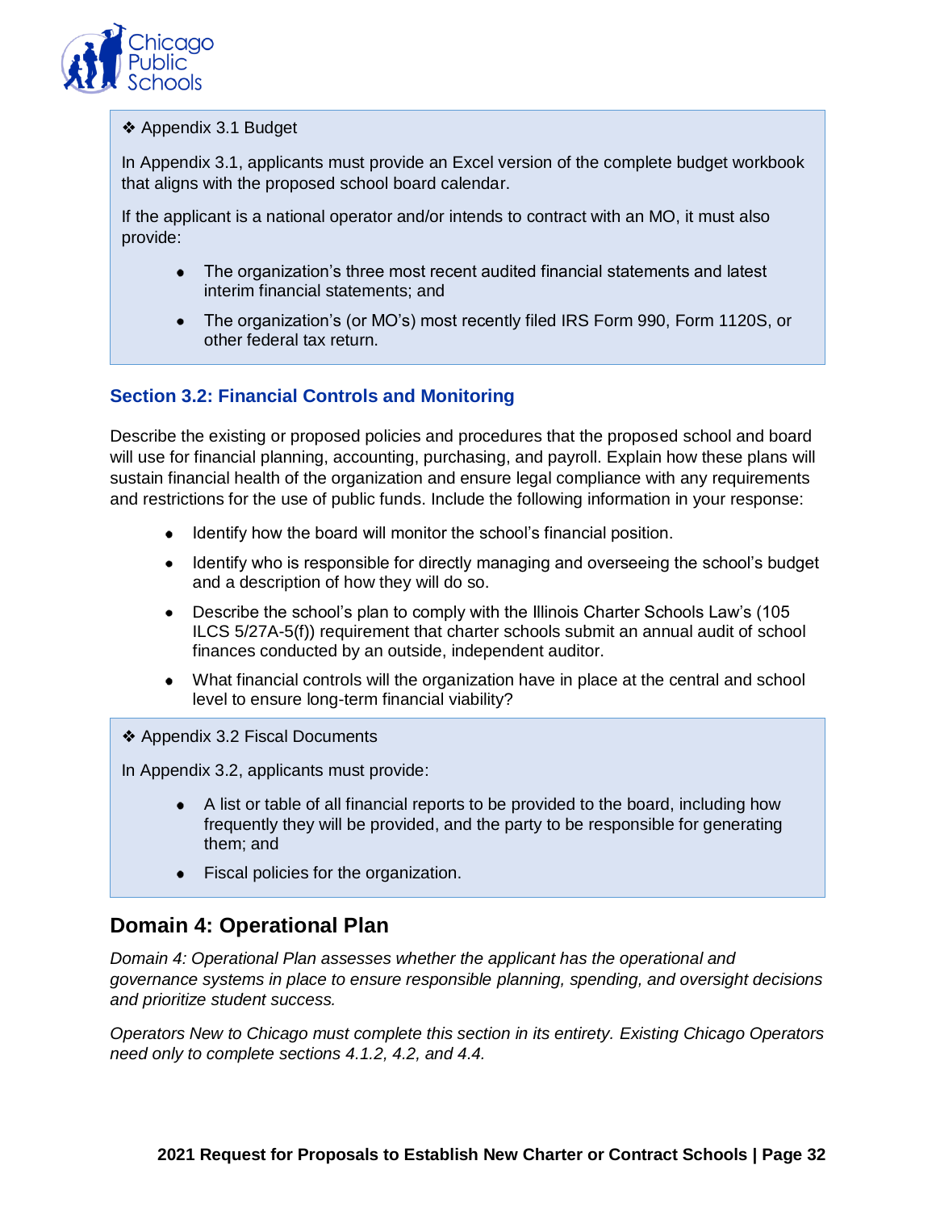❖ Appendix 3.1 Budget

In Appendix 3.1, applicants must provide an Excel version of the complete budget workbook that aligns with the proposed school board calendar.

If the applicant is a national operator and/or intends to contract with an MO, it must also provide:

- The organization's three most recent audited financial statements and latest interim financial statements; and
- The organization's (or MO's) most recently filed IRS Form 990, Form 1120S, or other federal tax return.

### Section 3.2: Financial Controls and Monitoring

Describe the existing or proposed policies and procedures that the proposed school and board will use for financial planning, accounting, purchasing, and payroll. Explain how these plans will sustain financial health of the organization and ensure legal compliance with any requirements and restrictions for the use of public funds. Include the following information in your response:

- Identify how the board will monitor the school's financial position.
- Identify who is responsible for directly managing and overseeing the school's budget and a description of how they will do so.
- Describe the school's plan to comply with the Illinois Charter Schools Law's (105 ILCS 5/27A-5(f)) requirement that charter schools submit an annual audit of school finances conducted by an outside, independent auditor.
- What financial controls will the organization have in place at the central and school level to ensure long-term financial viability?

❖ Appendix 3.2 Fiscal Documents

In Appendix 3.2, applicants must provide:

- A list or table of all financial reports to be provided to the board, including how frequently they will be provided, and the party to be responsible for generating them; and
- Fiscal policies for the organization.

## Domain 4: Operational Plan

*Domain 4: Operational Plan assesses whether the applicant has the operational and governance systems in place to ensure responsible planning, spending, and oversight decisions and prioritize student success.*

*Operators New to Chicago must complete this section in its entirety. Existing Chicago Operators need only to complete sections 4.1.2, 4.2, and 4.4.*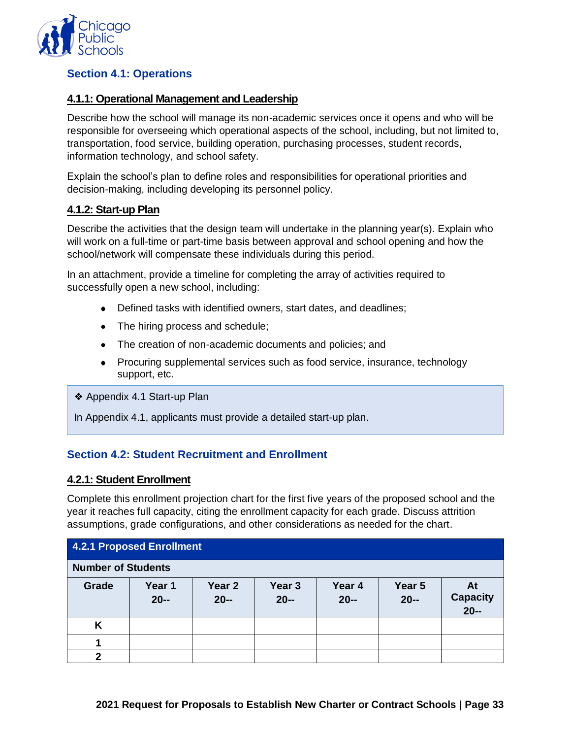## Section 4.1: Operations

### 4.1.1: Operational Management and Leadership

Describe how the school will manage its non-academic services once it opens and who will be responsible for overseeing which operational aspects of the school, including, but not limited to, transportation, food service, building operation, purchasing processes, student records, information technology, and school safety.

Explain the school's plan to define roles and responsibilities for operational priorities and decision-making, including developing its personnel policy.

### 4.1.2: Start-up Plan

Describe the activities that the design team will undertake in the planning year(s). Explain who will work on a full-time or part-time basis between approval and school opening and how the school/network will compensate these individuals during this period.

In an attachment, provide a timeline for completing the array of activities required to successfully open a new school, including:

- Defined tasks with identified owners, start dates, and deadlines;
- The hiring process and schedule;
- The creation of non-academic documents and policies; and
- Procuring supplemental services such as food service, insurance, technology support, etc.

❖ Appendix 4.1 Start-up Plan

In Appendix 4.1, applicants must provide a detailed start-up plan.

## Section 4.2: Student Recruitment and Enrollment

### 4.2.1: Student Enrollment

Complete this enrollment projection chart for the first five years of the proposed school and the year it reaches full capacity, citing the enrollment capacity for each grade. Discuss attrition assumptions, grade configurations, and other considerations as needed for the chart.

| **4.2.1 Proposed Enrollment** | | | | | | |
|---|---|---|---|---|---|---|
| **Number of Students** | | | | | | |
| **Grade** | **Year 1 20--** | **Year 2 20--** | **Year 3 20--** | **Year 4 20--** | **Year 5 20--** | **At Capacity 20--** |
| **K** | | | | | | |
| **1** | | | | | | |
| **2** | | | | | | |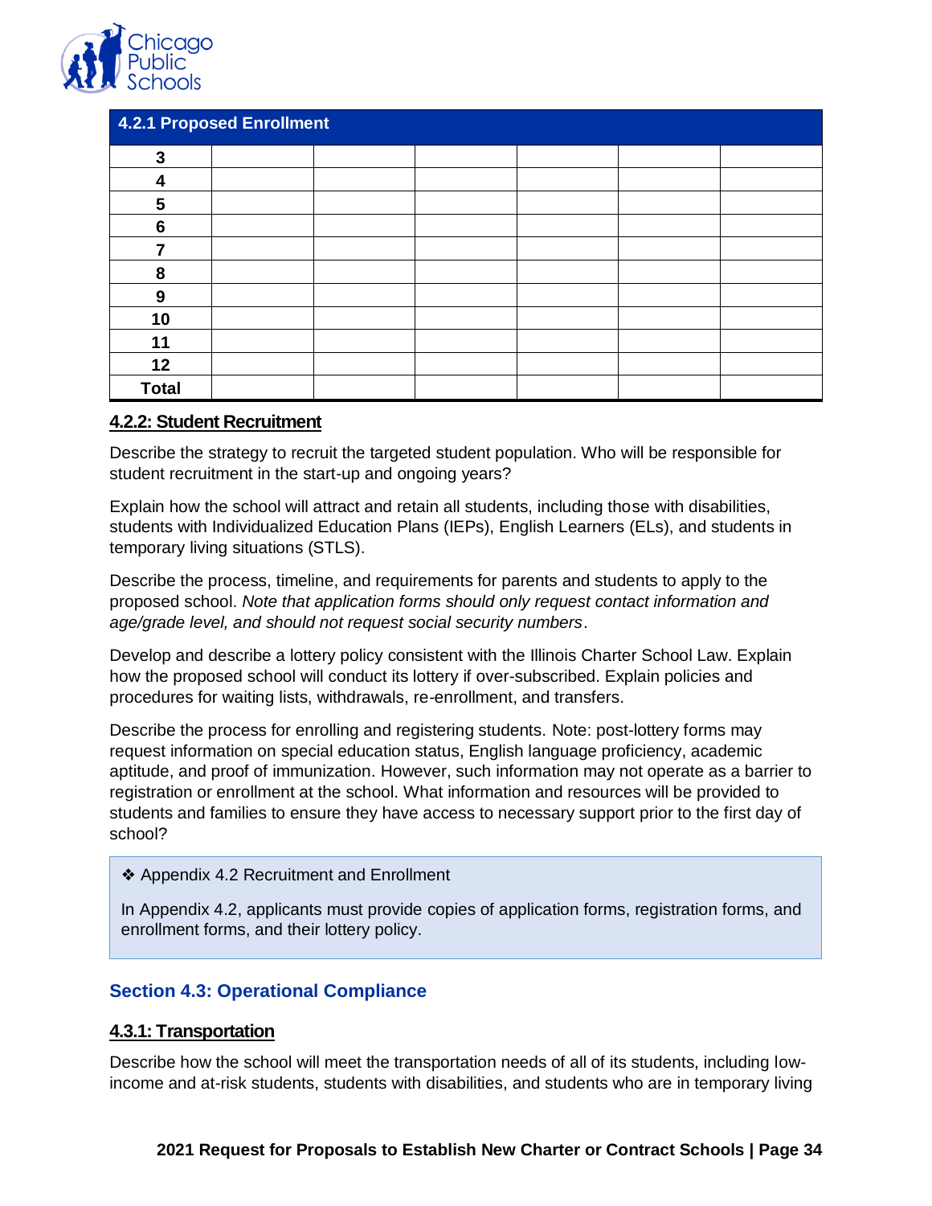| 4.2.1 Proposed Enrollment | | | | | | |
|---|---|---|---|---|---|---|
| **3** | | | | | | |
| **4** | | | | | | |
| **5** | | | | | | |
| **6** | | | | | | |
| **7** | | | | | | |
| **8** | | | | | | |
| **9** | | | | | | |
| **10** | | | | | | |
| **11** | | | | | | |
| **12** | | | | | | |
| **Total** | | | | | | |

#### 4.2.2: Student Recruitment

Describe the strategy to recruit the targeted student population. Who will be responsible for student recruitment in the start-up and ongoing years?

Explain how the school will attract and retain all students, including those with disabilities, students with Individualized Education Plans (IEPs), English Learners (ELs), and students in temporary living situations (STLS).

Describe the process, timeline, and requirements for parents and students to apply to the proposed school. *Note that application forms should only request contact information and age/grade level, and should not request social security numbers*.

Develop and describe a lottery policy consistent with the Illinois Charter School Law. Explain how the proposed school will conduct its lottery if over-subscribed. Explain policies and procedures for waiting lists, withdrawals, re-enrollment, and transfers.

Describe the process for enrolling and registering students. Note: post-lottery forms may request information on special education status, English language proficiency, academic aptitude, and proof of immunization. However, such information may not operate as a barrier to registration or enrollment at the school. What information and resources will be provided to students and families to ensure they have access to necessary support prior to the first day of school?

> ❖ Appendix 4.2 Recruitment and Enrollment
>
> In Appendix 4.2, applicants must provide copies of application forms, registration forms, and enrollment forms, and their lottery policy.

### Section 4.3: Operational Compliance

#### 4.3.1: Transportation

Describe how the school will meet the transportation needs of all of its students, including low-income and at-risk students, students with disabilities, and students who are in temporary living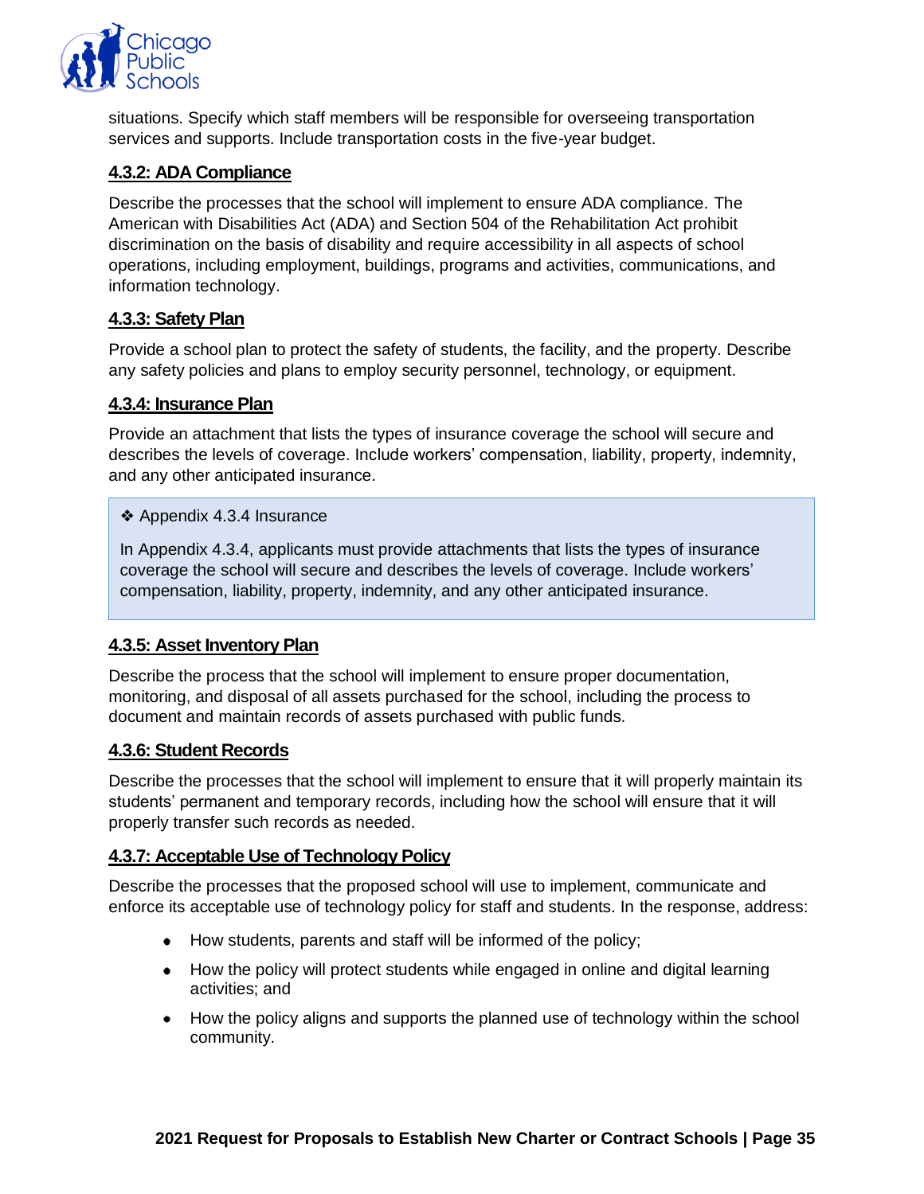situations. Specify which staff members will be responsible for overseeing transportation services and supports. Include transportation costs in the five-year budget.

#### 4.3.2: ADA Compliance

Describe the processes that the school will implement to ensure ADA compliance. The American with Disabilities Act (ADA) and Section 504 of the Rehabilitation Act prohibit discrimination on the basis of disability and require accessibility in all aspects of school operations, including employment, buildings, programs and activities, communications, and information technology.

#### 4.3.3: Safety Plan

Provide a school plan to protect the safety of students, the facility, and the property. Describe any safety policies and plans to employ security personnel, technology, or equipment.

#### 4.3.4: Insurance Plan

Provide an attachment that lists the types of insurance coverage the school will secure and describes the levels of coverage. Include workers' compensation, liability, property, indemnity, and any other anticipated insurance.

> ❖ Appendix 4.3.4 Insurance
>
> In Appendix 4.3.4, applicants must provide attachments that lists the types of insurance coverage the school will secure and describes the levels of coverage. Include workers' compensation, liability, property, indemnity, and any other anticipated insurance.

#### 4.3.5: Asset Inventory Plan

Describe the process that the school will implement to ensure proper documentation, monitoring, and disposal of all assets purchased for the school, including the process to document and maintain records of assets purchased with public funds.

#### 4.3.6: Student Records

Describe the processes that the school will implement to ensure that it will properly maintain its students' permanent and temporary records, including how the school will ensure that it will properly transfer such records as needed.

#### 4.3.7: Acceptable Use of Technology Policy

Describe the processes that the proposed school will use to implement, communicate and enforce its acceptable use of technology policy for staff and students. In the response, address:

- How students, parents and staff will be informed of the policy;
- How the policy will protect students while engaged in online and digital learning activities; and
- How the policy aligns and supports the planned use of technology within the school community.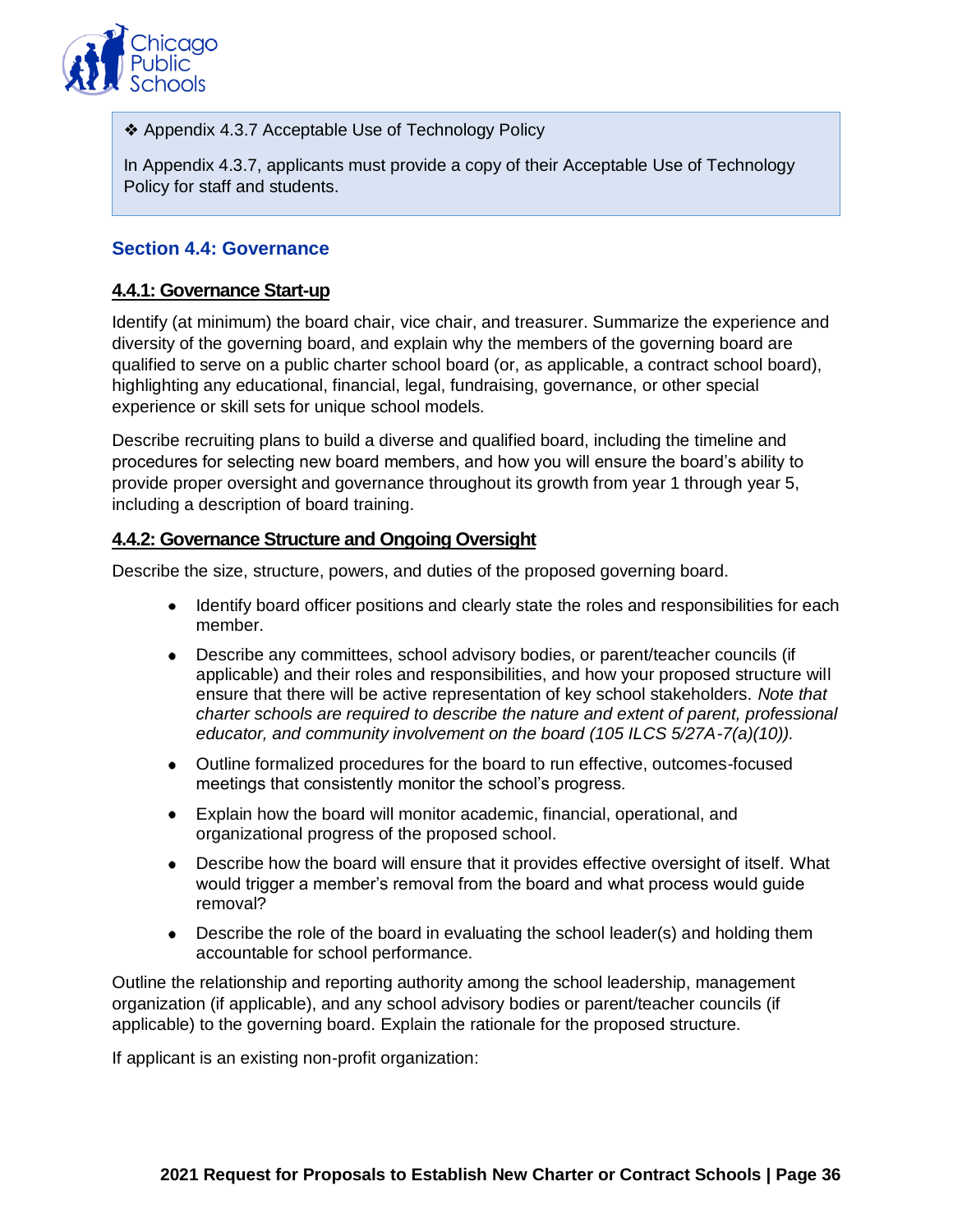❖ Appendix 4.3.7 Acceptable Use of Technology Policy

In Appendix 4.3.7, applicants must provide a copy of their Acceptable Use of Technology Policy for staff and students.

## Section 4.4: Governance

### 4.4.1: Governance Start-up

Identify (at minimum) the board chair, vice chair, and treasurer. Summarize the experience and diversity of the governing board, and explain why the members of the governing board are qualified to serve on a public charter school board (or, as applicable, a contract school board), highlighting any educational, financial, legal, fundraising, governance, or other special experience or skill sets for unique school models.

Describe recruiting plans to build a diverse and qualified board, including the timeline and procedures for selecting new board members, and how you will ensure the board's ability to provide proper oversight and governance throughout its growth from year 1 through year 5, including a description of board training.

### 4.4.2: Governance Structure and Ongoing Oversight

Describe the size, structure, powers, and duties of the proposed governing board.

- Identify board officer positions and clearly state the roles and responsibilities for each member.
- Describe any committees, school advisory bodies, or parent/teacher councils (if applicable) and their roles and responsibilities, and how your proposed structure will ensure that there will be active representation of key school stakeholders. *Note that charter schools are required to describe the nature and extent of parent, professional educator, and community involvement on the board (105 ILCS 5/27A-7(a)(10)).*
- Outline formalized procedures for the board to run effective, outcomes-focused meetings that consistently monitor the school's progress.
- Explain how the board will monitor academic, financial, operational, and organizational progress of the proposed school.
- Describe how the board will ensure that it provides effective oversight of itself. What would trigger a member's removal from the board and what process would guide removal?
- Describe the role of the board in evaluating the school leader(s) and holding them accountable for school performance.

Outline the relationship and reporting authority among the school leadership, management organization (if applicable), and any school advisory bodies or parent/teacher councils (if applicable) to the governing board. Explain the rationale for the proposed structure.

If applicant is an existing non-profit organization: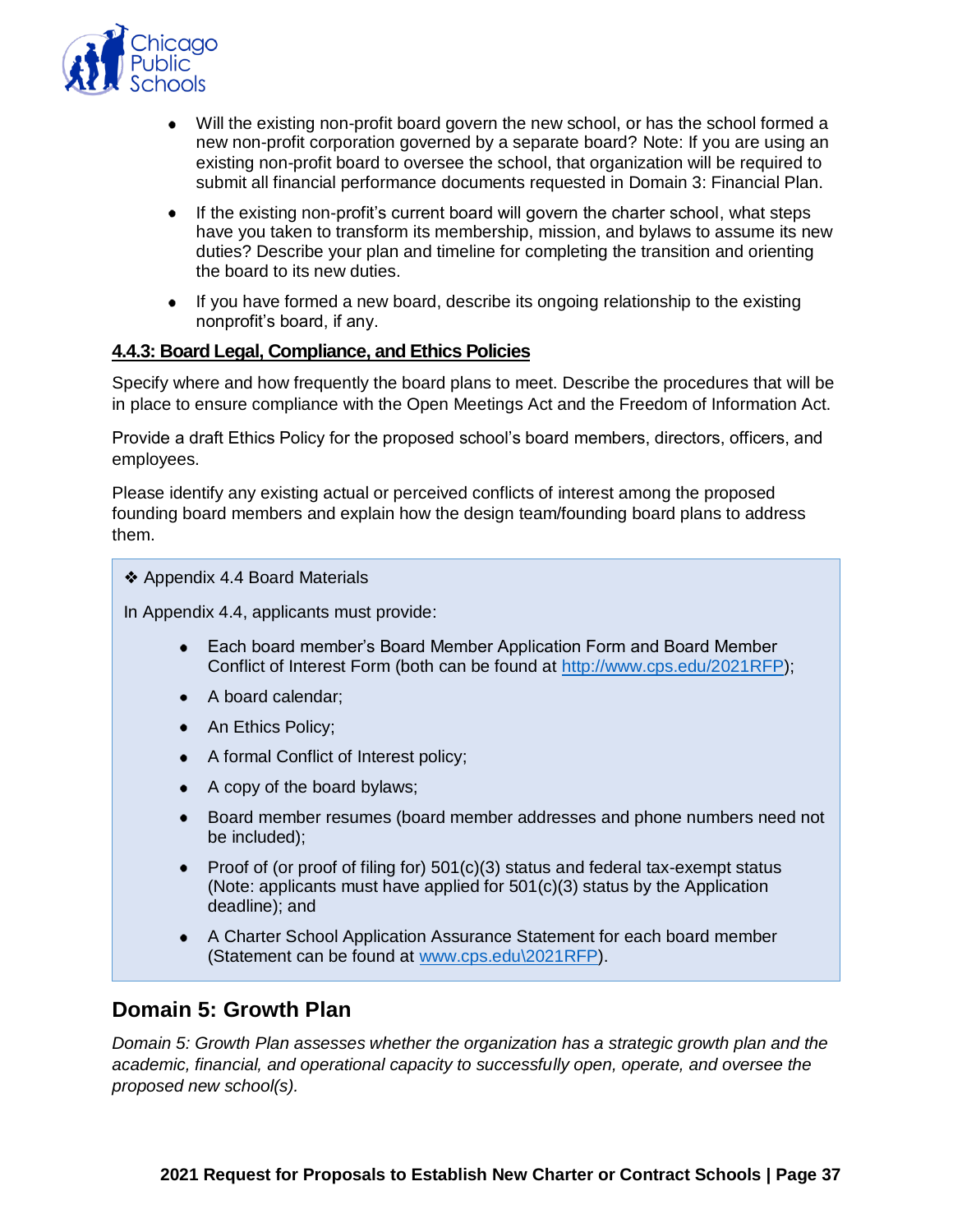- Will the existing non-profit board govern the new school, or has the school formed a new non-profit corporation governed by a separate board? Note: If you are using an existing non-profit board to oversee the school, that organization will be required to submit all financial performance documents requested in Domain 3: Financial Plan.
- If the existing non-profit's current board will govern the charter school, what steps have you taken to transform its membership, mission, and bylaws to assume its new duties? Describe your plan and timeline for completing the transition and orienting the board to its new duties.
- If you have formed a new board, describe its ongoing relationship to the existing nonprofit's board, if any.

**4.4.3: Board Legal, Compliance, and Ethics Policies**

Specify where and how frequently the board plans to meet. Describe the procedures that will be in place to ensure compliance with the Open Meetings Act and the Freedom of Information Act.

Provide a draft Ethics Policy for the proposed school's board members, directors, officers, and employees.

Please identify any existing actual or perceived conflicts of interest among the proposed founding board members and explain how the design team/founding board plans to address them.

> ❖ Appendix 4.4 Board Materials
>
> In Appendix 4.4, applicants must provide:
>
> - Each board member's Board Member Application Form and Board Member Conflict of Interest Form (both can be found at http://www.cps.edu/2021RFP);
> - A board calendar;
> - An Ethics Policy;
> - A formal Conflict of Interest policy;
> - A copy of the board bylaws;
> - Board member resumes (board member addresses and phone numbers need not be included);
> - Proof of (or proof of filing for) 501(c)(3) status and federal tax-exempt status (Note: applicants must have applied for 501(c)(3) status by the Application deadline); and
> - A Charter School Application Assurance Statement for each board member (Statement can be found at www.cps.edu\2021RFP).

## Domain 5: Growth Plan

*Domain 5: Growth Plan assesses whether the organization has a strategic growth plan and the academic, financial, and operational capacity to successfully open, operate, and oversee the proposed new school(s).*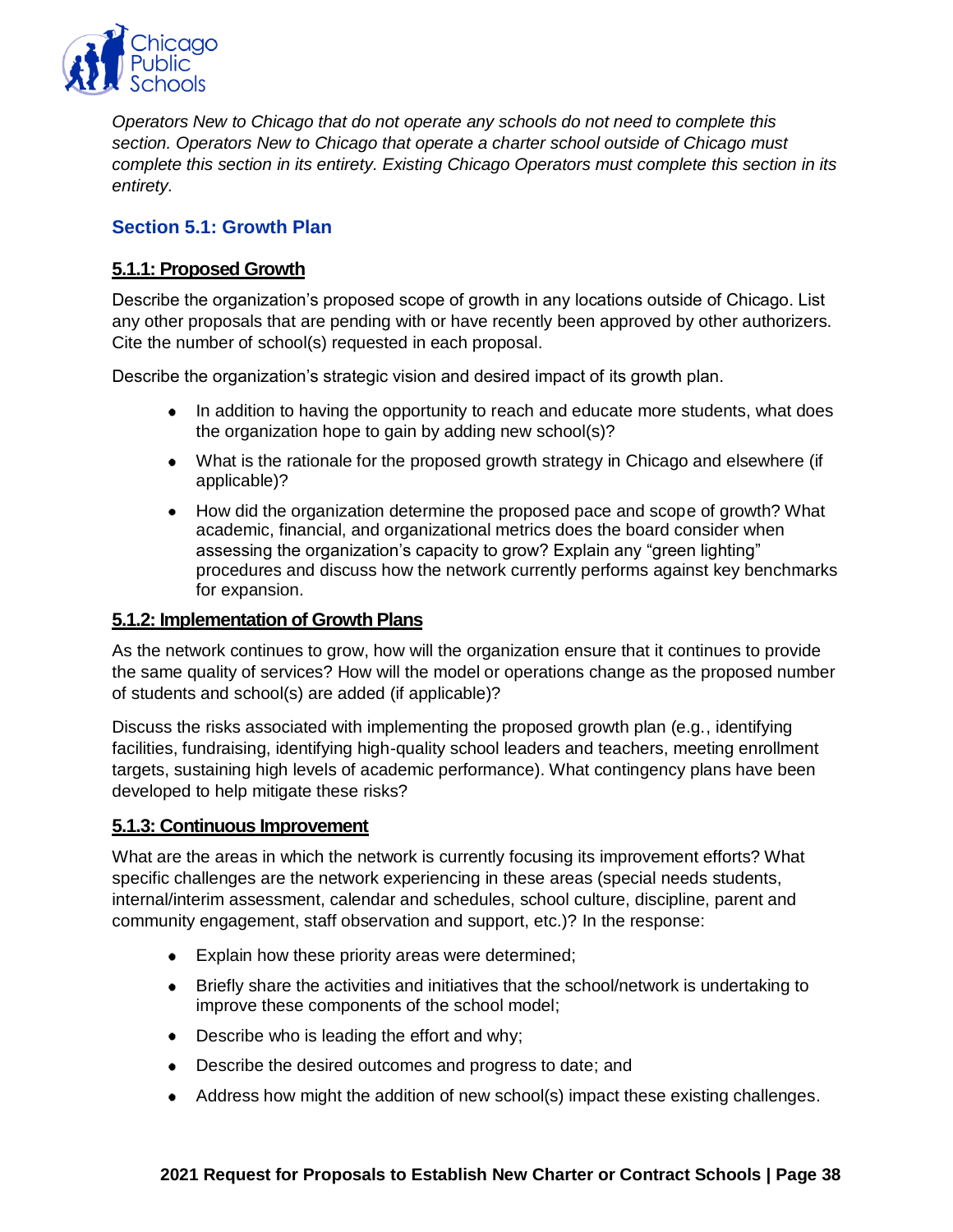*Operators New to Chicago that do not operate any schools do not need to complete this section. Operators New to Chicago that operate a charter school outside of Chicago must complete this section in its entirety. Existing Chicago Operators must complete this section in its entirety.*

## Section 5.1: Growth Plan

### 5.1.1: Proposed Growth

Describe the organization's proposed scope of growth in any locations outside of Chicago. List any other proposals that are pending with or have recently been approved by other authorizers. Cite the number of school(s) requested in each proposal.

Describe the organization's strategic vision and desired impact of its growth plan.

- In addition to having the opportunity to reach and educate more students, what does the organization hope to gain by adding new school(s)?
- What is the rationale for the proposed growth strategy in Chicago and elsewhere (if applicable)?
- How did the organization determine the proposed pace and scope of growth? What academic, financial, and organizational metrics does the board consider when assessing the organization's capacity to grow? Explain any "green lighting" procedures and discuss how the network currently performs against key benchmarks for expansion.

### 5.1.2: Implementation of Growth Plans

As the network continues to grow, how will the organization ensure that it continues to provide the same quality of services? How will the model or operations change as the proposed number of students and school(s) are added (if applicable)?

Discuss the risks associated with implementing the proposed growth plan (e.g., identifying facilities, fundraising, identifying high-quality school leaders and teachers, meeting enrollment targets, sustaining high levels of academic performance). What contingency plans have been developed to help mitigate these risks?

### 5.1.3: Continuous Improvement

What are the areas in which the network is currently focusing its improvement efforts? What specific challenges are the network experiencing in these areas (special needs students, internal/interim assessment, calendar and schedules, school culture, discipline, parent and community engagement, staff observation and support, etc.)? In the response:

- Explain how these priority areas were determined;
- Briefly share the activities and initiatives that the school/network is undertaking to improve these components of the school model;
- Describe who is leading the effort and why;
- Describe the desired outcomes and progress to date; and
- Address how might the addition of new school(s) impact these existing challenges.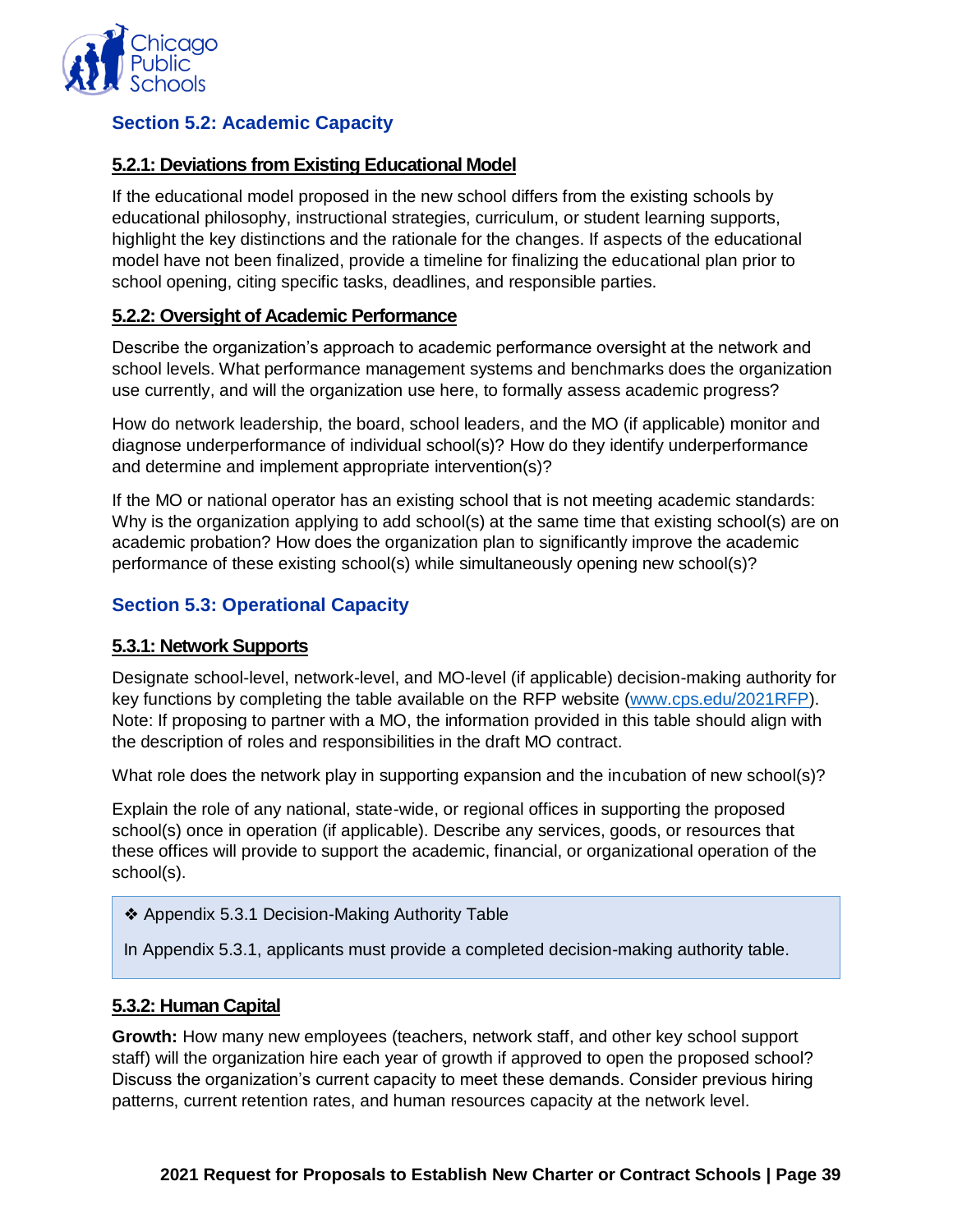## Section 5.2: Academic Capacity

### 5.2.1: Deviations from Existing Educational Model

If the educational model proposed in the new school differs from the existing schools by educational philosophy, instructional strategies, curriculum, or student learning supports, highlight the key distinctions and the rationale for the changes. If aspects of the educational model have not been finalized, provide a timeline for finalizing the educational plan prior to school opening, citing specific tasks, deadlines, and responsible parties.

### 5.2.2: Oversight of Academic Performance

Describe the organization's approach to academic performance oversight at the network and school levels. What performance management systems and benchmarks does the organization use currently, and will the organization use here, to formally assess academic progress?

How do network leadership, the board, school leaders, and the MO (if applicable) monitor and diagnose underperformance of individual school(s)? How do they identify underperformance and determine and implement appropriate intervention(s)?

If the MO or national operator has an existing school that is not meeting academic standards: Why is the organization applying to add school(s) at the same time that existing school(s) are on academic probation? How does the organization plan to significantly improve the academic performance of these existing school(s) while simultaneously opening new school(s)?

## Section 5.3: Operational Capacity

### 5.3.1: Network Supports

Designate school-level, network-level, and MO-level (if applicable) decision-making authority for key functions by completing the table available on the RFP website (www.cps.edu/2021RFP). Note: If proposing to partner with a MO, the information provided in this table should align with the description of roles and responsibilities in the draft MO contract.

What role does the network play in supporting expansion and the incubation of new school(s)?

Explain the role of any national, state-wide, or regional offices in supporting the proposed school(s) once in operation (if applicable). Describe any services, goods, or resources that these offices will provide to support the academic, financial, or organizational operation of the school(s).

> ❖ Appendix 5.3.1 Decision-Making Authority Table
>
> In Appendix 5.3.1, applicants must provide a completed decision-making authority table.

### 5.3.2: Human Capital

**Growth:** How many new employees (teachers, network staff, and other key school support staff) will the organization hire each year of growth if approved to open the proposed school? Discuss the organization's current capacity to meet these demands. Consider previous hiring patterns, current retention rates, and human resources capacity at the network level.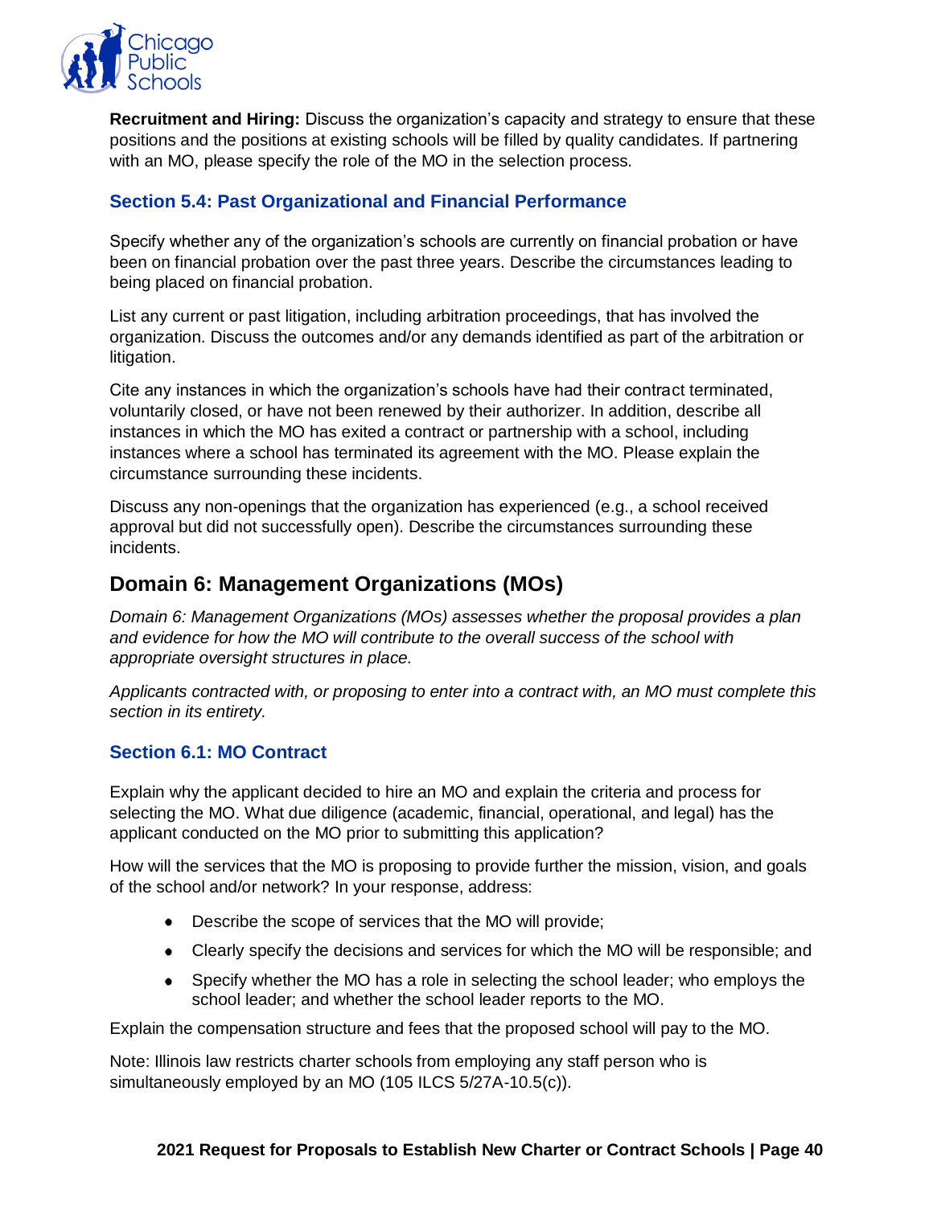**Recruitment and Hiring:** Discuss the organization's capacity and strategy to ensure that these positions and the positions at existing schools will be filled by quality candidates. If partnering with an MO, please specify the role of the MO in the selection process.

### Section 5.4: Past Organizational and Financial Performance

Specify whether any of the organization's schools are currently on financial probation or have been on financial probation over the past three years. Describe the circumstances leading to being placed on financial probation.

List any current or past litigation, including arbitration proceedings, that has involved the organization. Discuss the outcomes and/or any demands identified as part of the arbitration or litigation.

Cite any instances in which the organization's schools have had their contract terminated, voluntarily closed, or have not been renewed by their authorizer. In addition, describe all instances in which the MO has exited a contract or partnership with a school, including instances where a school has terminated its agreement with the MO. Please explain the circumstance surrounding these incidents.

Discuss any non-openings that the organization has experienced (e.g., a school received approval but did not successfully open). Describe the circumstances surrounding these incidents.

## Domain 6: Management Organizations (MOs)

*Domain 6: Management Organizations (MOs) assesses whether the proposal provides a plan and evidence for how the MO will contribute to the overall success of the school with appropriate oversight structures in place.*

*Applicants contracted with, or proposing to enter into a contract with, an MO must complete this section in its entirety.*

### Section 6.1: MO Contract

Explain why the applicant decided to hire an MO and explain the criteria and process for selecting the MO. What due diligence (academic, financial, operational, and legal) has the applicant conducted on the MO prior to submitting this application?

How will the services that the MO is proposing to provide further the mission, vision, and goals of the school and/or network? In your response, address:

- Describe the scope of services that the MO will provide;
- Clearly specify the decisions and services for which the MO will be responsible; and
- Specify whether the MO has a role in selecting the school leader; who employs the school leader; and whether the school leader reports to the MO.

Explain the compensation structure and fees that the proposed school will pay to the MO.

Note: Illinois law restricts charter schools from employing any staff person who is simultaneously employed by an MO (105 ILCS 5/27A-10.5(c)).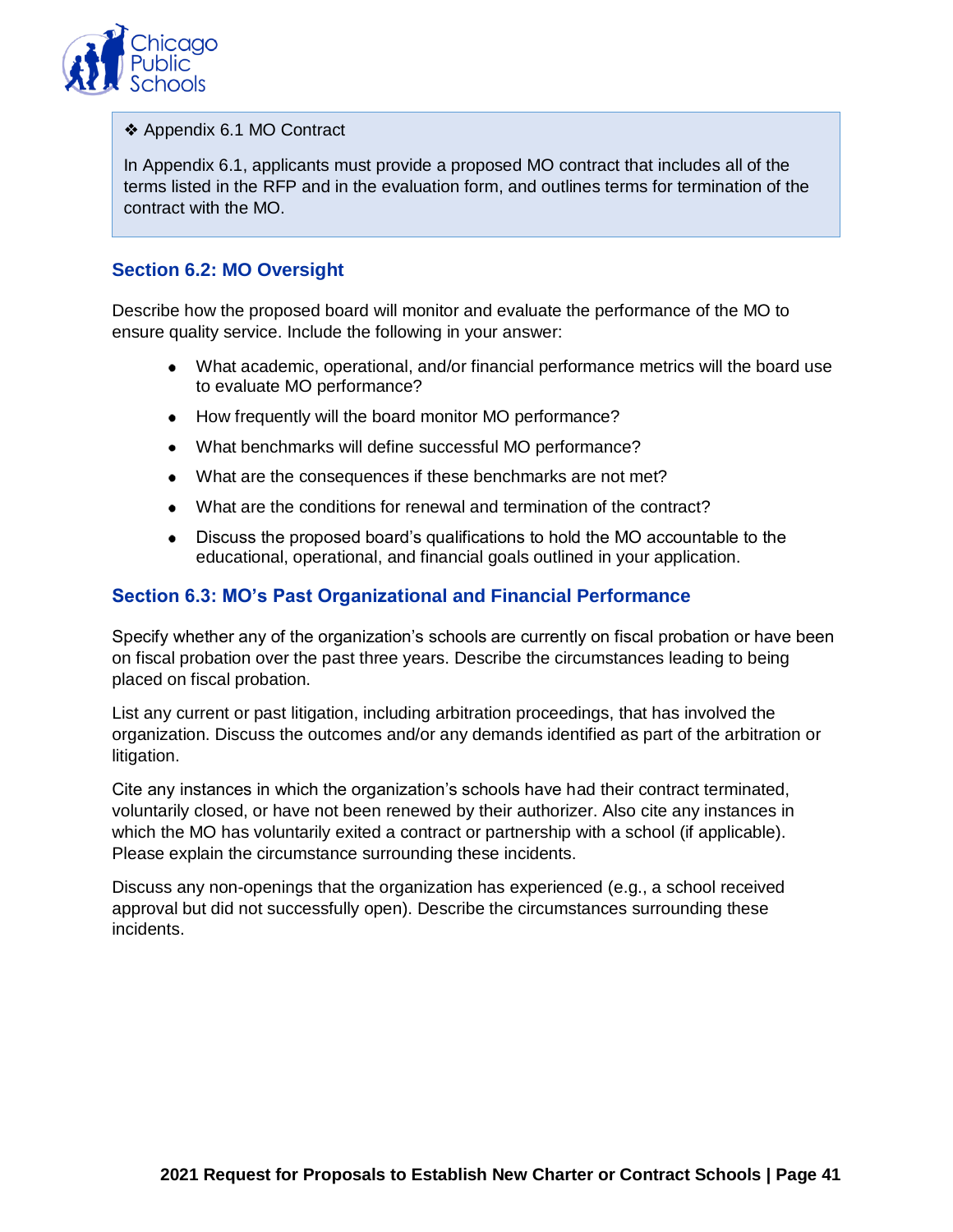❖ Appendix 6.1 MO Contract

In Appendix 6.1, applicants must provide a proposed MO contract that includes all of the terms listed in the RFP and in the evaluation form, and outlines terms for termination of the contract with the MO.

### Section 6.2: MO Oversight

Describe how the proposed board will monitor and evaluate the performance of the MO to ensure quality service. Include the following in your answer:

- What academic, operational, and/or financial performance metrics will the board use to evaluate MO performance?
- How frequently will the board monitor MO performance?
- What benchmarks will define successful MO performance?
- What are the consequences if these benchmarks are not met?
- What are the conditions for renewal and termination of the contract?
- Discuss the proposed board's qualifications to hold the MO accountable to the educational, operational, and financial goals outlined in your application.

### Section 6.3: MO's Past Organizational and Financial Performance

Specify whether any of the organization's schools are currently on fiscal probation or have been on fiscal probation over the past three years. Describe the circumstances leading to being placed on fiscal probation.

List any current or past litigation, including arbitration proceedings, that has involved the organization. Discuss the outcomes and/or any demands identified as part of the arbitration or litigation.

Cite any instances in which the organization's schools have had their contract terminated, voluntarily closed, or have not been renewed by their authorizer. Also cite any instances in which the MO has voluntarily exited a contract or partnership with a school (if applicable). Please explain the circumstance surrounding these incidents.

Discuss any non-openings that the organization has experienced (e.g., a school received approval but did not successfully open). Describe the circumstances surrounding these incidents.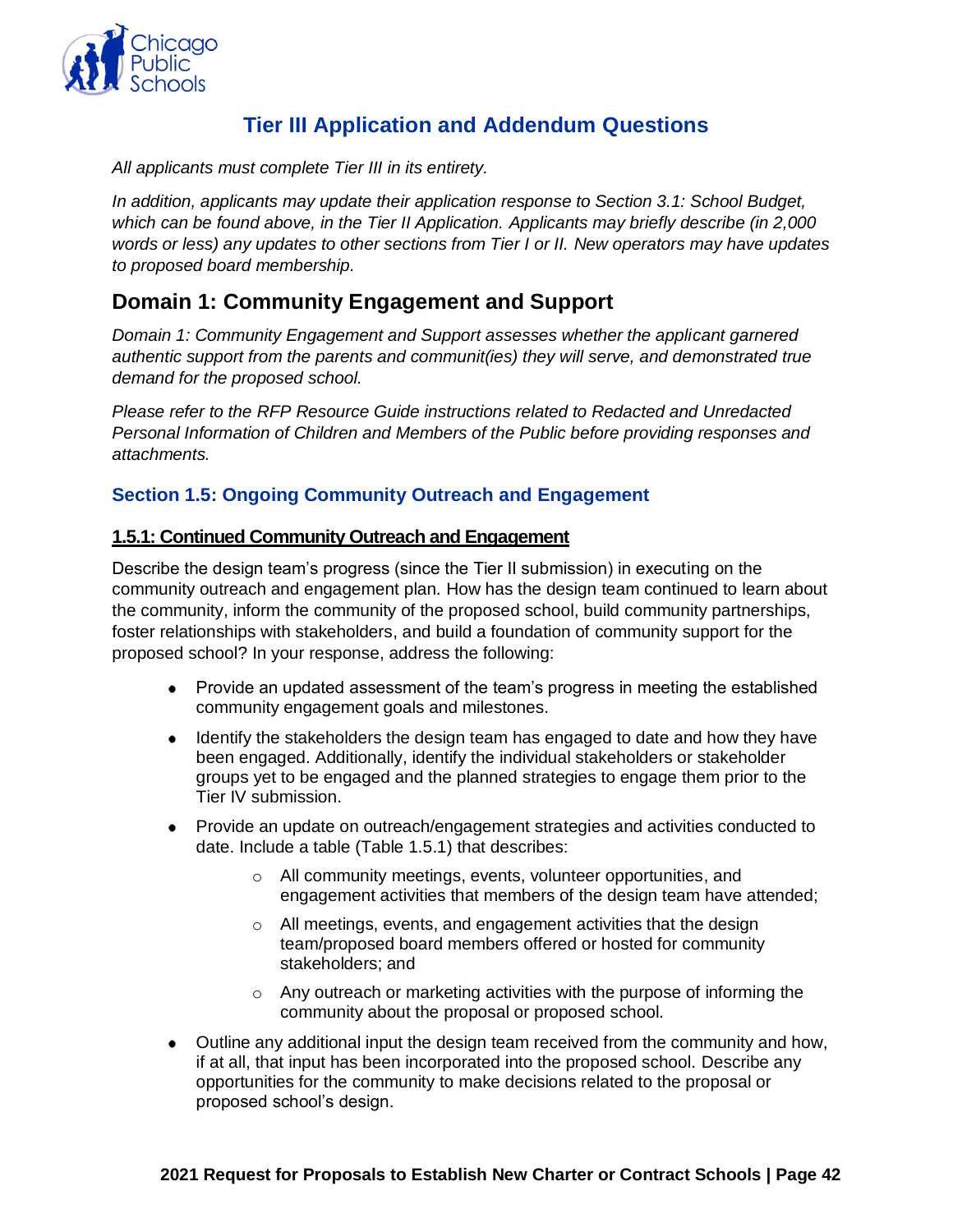# Tier III Application and Addendum Questions

*All applicants must complete Tier III in its entirety.*

*In addition, applicants may update their application response to Section 3.1: School Budget, which can be found above, in the Tier II Application. Applicants may briefly describe (in 2,000 words or less) any updates to other sections from Tier I or II. New operators may have updates to proposed board membership.*

## Domain 1: Community Engagement and Support

*Domain 1: Community Engagement and Support assesses whether the applicant garnered authentic support from the parents and communit(ies) they will serve, and demonstrated true demand for the proposed school.*

*Please refer to the RFP Resource Guide instructions related to Redacted and Unredacted Personal Information of Children and Members of the Public before providing responses and attachments.*

### Section 1.5: Ongoing Community Outreach and Engagement

#### 1.5.1: Continued Community Outreach and Engagement

Describe the design team's progress (since the Tier II submission) in executing on the community outreach and engagement plan. How has the design team continued to learn about the community, inform the community of the proposed school, build community partnerships, foster relationships with stakeholders, and build a foundation of community support for the proposed school? In your response, address the following:

- Provide an updated assessment of the team's progress in meeting the established community engagement goals and milestones.
- Identify the stakeholders the design team has engaged to date and how they have been engaged. Additionally, identify the individual stakeholders or stakeholder groups yet to be engaged and the planned strategies to engage them prior to the Tier IV submission.
- Provide an update on outreach/engagement strategies and activities conducted to date. Include a table (Table 1.5.1) that describes:
  - All community meetings, events, volunteer opportunities, and engagement activities that members of the design team have attended;
  - All meetings, events, and engagement activities that the design team/proposed board members offered or hosted for community stakeholders; and
  - Any outreach or marketing activities with the purpose of informing the community about the proposal or proposed school.
- Outline any additional input the design team received from the community and how, if at all, that input has been incorporated into the proposed school. Describe any opportunities for the community to make decisions related to the proposal or proposed school's design.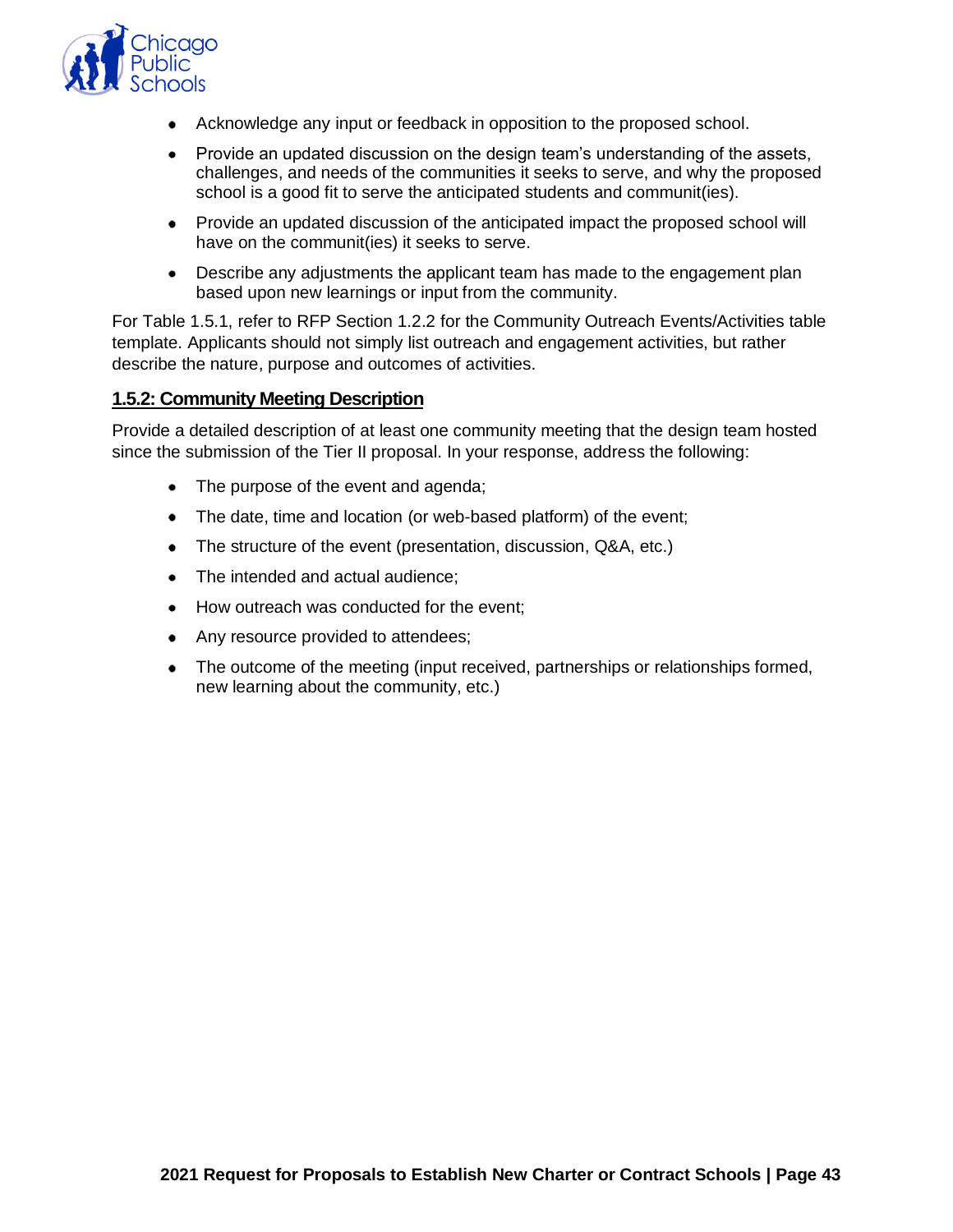- Acknowledge any input or feedback in opposition to the proposed school.
- Provide an updated discussion on the design team's understanding of the assets, challenges, and needs of the communities it seeks to serve, and why the proposed school is a good fit to serve the anticipated students and communit(ies).
- Provide an updated discussion of the anticipated impact the proposed school will have on the communit(ies) it seeks to serve.
- Describe any adjustments the applicant team has made to the engagement plan based upon new learnings or input from the community.

For Table 1.5.1, refer to RFP Section 1.2.2 for the Community Outreach Events/Activities table template. Applicants should not simply list outreach and engagement activities, but rather describe the nature, purpose and outcomes of activities.

### 1.5.2: Community Meeting Description

Provide a detailed description of at least one community meeting that the design team hosted since the submission of the Tier II proposal. In your response, address the following:

- The purpose of the event and agenda;
- The date, time and location (or web-based platform) of the event;
- The structure of the event (presentation, discussion, Q&A, etc.)
- The intended and actual audience;
- How outreach was conducted for the event;
- Any resource provided to attendees;
- The outcome of the meeting (input received, partnerships or relationships formed, new learning about the community, etc.)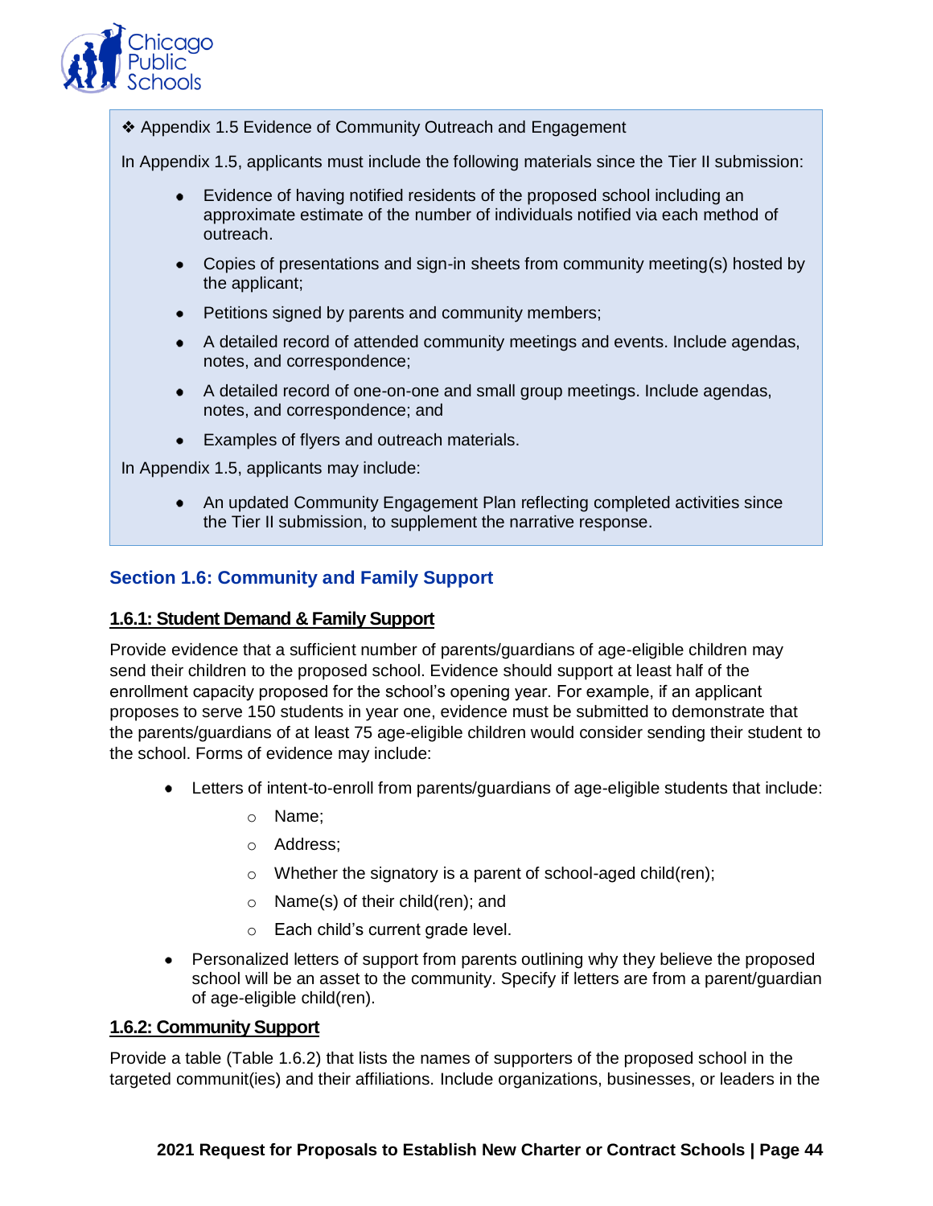❖ Appendix 1.5 Evidence of Community Outreach and Engagement

In Appendix 1.5, applicants must include the following materials since the Tier II submission:

- Evidence of having notified residents of the proposed school including an approximate estimate of the number of individuals notified via each method of outreach.
- Copies of presentations and sign-in sheets from community meeting(s) hosted by the applicant;
- Petitions signed by parents and community members;
- A detailed record of attended community meetings and events. Include agendas, notes, and correspondence;
- A detailed record of one-on-one and small group meetings. Include agendas, notes, and correspondence; and
- Examples of flyers and outreach materials.

In Appendix 1.5, applicants may include:

- An updated Community Engagement Plan reflecting completed activities since the Tier II submission, to supplement the narrative response.

## Section 1.6: Community and Family Support

### 1.6.1: Student Demand & Family Support

Provide evidence that a sufficient number of parents/guardians of age-eligible children may send their children to the proposed school. Evidence should support at least half of the enrollment capacity proposed for the school's opening year. For example, if an applicant proposes to serve 150 students in year one, evidence must be submitted to demonstrate that the parents/guardians of at least 75 age-eligible children would consider sending their student to the school. Forms of evidence may include:

- Letters of intent-to-enroll from parents/guardians of age-eligible students that include:
  - Name;
  - Address;
  - Whether the signatory is a parent of school-aged child(ren);
  - Name(s) of their child(ren); and
  - Each child's current grade level.
- Personalized letters of support from parents outlining why they believe the proposed school will be an asset to the community. Specify if letters are from a parent/guardian of age-eligible child(ren).

### 1.6.2: Community Support

Provide a table (Table 1.6.2) that lists the names of supporters of the proposed school in the targeted communit(ies) and their affiliations. Include organizations, businesses, or leaders in the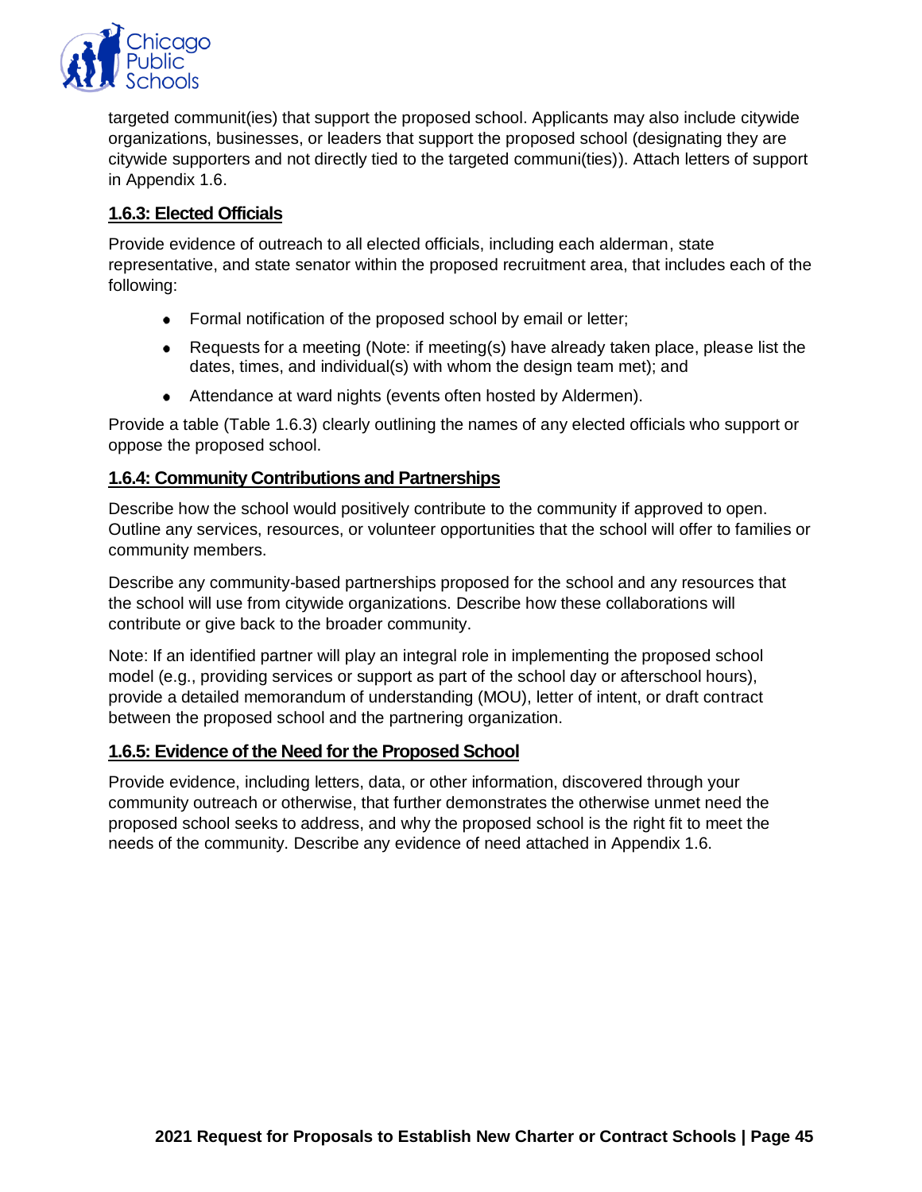targeted communit(ies) that support the proposed school. Applicants may also include citywide organizations, businesses, or leaders that support the proposed school (designating they are citywide supporters and not directly tied to the targeted communi(ties)). Attach letters of support in Appendix 1.6.

### 1.6.3: Elected Officials

Provide evidence of outreach to all elected officials, including each alderman, state representative, and state senator within the proposed recruitment area, that includes each of the following:

- Formal notification of the proposed school by email or letter;
- Requests for a meeting (Note: if meeting(s) have already taken place, please list the dates, times, and individual(s) with whom the design team met); and
- Attendance at ward nights (events often hosted by Aldermen).

Provide a table (Table 1.6.3) clearly outlining the names of any elected officials who support or oppose the proposed school.

### 1.6.4: Community Contributions and Partnerships

Describe how the school would positively contribute to the community if approved to open. Outline any services, resources, or volunteer opportunities that the school will offer to families or community members.

Describe any community-based partnerships proposed for the school and any resources that the school will use from citywide organizations. Describe how these collaborations will contribute or give back to the broader community.

Note: If an identified partner will play an integral role in implementing the proposed school model (e.g., providing services or support as part of the school day or afterschool hours), provide a detailed memorandum of understanding (MOU), letter of intent, or draft contract between the proposed school and the partnering organization.

### 1.6.5: Evidence of the Need for the Proposed School

Provide evidence, including letters, data, or other information, discovered through your community outreach or otherwise, that further demonstrates the otherwise unmet need the proposed school seeks to address, and why the proposed school is the right fit to meet the needs of the community. Describe any evidence of need attached in Appendix 1.6.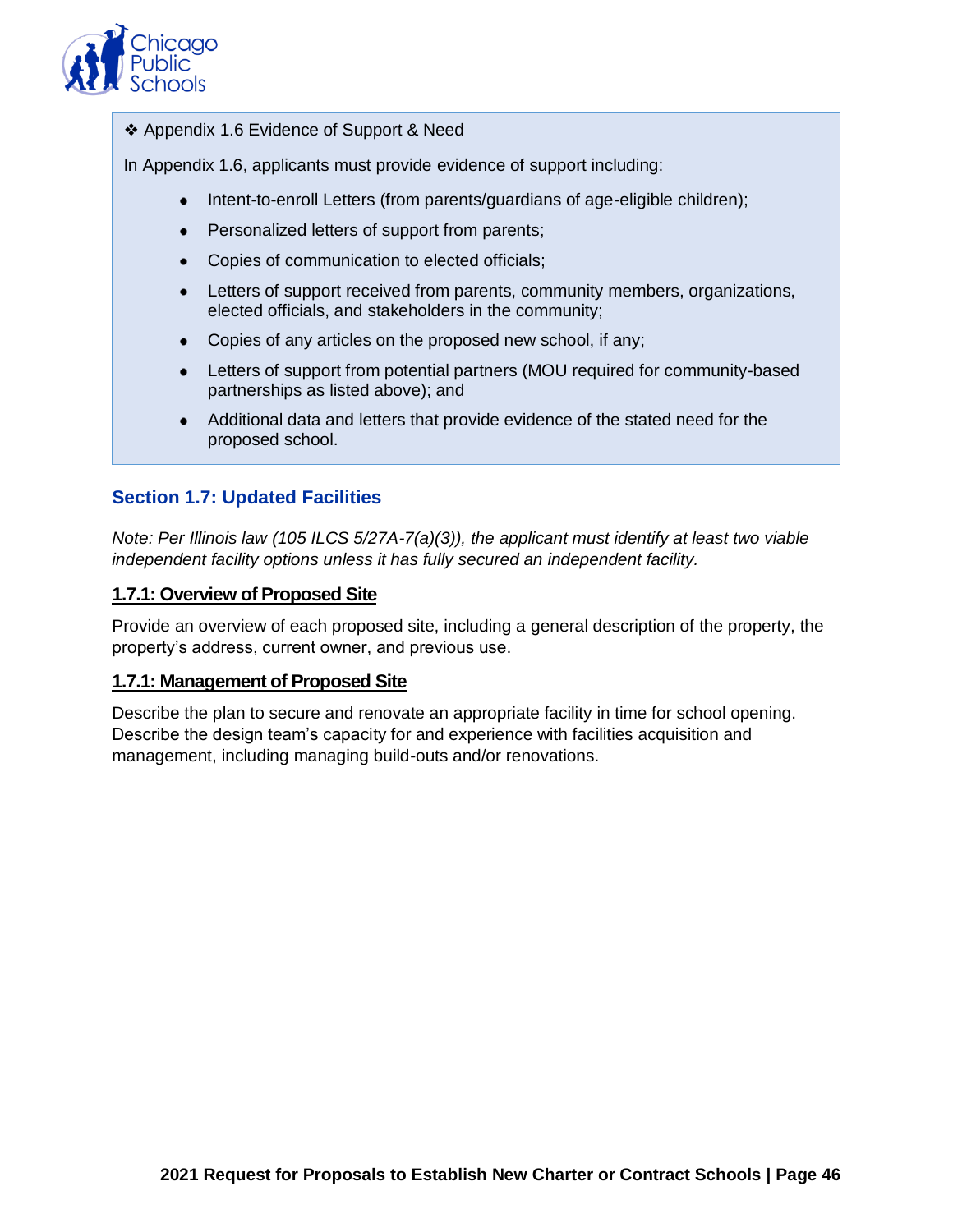❖ Appendix 1.6 Evidence of Support & Need

In Appendix 1.6, applicants must provide evidence of support including:

- Intent-to-enroll Letters (from parents/guardians of age-eligible children);
- Personalized letters of support from parents;
- Copies of communication to elected officials;
- Letters of support received from parents, community members, organizations, elected officials, and stakeholders in the community;
- Copies of any articles on the proposed new school, if any;
- Letters of support from potential partners (MOU required for community-based partnerships as listed above); and
- Additional data and letters that provide evidence of the stated need for the proposed school.

## Section 1.7: Updated Facilities

*Note: Per Illinois law (105 ILCS 5/27A-7(a)(3)), the applicant must identify at least two viable independent facility options unless it has fully secured an independent facility.*

### 1.7.1: Overview of Proposed Site

Provide an overview of each proposed site, including a general description of the property, the property's address, current owner, and previous use.

### 1.7.1: Management of Proposed Site

Describe the plan to secure and renovate an appropriate facility in time for school opening. Describe the design team's capacity for and experience with facilities acquisition and management, including managing build-outs and/or renovations.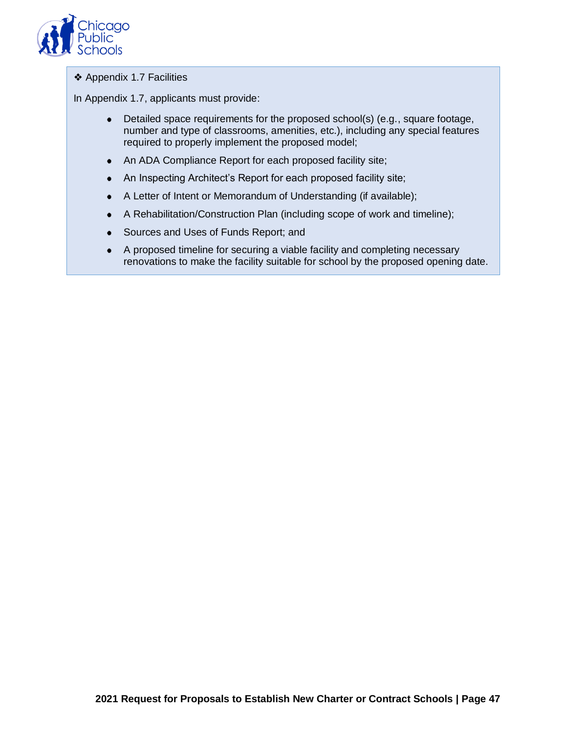❖ Appendix 1.7 Facilities

In Appendix 1.7, applicants must provide:

- Detailed space requirements for the proposed school(s) (e.g., square footage, number and type of classrooms, amenities, etc.), including any special features required to properly implement the proposed model;
- An ADA Compliance Report for each proposed facility site;
- An Inspecting Architect's Report for each proposed facility site;
- A Letter of Intent or Memorandum of Understanding (if available);
- A Rehabilitation/Construction Plan (including scope of work and timeline);
- Sources and Uses of Funds Report; and
- A proposed timeline for securing a viable facility and completing necessary renovations to make the facility suitable for school by the proposed opening date.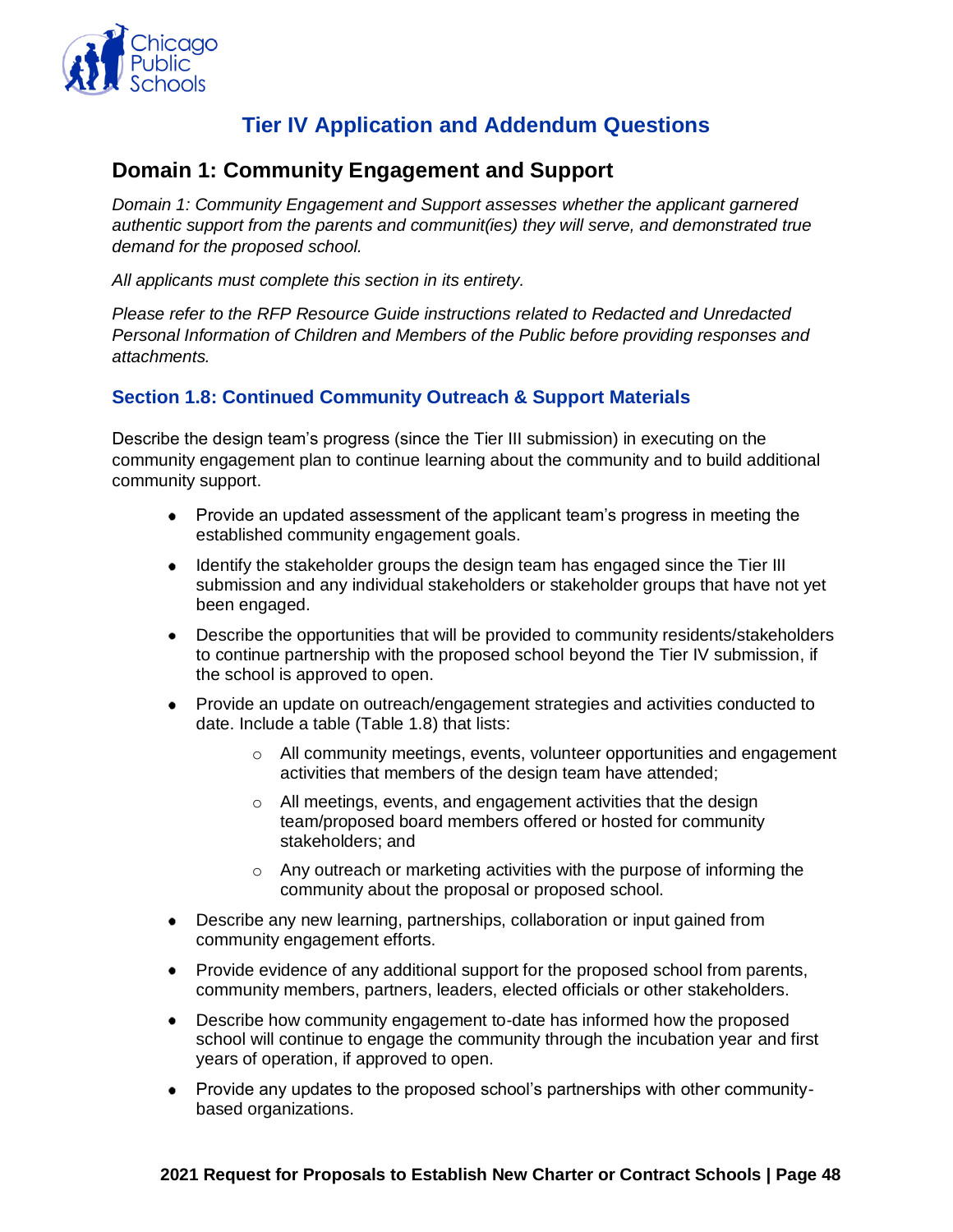# Tier IV Application and Addendum Questions

## Domain 1: Community Engagement and Support

*Domain 1: Community Engagement and Support assesses whether the applicant garnered authentic support from the parents and communit(ies) they will serve, and demonstrated true demand for the proposed school.*

*All applicants must complete this section in its entirety.*

*Please refer to the RFP Resource Guide instructions related to Redacted and Unredacted Personal Information of Children and Members of the Public before providing responses and attachments.*

### Section 1.8: Continued Community Outreach & Support Materials

Describe the design team's progress (since the Tier III submission) in executing on the community engagement plan to continue learning about the community and to build additional community support.

- Provide an updated assessment of the applicant team's progress in meeting the established community engagement goals.
- Identify the stakeholder groups the design team has engaged since the Tier III submission and any individual stakeholders or stakeholder groups that have not yet been engaged.
- Describe the opportunities that will be provided to community residents/stakeholders to continue partnership with the proposed school beyond the Tier IV submission, if the school is approved to open.
- Provide an update on outreach/engagement strategies and activities conducted to date. Include a table (Table 1.8) that lists:
  - All community meetings, events, volunteer opportunities and engagement activities that members of the design team have attended;
  - All meetings, events, and engagement activities that the design team/proposed board members offered or hosted for community stakeholders; and
  - Any outreach or marketing activities with the purpose of informing the community about the proposal or proposed school.
- Describe any new learning, partnerships, collaboration or input gained from community engagement efforts.
- Provide evidence of any additional support for the proposed school from parents, community members, partners, leaders, elected officials or other stakeholders.
- Describe how community engagement to-date has informed how the proposed school will continue to engage the community through the incubation year and first years of operation, if approved to open.
- Provide any updates to the proposed school's partnerships with other community-based organizations.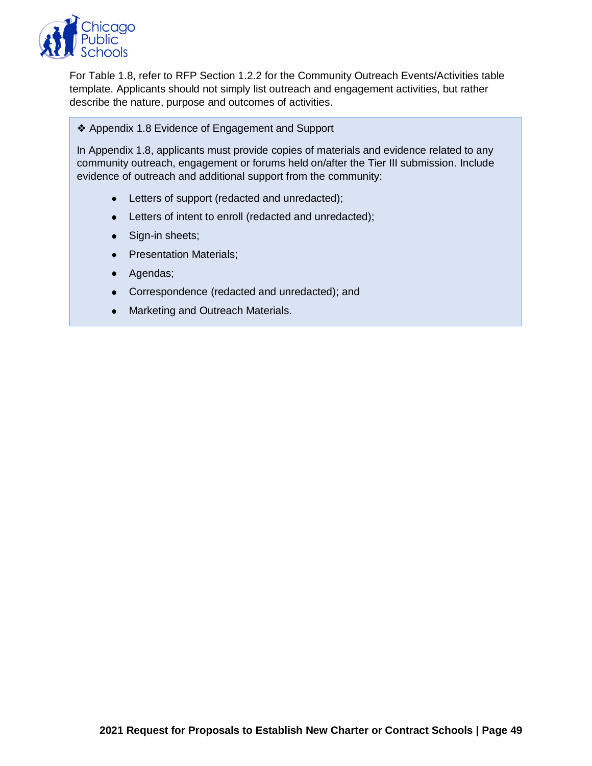For Table 1.8, refer to RFP Section 1.2.2 for the Community Outreach Events/Activities table template. Applicants should not simply list outreach and engagement activities, but rather describe the nature, purpose and outcomes of activities.

❖ Appendix 1.8 Evidence of Engagement and Support

In Appendix 1.8, applicants must provide copies of materials and evidence related to any community outreach, engagement or forums held on/after the Tier III submission. Include evidence of outreach and additional support from the community:

- Letters of support (redacted and unredacted);
- Letters of intent to enroll (redacted and unredacted);
- Sign-in sheets;
- Presentation Materials;
- Agendas;
- Correspondence (redacted and unredacted); and
- Marketing and Outreach Materials.